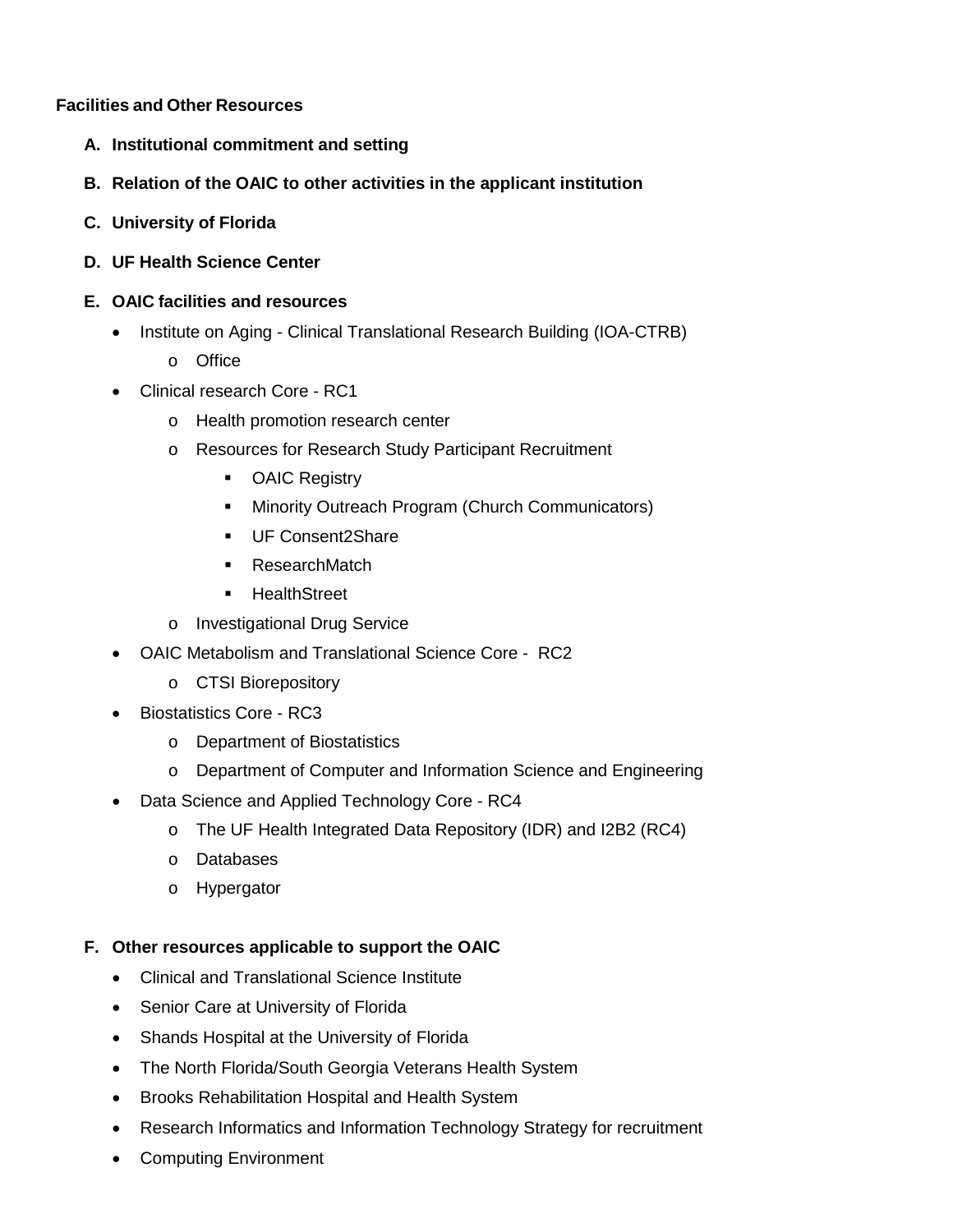**Facilities and Other Resources**

**A. Institutional commitment and setting**

**B. Relation of the OAIC to other activities in the applicant institution**

**C. University of Florida**

**D. UF Health Science Center**

**E. OAIC facilities and resources**

- Institute on Aging - Clinical Translational Research Building (IOA-CTRB)
  - Office
- Clinical research Core - RC1
  - Health promotion research center
  - Resources for Research Study Participant Recruitment
    - OAIC Registry
    - Minority Outreach Program (Church Communicators)
    - UF Consent2Share
    - ResearchMatch
    - HealthStreet
  - Investigational Drug Service
- OAIC Metabolism and Translational Science Core - RC2
  - CTSI Biorepository
- Biostatistics Core - RC3
  - Department of Biostatistics
  - Department of Computer and Information Science and Engineering
- Data Science and Applied Technology Core - RC4
  - The UF Health Integrated Data Repository (IDR) and I2B2 (RC4)
  - Databases
  - Hypergator

**F. Other resources applicable to support the OAIC**

- Clinical and Translational Science Institute
- Senior Care at University of Florida
- Shands Hospital at the University of Florida
- The North Florida/South Georgia Veterans Health System
- Brooks Rehabilitation Hospital and Health System
- Research Informatics and Information Technology Strategy for recruitment
- Computing Environment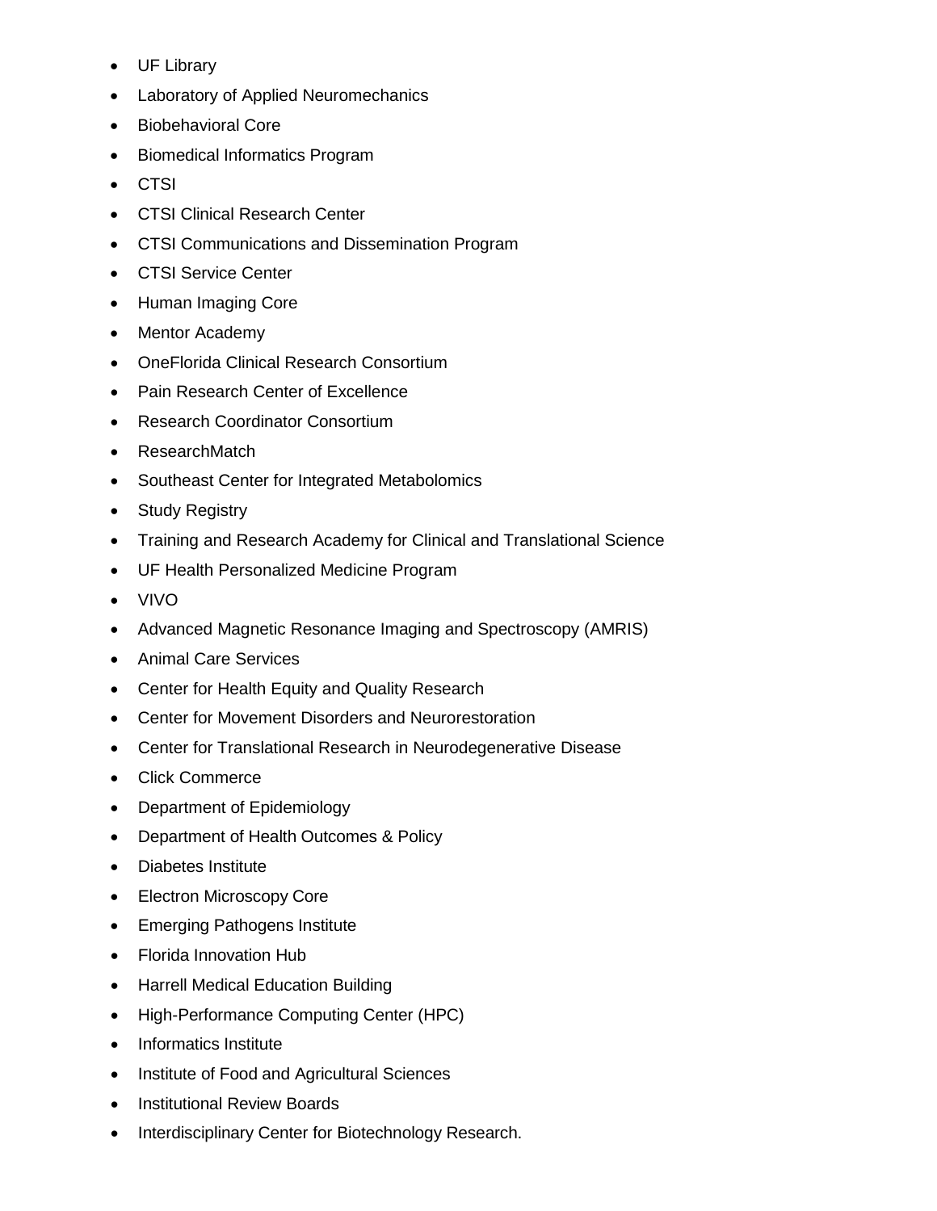- UF Library
- Laboratory of Applied Neuromechanics
- Biobehavioral Core
- Biomedical Informatics Program
- CTSI
- CTSI Clinical Research Center
- CTSI Communications and Dissemination Program
- CTSI Service Center
- Human Imaging Core
- Mentor Academy
- OneFlorida Clinical Research Consortium
- Pain Research Center of Excellence
- Research Coordinator Consortium
- ResearchMatch
- Southeast Center for Integrated Metabolomics
- Study Registry
- Training and Research Academy for Clinical and Translational Science
- UF Health Personalized Medicine Program
- VIVO
- Advanced Magnetic Resonance Imaging and Spectroscopy (AMRIS)
- Animal Care Services
- Center for Health Equity and Quality Research
- Center for Movement Disorders and Neurorestoration
- Center for Translational Research in Neurodegenerative Disease
- Click Commerce
- Department of Epidemiology
- Department of Health Outcomes & Policy
- Diabetes Institute
- Electron Microscopy Core
- Emerging Pathogens Institute
- Florida Innovation Hub
- Harrell Medical Education Building
- High-Performance Computing Center (HPC)
- Informatics Institute
- Institute of Food and Agricultural Sciences
- Institutional Review Boards
- Interdisciplinary Center for Biotechnology Research.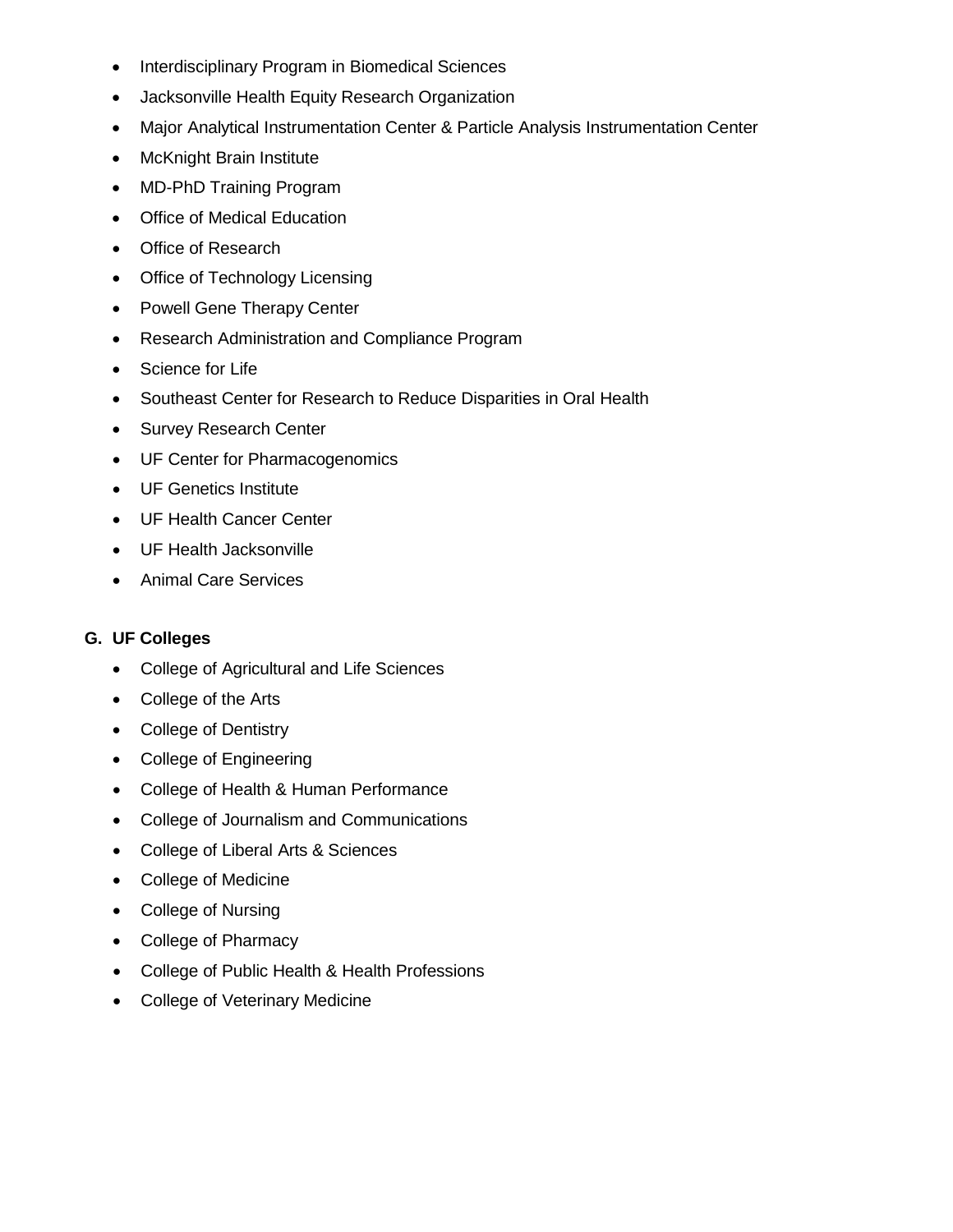- Interdisciplinary Program in Biomedical Sciences
- Jacksonville Health Equity Research Organization
- Major Analytical Instrumentation Center & Particle Analysis Instrumentation Center
- McKnight Brain Institute
- MD-PhD Training Program
- Office of Medical Education
- Office of Research
- Office of Technology Licensing
- Powell Gene Therapy Center
- Research Administration and Compliance Program
- Science for Life
- Southeast Center for Research to Reduce Disparities in Oral Health
- Survey Research Center
- UF Center for Pharmacogenomics
- UF Genetics Institute
- UF Health Cancer Center
- UF Health Jacksonville
- Animal Care Services

### G. UF Colleges

- College of Agricultural and Life Sciences
- College of the Arts
- College of Dentistry
- College of Engineering
- College of Health & Human Performance
- College of Journalism and Communications
- College of Liberal Arts & Sciences
- College of Medicine
- College of Nursing
- College of Pharmacy
- College of Public Health & Health Professions
- College of Veterinary Medicine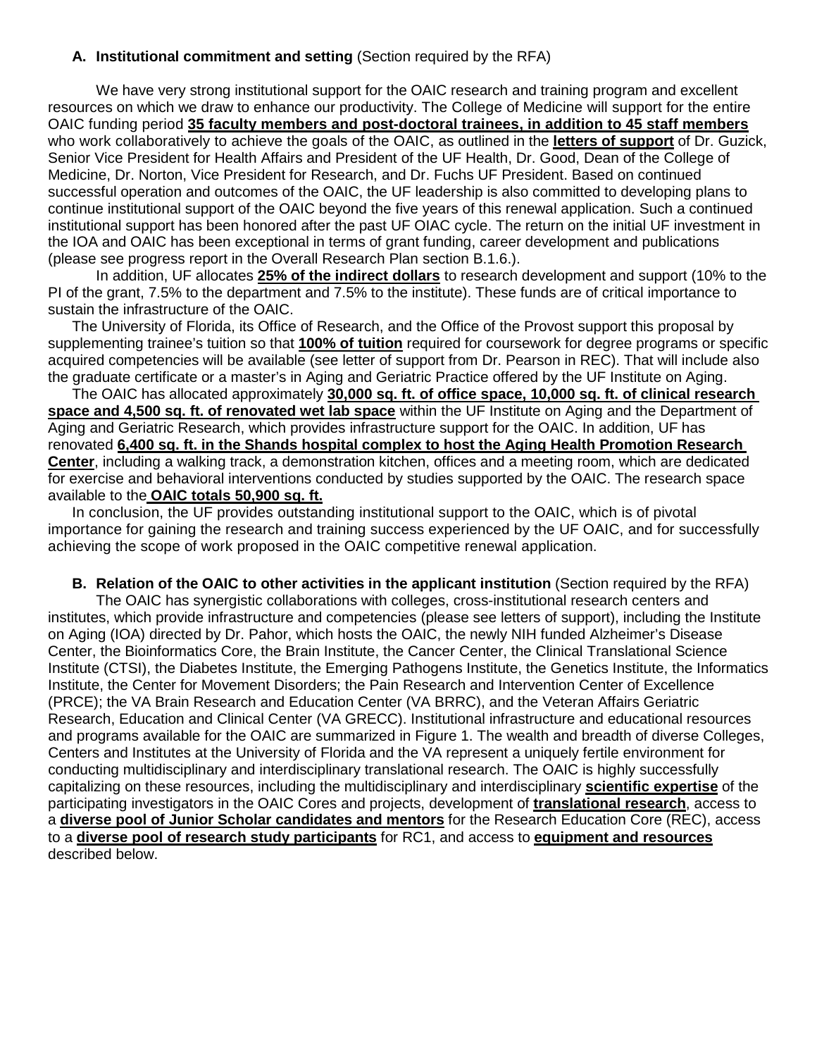**A. Institutional commitment and setting** (Section required by the RFA)

We have very strong institutional support for the OAIC research and training program and excellent resources on which we draw to enhance our productivity. The College of Medicine will support for the entire OAIC funding period **35 faculty members and post-doctoral trainees, in addition to 45 staff members** who work collaboratively to achieve the goals of the OAIC, as outlined in the **letters of support** of Dr. Guzick, Senior Vice President for Health Affairs and President of the UF Health, Dr. Good, Dean of the College of Medicine, Dr. Norton, Vice President for Research, and Dr. Fuchs UF President. Based on continued successful operation and outcomes of the OAIC, the UF leadership is also committed to developing plans to continue institutional support of the OAIC beyond the five years of this renewal application. Such a continued institutional support has been honored after the past UF OIAC cycle. The return on the initial UF investment in the IOA and OAIC has been exceptional in terms of grant funding, career development and publications (please see progress report in the Overall Research Plan section B.1.6.).

In addition, UF allocates **25% of the indirect dollars** to research development and support (10% to the PI of the grant, 7.5% to the department and 7.5% to the institute). These funds are of critical importance to sustain the infrastructure of the OAIC.

The University of Florida, its Office of Research, and the Office of the Provost support this proposal by supplementing trainee's tuition so that **100% of tuition** required for coursework for degree programs or specific acquired competencies will be available (see letter of support from Dr. Pearson in REC). That will include also the graduate certificate or a master's in Aging and Geriatric Practice offered by the UF Institute on Aging.

The OAIC has allocated approximately **30,000 sq. ft. of office space, 10,000 sq. ft. of clinical research space and 4,500 sq. ft. of renovated wet lab space** within the UF Institute on Aging and the Department of Aging and Geriatric Research, which provides infrastructure support for the OAIC. In addition, UF has renovated **6,400 sq. ft. in the Shands hospital complex to host the Aging Health Promotion Research Center**, including a walking track, a demonstration kitchen, offices and a meeting room, which are dedicated for exercise and behavioral interventions conducted by studies supported by the OAIC. The research space available to the **OAIC totals 50,900 sq. ft.**

In conclusion, the UF provides outstanding institutional support to the OAIC, which is of pivotal importance for gaining the research and training success experienced by the UF OAIC, and for successfully achieving the scope of work proposed in the OAIC competitive renewal application.

**B. Relation of the OAIC to other activities in the applicant institution** (Section required by the RFA)

The OAIC has synergistic collaborations with colleges, cross-institutional research centers and institutes, which provide infrastructure and competencies (please see letters of support), including the Institute on Aging (IOA) directed by Dr. Pahor, which hosts the OAIC, the newly NIH funded Alzheimer's Disease Center, the Bioinformatics Core, the Brain Institute, the Cancer Center, the Clinical Translational Science Institute (CTSI), the Diabetes Institute, the Emerging Pathogens Institute, the Genetics Institute, the Informatics Institute, the Center for Movement Disorders; the Pain Research and Intervention Center of Excellence (PRCE); the VA Brain Research and Education Center (VA BRRC), and the Veteran Affairs Geriatric Research, Education and Clinical Center (VA GRECC). Institutional infrastructure and educational resources and programs available for the OAIC are summarized in Figure 1. The wealth and breadth of diverse Colleges, Centers and Institutes at the University of Florida and the VA represent a uniquely fertile environment for conducting multidisciplinary and interdisciplinary translational research. The OAIC is highly successfully capitalizing on these resources, including the multidisciplinary and interdisciplinary **scientific expertise** of the participating investigators in the OAIC Cores and projects, development of **translational research**, access to a **diverse pool of Junior Scholar candidates and mentors** for the Research Education Core (REC), access to a **diverse pool of research study participants** for RC1, and access to **equipment and resources** described below.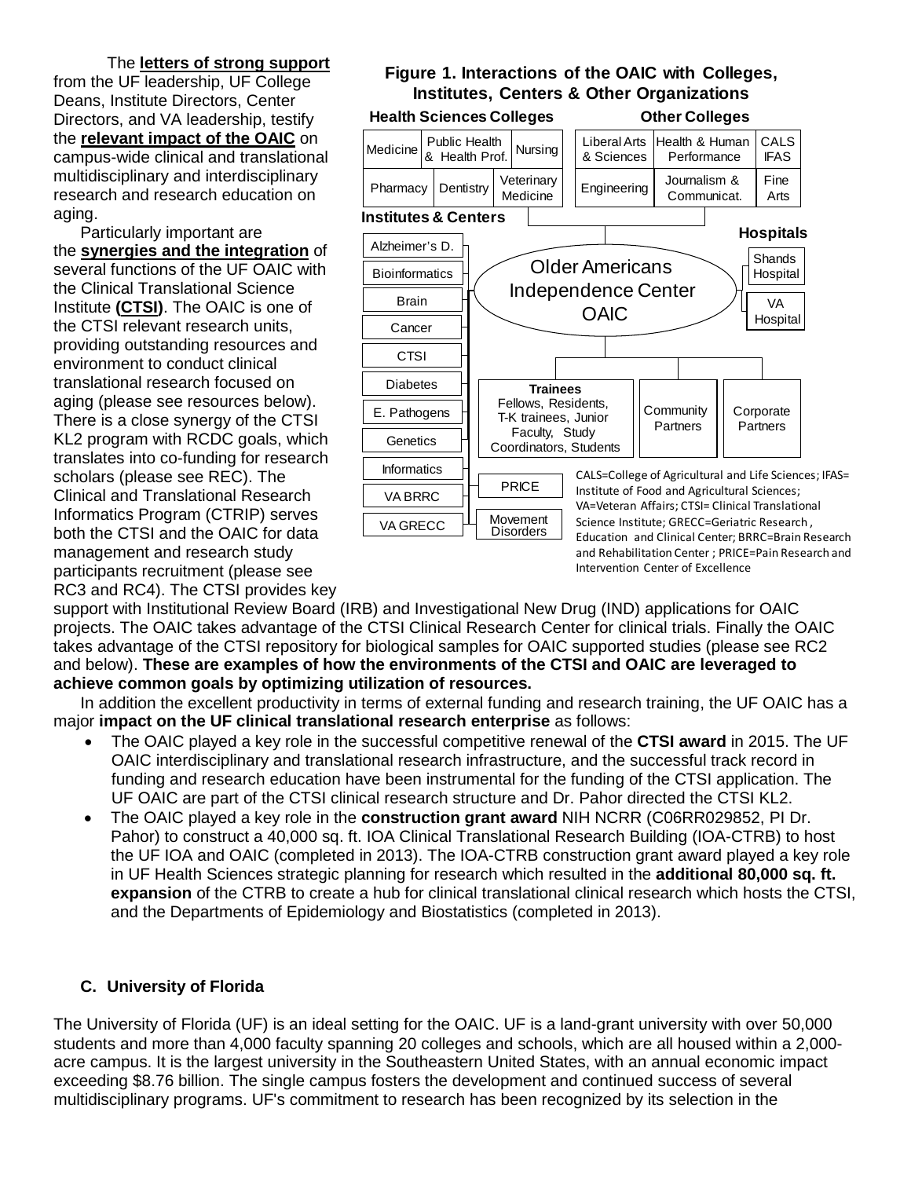The **letters of strong support** from the UF leadership, UF College Deans, Institute Directors, Center Directors, and VA leadership, testify the **relevant impact of the OAIC** on campus-wide clinical and translational multidisciplinary and interdisciplinary research and research education on aging.

Particularly important are the **synergies and the integration** of several functions of the UF OAIC with the Clinical Translational Science Institute **(CTSI)**. The OAIC is one of the CTSI relevant research units, providing outstanding resources and environment to conduct clinical translational research focused on aging (please see resources below). There is a close synergy of the CTSI KL2 program with RCDC goals, which translates into co-funding for research scholars (please see REC). The Clinical and Translational Research Informatics Program (CTRIP) serves both the CTSI and the OAIC for data management and research study participants recruitment (please see RC3 and RC4). The CTSI provides key support with Institutional Review Board (IRB) and Investigational New Drug (IND) applications for OAIC projects. The OAIC takes advantage of the CTSI Clinical Research Center for clinical trials. Finally the OAIC takes advantage of the CTSI repository for biological samples for OAIC supported studies (please see RC2 and below). **These are examples of how the environments of the CTSI and OAIC are leveraged to achieve common goals by optimizing utilization of resources.**

**Figure 1. Interactions of the OAIC with Colleges, Institutes, Centers & Other Organizations**

**Health Sciences Colleges:** Medicine; Public Health & Health Prof.; Nursing; Pharmacy; Dentistry; Veterinary Medicine

**Other Colleges:** Liberal Arts & Sciences; Health & Human Performance; CALS IFAS; Engineering; Journalism & Communicat.; Fine Arts

**Institutes & Centers:** Alzheimer's D.; Bioinformatics; Brain; Cancer; CTSI; Diabetes; E. Pathogens; Genetics; Informatics; VA BRRC; VA GRECC; PRICE; Movement Disorders

**Hospitals:** Shands Hospital; VA Hospital

Older Americans Independence Center OAIC

**Trainees:** Fellows, Residents, T-K trainees, Junior Faculty, Study Coordinators, Students

Community Partners; Corporate Partners

CALS=College of Agricultural and Life Sciences; IFAS= Institute of Food and Agricultural Sciences; VA=Veteran Affairs; CTSI= Clinical Translational Science Institute; GRECC=Geriatric Research, Education and Clinical Center; BRRC=Brain Research and Rehabilitation Center ; PRICE=Pain Research and Intervention Center of Excellence

In addition the excellent productivity in terms of external funding and research training, the UF OAIC has a major **impact on the UF clinical translational research enterprise** as follows:

- The OAIC played a key role in the successful competitive renewal of the **CTSI award** in 2015. The UF OAIC interdisciplinary and translational research infrastructure, and the successful track record in funding and research education have been instrumental for the funding of the CTSI application. The UF OAIC are part of the CTSI clinical research structure and Dr. Pahor directed the CTSI KL2.
- The OAIC played a key role in the **construction grant award** NIH NCRR (C06RR029852, PI Dr. Pahor) to construct a 40,000 sq. ft. IOA Clinical Translational Research Building (IOA-CTRB) to host the UF IOA and OAIC (completed in 2013). The IOA-CTRB construction grant award played a key role in UF Health Sciences strategic planning for research which resulted in the **additional 80,000 sq. ft. expansion** of the CTRB to create a hub for clinical translational clinical research which hosts the CTSI, and the Departments of Epidemiology and Biostatistics (completed in 2013).

### C. University of Florida

The University of Florida (UF) is an ideal setting for the OAIC. UF is a land-grant university with over 50,000 students and more than 4,000 faculty spanning 20 colleges and schools, which are all housed within a 2,000-acre campus. It is the largest university in the Southeastern United States, with an annual economic impact exceeding $8.76 billion. The single campus fosters the development and continued success of several multidisciplinary programs. UF's commitment to research has been recognized by its selection in the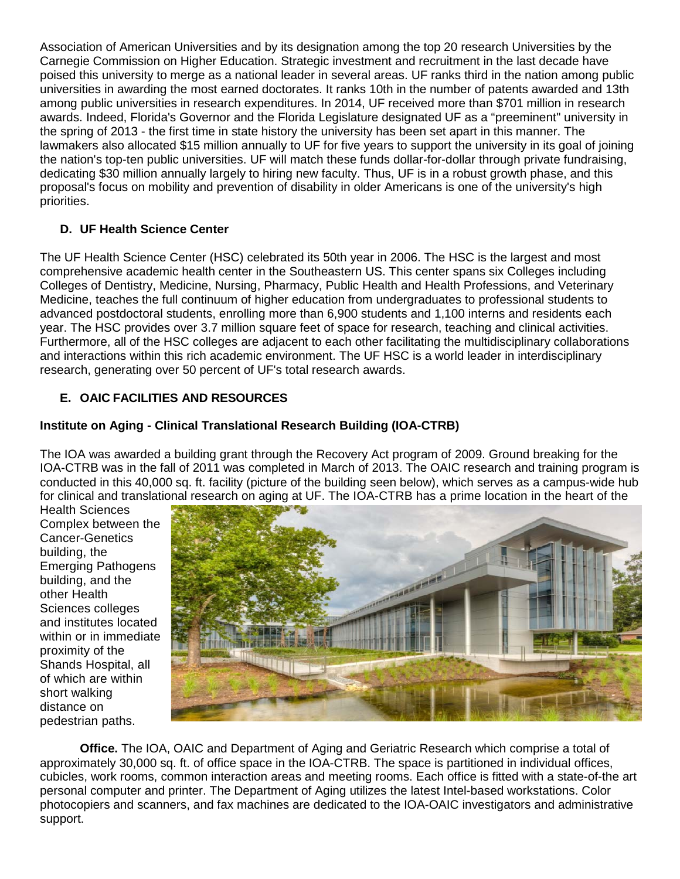Association of American Universities and by its designation among the top 20 research Universities by the Carnegie Commission on Higher Education. Strategic investment and recruitment in the last decade have poised this university to merge as a national leader in several areas. UF ranks third in the nation among public universities in awarding the most earned doctorates. It ranks 10th in the number of patents awarded and 13th among public universities in research expenditures. In 2014, UF received more than $701 million in research awards. Indeed, Florida's Governor and the Florida Legislature designated UF as a "preeminent" university in the spring of 2013 - the first time in state history the university has been set apart in this manner. The lawmakers also allocated $15 million annually to UF for five years to support the university in its goal of joining the nation's top-ten public universities. UF will match these funds dollar-for-dollar through private fundraising, dedicating $30 million annually largely to hiring new faculty. Thus, UF is in a robust growth phase, and this proposal's focus on mobility and prevention of disability in older Americans is one of the university's high priorities.

### D. UF Health Science Center

The UF Health Science Center (HSC) celebrated its 50th year in 2006. The HSC is the largest and most comprehensive academic health center in the Southeastern US. This center spans six Colleges including Colleges of Dentistry, Medicine, Nursing, Pharmacy, Public Health and Health Professions, and Veterinary Medicine, teaches the full continuum of higher education from undergraduates to professional students to advanced postdoctoral students, enrolling more than 6,900 students and 1,100 interns and residents each year. The HSC provides over 3.7 million square feet of space for research, teaching and clinical activities. Furthermore, all of the HSC colleges are adjacent to each other facilitating the multidisciplinary collaborations and interactions within this rich academic environment. The UF HSC is a world leader in interdisciplinary research, generating over 50 percent of UF's total research awards.

### E. OAIC FACILITIES AND RESOURCES

**Institute on Aging - Clinical Translational Research Building (IOA-CTRB)**

The IOA was awarded a building grant through the Recovery Act program of 2009. Ground breaking for the IOA-CTRB was in the fall of 2011 was completed in March of 2013. The OAIC research and training program is conducted in this 40,000 sq. ft. facility (picture of the building seen below), which serves as a campus-wide hub for clinical and translational research on aging at UF. The IOA-CTRB has a prime location in the heart of the Health Sciences Complex between the Cancer-Genetics building, the Emerging Pathogens building, and the other Health Sciences colleges and institutes located within or in immediate proximity of the Shands Hospital, all of which are within short walking distance on pedestrian paths.

**Office.** The IOA, OAIC and Department of Aging and Geriatric Research which comprise a total of approximately 30,000 sq. ft. of office space in the IOA-CTRB. The space is partitioned in individual offices, cubicles, work rooms, common interaction areas and meeting rooms. Each office is fitted with a state-of-the art personal computer and printer. The Department of Aging utilizes the latest Intel-based workstations. Color photocopiers and scanners, and fax machines are dedicated to the IOA-OAIC investigators and administrative support.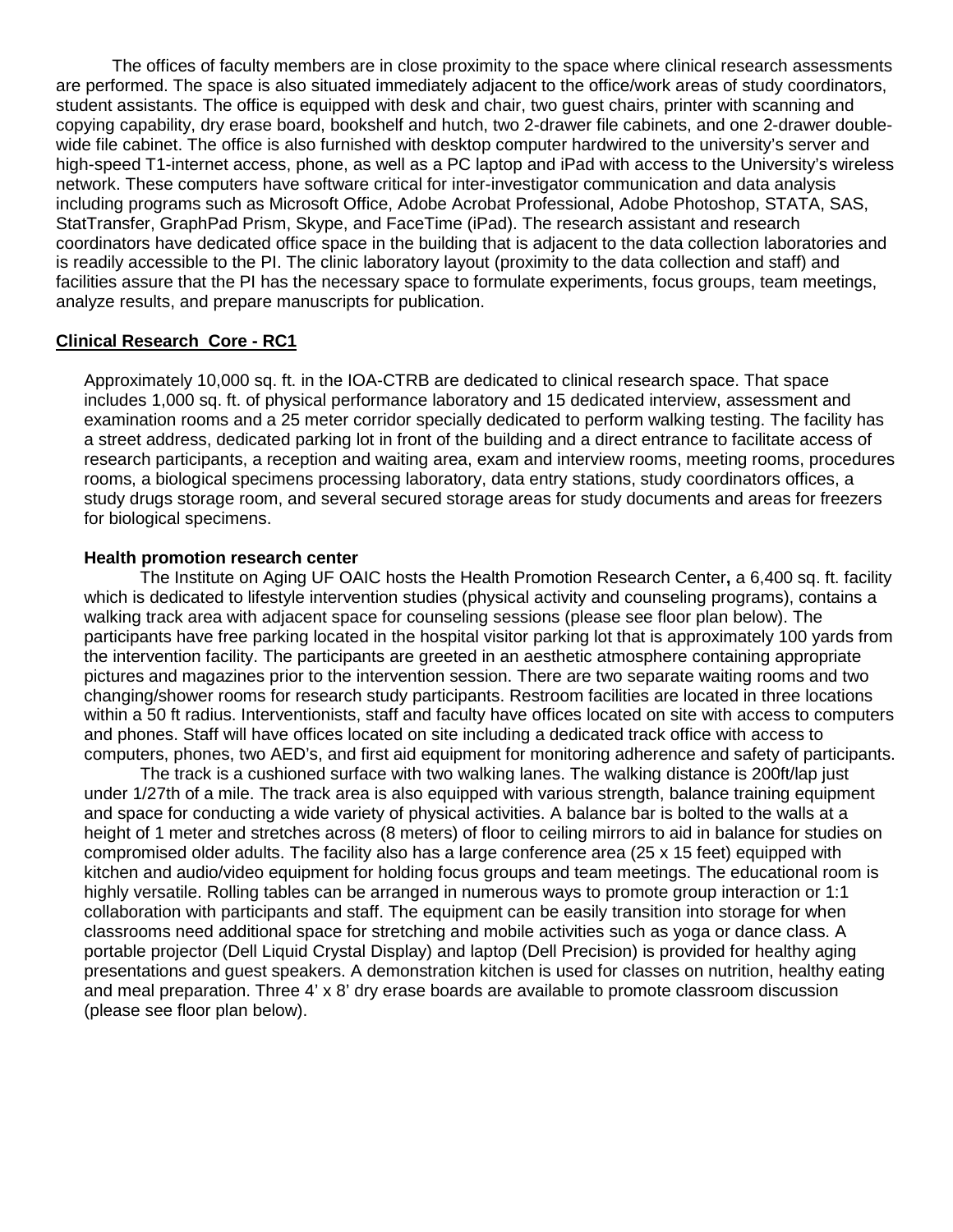The offices of faculty members are in close proximity to the space where clinical research assessments are performed. The space is also situated immediately adjacent to the office/work areas of study coordinators, student assistants. The office is equipped with desk and chair, two guest chairs, printer with scanning and copying capability, dry erase board, bookshelf and hutch, two 2-drawer file cabinets, and one 2-drawer double-wide file cabinet. The office is also furnished with desktop computer hardwired to the university's server and high-speed T1-internet access, phone, as well as a PC laptop and iPad with access to the University's wireless network. These computers have software critical for inter-investigator communication and data analysis including programs such as Microsoft Office, Adobe Acrobat Professional, Adobe Photoshop, STATA, SAS, StatTransfer, GraphPad Prism, Skype, and FaceTime (iPad). The research assistant and research coordinators have dedicated office space in the building that is adjacent to the data collection laboratories and is readily accessible to the PI. The clinic laboratory layout (proximity to the data collection and staff) and facilities assure that the PI has the necessary space to formulate experiments, focus groups, team meetings, analyze results, and prepare manuscripts for publication.

## Clinical Research Core - RC1

Approximately 10,000 sq. ft. in the IOA-CTRB are dedicated to clinical research space. That space includes 1,000 sq. ft. of physical performance laboratory and 15 dedicated interview, assessment and examination rooms and a 25 meter corridor specially dedicated to perform walking testing. The facility has a street address, dedicated parking lot in front of the building and a direct entrance to facilitate access of research participants, a reception and waiting area, exam and interview rooms, meeting rooms, procedures rooms, a biological specimens processing laboratory, data entry stations, study coordinators offices, a study drugs storage room, and several secured storage areas for study documents and areas for freezers for biological specimens.

### Health promotion research center

The Institute on Aging UF OAIC hosts the Health Promotion Research Center**,** a 6,400 sq. ft. facility which is dedicated to lifestyle intervention studies (physical activity and counseling programs), contains a walking track area with adjacent space for counseling sessions (please see floor plan below). The participants have free parking located in the hospital visitor parking lot that is approximately 100 yards from the intervention facility. The participants are greeted in an aesthetic atmosphere containing appropriate pictures and magazines prior to the intervention session. There are two separate waiting rooms and two changing/shower rooms for research study participants. Restroom facilities are located in three locations within a 50 ft radius. Interventionists, staff and faculty have offices located on site with access to computers and phones. Staff will have offices located on site including a dedicated track office with access to computers, phones, two AED's, and first aid equipment for monitoring adherence and safety of participants.

The track is a cushioned surface with two walking lanes. The walking distance is 200ft/lap just under 1/27th of a mile. The track area is also equipped with various strength, balance training equipment and space for conducting a wide variety of physical activities. A balance bar is bolted to the walls at a height of 1 meter and stretches across (8 meters) of floor to ceiling mirrors to aid in balance for studies on compromised older adults. The facility also has a large conference area (25 x 15 feet) equipped with kitchen and audio/video equipment for holding focus groups and team meetings. The educational room is highly versatile. Rolling tables can be arranged in numerous ways to promote group interaction or 1:1 collaboration with participants and staff. The equipment can be easily transition into storage for when classrooms need additional space for stretching and mobile activities such as yoga or dance class. A portable projector (Dell Liquid Crystal Display) and laptop (Dell Precision) is provided for healthy aging presentations and guest speakers. A demonstration kitchen is used for classes on nutrition, healthy eating and meal preparation. Three 4' x 8' dry erase boards are available to promote classroom discussion (please see floor plan below).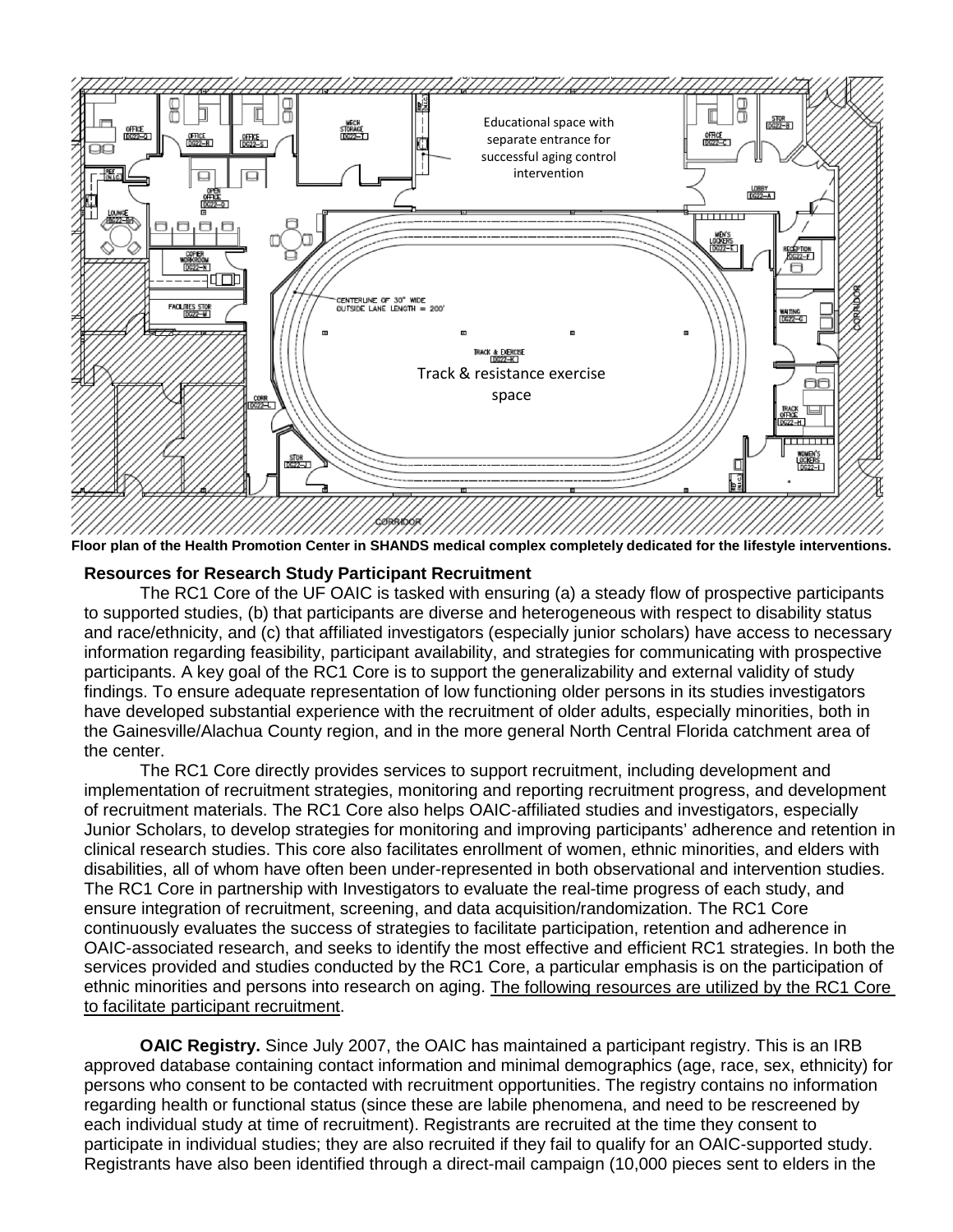**Floor plan of the Health Promotion Center in SHANDS medical complex completely dedicated for the lifestyle interventions.**

## Resources for Research Study Participant Recruitment

The RC1 Core of the UF OAIC is tasked with ensuring (a) a steady flow of prospective participants to supported studies, (b) that participants are diverse and heterogeneous with respect to disability status and race/ethnicity, and (c) that affiliated investigators (especially junior scholars) have access to necessary information regarding feasibility, participant availability, and strategies for communicating with prospective participants. A key goal of the RC1 Core is to support the generalizability and external validity of study findings. To ensure adequate representation of low functioning older persons in its studies investigators have developed substantial experience with the recruitment of older adults, especially minorities, both in the Gainesville/Alachua County region, and in the more general North Central Florida catchment area of the center.

The RC1 Core directly provides services to support recruitment, including development and implementation of recruitment strategies, monitoring and reporting recruitment progress, and development of recruitment materials. The RC1 Core also helps OAIC-affiliated studies and investigators, especially Junior Scholars, to develop strategies for monitoring and improving participants' adherence and retention in clinical research studies. This core also facilitates enrollment of women, ethnic minorities, and elders with disabilities, all of whom have often been under-represented in both observational and intervention studies. The RC1 Core in partnership with Investigators to evaluate the real-time progress of each study, and ensure integration of recruitment, screening, and data acquisition/randomization. The RC1 Core continuously evaluates the success of strategies to facilitate participation, retention and adherence in OAIC-associated research, and seeks to identify the most effective and efficient RC1 strategies. In both the services provided and studies conducted by the RC1 Core, a particular emphasis is on the participation of ethnic minorities and persons into research on aging. The following resources are utilized by the RC1 Core to facilitate participant recruitment.

**OAIC Registry.** Since July 2007, the OAIC has maintained a participant registry. This is an IRB approved database containing contact information and minimal demographics (age, race, sex, ethnicity) for persons who consent to be contacted with recruitment opportunities. The registry contains no information regarding health or functional status (since these are labile phenomena, and need to be rescreened by each individual study at time of recruitment). Registrants are recruited at the time they consent to participate in individual studies; they are also recruited if they fail to qualify for an OAIC-supported study. Registrants have also been identified through a direct-mail campaign (10,000 pieces sent to elders in the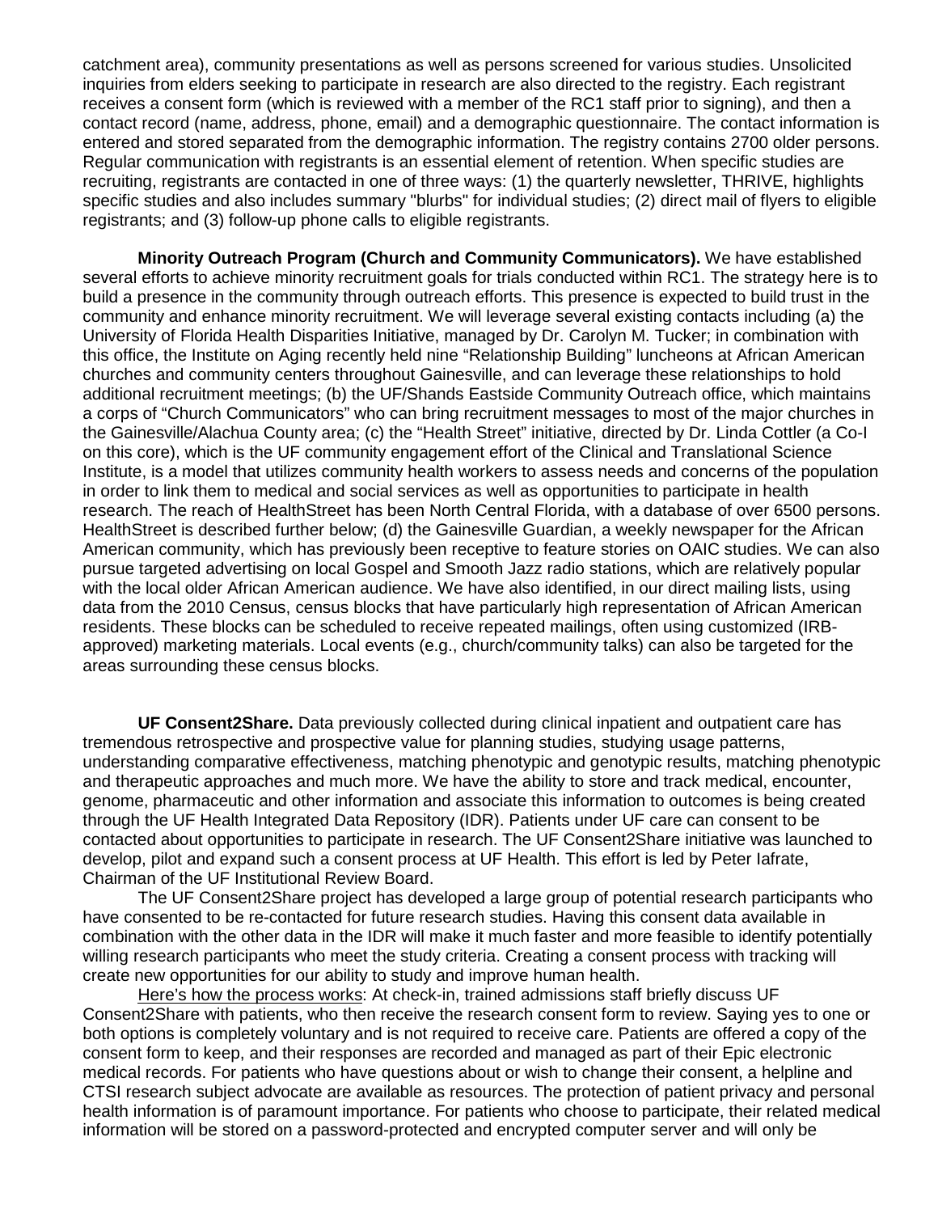catchment area), community presentations as well as persons screened for various studies. Unsolicited inquiries from elders seeking to participate in research are also directed to the registry. Each registrant receives a consent form (which is reviewed with a member of the RC1 staff prior to signing), and then a contact record (name, address, phone, email) and a demographic questionnaire. The contact information is entered and stored separated from the demographic information. The registry contains 2700 older persons. Regular communication with registrants is an essential element of retention. When specific studies are recruiting, registrants are contacted in one of three ways: (1) the quarterly newsletter, THRIVE, highlights specific studies and also includes summary "blurbs" for individual studies; (2) direct mail of flyers to eligible registrants; and (3) follow-up phone calls to eligible registrants.

**Minority Outreach Program (Church and Community Communicators).** We have established several efforts to achieve minority recruitment goals for trials conducted within RC1. The strategy here is to build a presence in the community through outreach efforts. This presence is expected to build trust in the community and enhance minority recruitment. We will leverage several existing contacts including (a) the University of Florida Health Disparities Initiative, managed by Dr. Carolyn M. Tucker; in combination with this office, the Institute on Aging recently held nine "Relationship Building" luncheons at African American churches and community centers throughout Gainesville, and can leverage these relationships to hold additional recruitment meetings; (b) the UF/Shands Eastside Community Outreach office, which maintains a corps of "Church Communicators" who can bring recruitment messages to most of the major churches in the Gainesville/Alachua County area; (c) the "Health Street" initiative, directed by Dr. Linda Cottler (a Co-I on this core), which is the UF community engagement effort of the Clinical and Translational Science Institute, is a model that utilizes community health workers to assess needs and concerns of the population in order to link them to medical and social services as well as opportunities to participate in health research. The reach of HealthStreet has been North Central Florida, with a database of over 6500 persons. HealthStreet is described further below; (d) the Gainesville Guardian, a weekly newspaper for the African American community, which has previously been receptive to feature stories on OAIC studies. We can also pursue targeted advertising on local Gospel and Smooth Jazz radio stations, which are relatively popular with the local older African American audience. We have also identified, in our direct mailing lists, using data from the 2010 Census, census blocks that have particularly high representation of African American residents. These blocks can be scheduled to receive repeated mailings, often using customized (IRB-approved) marketing materials. Local events (e.g., church/community talks) can also be targeted for the areas surrounding these census blocks.

**UF Consent2Share.** Data previously collected during clinical inpatient and outpatient care has tremendous retrospective and prospective value for planning studies, studying usage patterns, understanding comparative effectiveness, matching phenotypic and genotypic results, matching phenotypic and therapeutic approaches and much more. We have the ability to store and track medical, encounter, genome, pharmaceutic and other information and associate this information to outcomes is being created through the UF Health Integrated Data Repository (IDR). Patients under UF care can consent to be contacted about opportunities to participate in research. The UF Consent2Share initiative was launched to develop, pilot and expand such a consent process at UF Health. This effort is led by Peter Iafrate, Chairman of the UF Institutional Review Board.

The UF Consent2Share project has developed a large group of potential research participants who have consented to be re-contacted for future research studies. Having this consent data available in combination with the other data in the IDR will make it much faster and more feasible to identify potentially willing research participants who meet the study criteria. Creating a consent process with tracking will create new opportunities for our ability to study and improve human health.

Here's how the process works: At check-in, trained admissions staff briefly discuss UF Consent2Share with patients, who then receive the research consent form to review. Saying yes to one or both options is completely voluntary and is not required to receive care. Patients are offered a copy of the consent form to keep, and their responses are recorded and managed as part of their Epic electronic medical records. For patients who have questions about or wish to change their consent, a helpline and CTSI research subject advocate are available as resources. The protection of patient privacy and personal health information is of paramount importance. For patients who choose to participate, their related medical information will be stored on a password-protected and encrypted computer server and will only be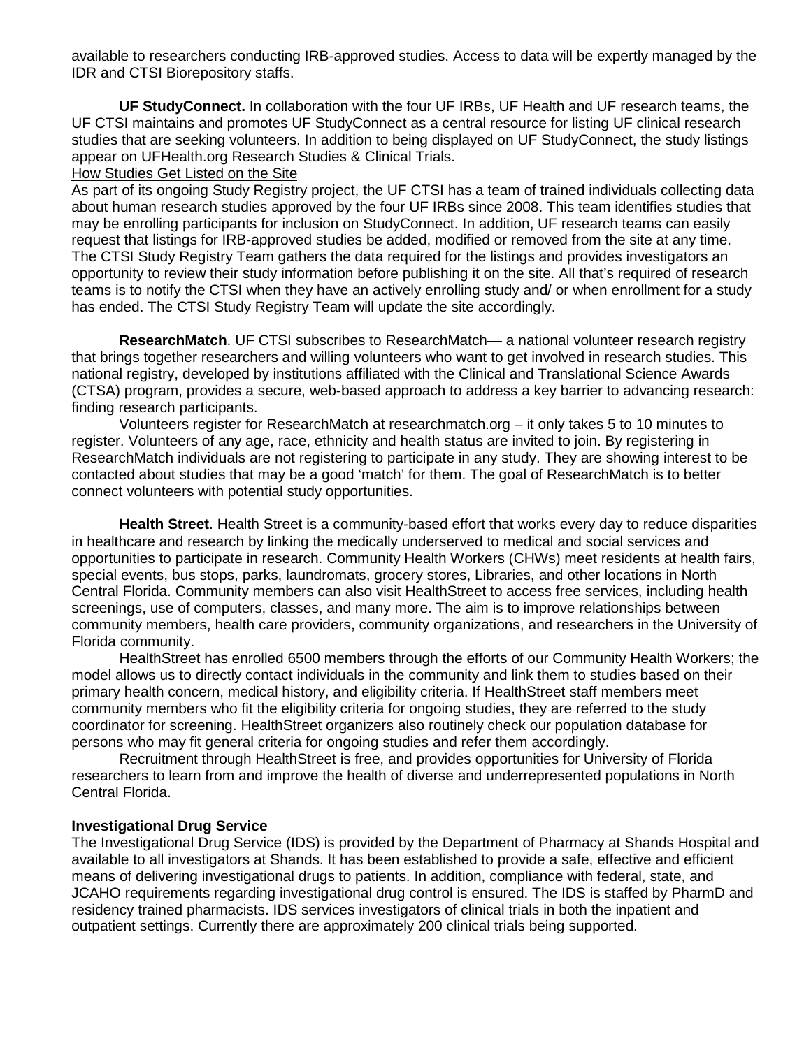available to researchers conducting IRB-approved studies. Access to data will be expertly managed by the IDR and CTSI Biorepository staffs.

**UF StudyConnect.** In collaboration with the four UF IRBs, UF Health and UF research teams, the UF CTSI maintains and promotes UF StudyConnect as a central resource for listing UF clinical research studies that are seeking volunteers. In addition to being displayed on UF StudyConnect, the study listings appear on UFHealth.org Research Studies & Clinical Trials.

<u>How Studies Get Listed on the Site</u>

As part of its ongoing Study Registry project, the UF CTSI has a team of trained individuals collecting data about human research studies approved by the four UF IRBs since 2008. This team identifies studies that may be enrolling participants for inclusion on StudyConnect. In addition, UF research teams can easily request that listings for IRB-approved studies be added, modified or removed from the site at any time. The CTSI Study Registry Team gathers the data required for the listings and provides investigators an opportunity to review their study information before publishing it on the site. All that's required of research teams is to notify the CTSI when they have an actively enrolling study and/ or when enrollment for a study has ended. The CTSI Study Registry Team will update the site accordingly.

**ResearchMatch**. UF CTSI subscribes to ResearchMatch— a national volunteer research registry that brings together researchers and willing volunteers who want to get involved in research studies. This national registry, developed by institutions affiliated with the Clinical and Translational Science Awards (CTSA) program, provides a secure, web-based approach to address a key barrier to advancing research: finding research participants.

Volunteers register for ResearchMatch at researchmatch.org – it only takes 5 to 10 minutes to register. Volunteers of any age, race, ethnicity and health status are invited to join. By registering in ResearchMatch individuals are not registering to participate in any study. They are showing interest to be contacted about studies that may be a good 'match' for them. The goal of ResearchMatch is to better connect volunteers with potential study opportunities.

**Health Street**. Health Street is a community-based effort that works every day to reduce disparities in healthcare and research by linking the medically underserved to medical and social services and opportunities to participate in research. Community Health Workers (CHWs) meet residents at health fairs, special events, bus stops, parks, laundromats, grocery stores, Libraries, and other locations in North Central Florida. Community members can also visit HealthStreet to access free services, including health screenings, use of computers, classes, and many more. The aim is to improve relationships between community members, health care providers, community organizations, and researchers in the University of Florida community.

HealthStreet has enrolled 6500 members through the efforts of our Community Health Workers; the model allows us to directly contact individuals in the community and link them to studies based on their primary health concern, medical history, and eligibility criteria. If HealthStreet staff members meet community members who fit the eligibility criteria for ongoing studies, they are referred to the study coordinator for screening. HealthStreet organizers also routinely check our population database for persons who may fit general criteria for ongoing studies and refer them accordingly.

Recruitment through HealthStreet is free, and provides opportunities for University of Florida researchers to learn from and improve the health of diverse and underrepresented populations in North Central Florida.

**Investigational Drug Service**

The Investigational Drug Service (IDS) is provided by the Department of Pharmacy at Shands Hospital and available to all investigators at Shands. It has been established to provide a safe, effective and efficient means of delivering investigational drugs to patients. In addition, compliance with federal, state, and JCAHO requirements regarding investigational drug control is ensured. The IDS is staffed by PharmD and residency trained pharmacists. IDS services investigators of clinical trials in both the inpatient and outpatient settings. Currently there are approximately 200 clinical trials being supported.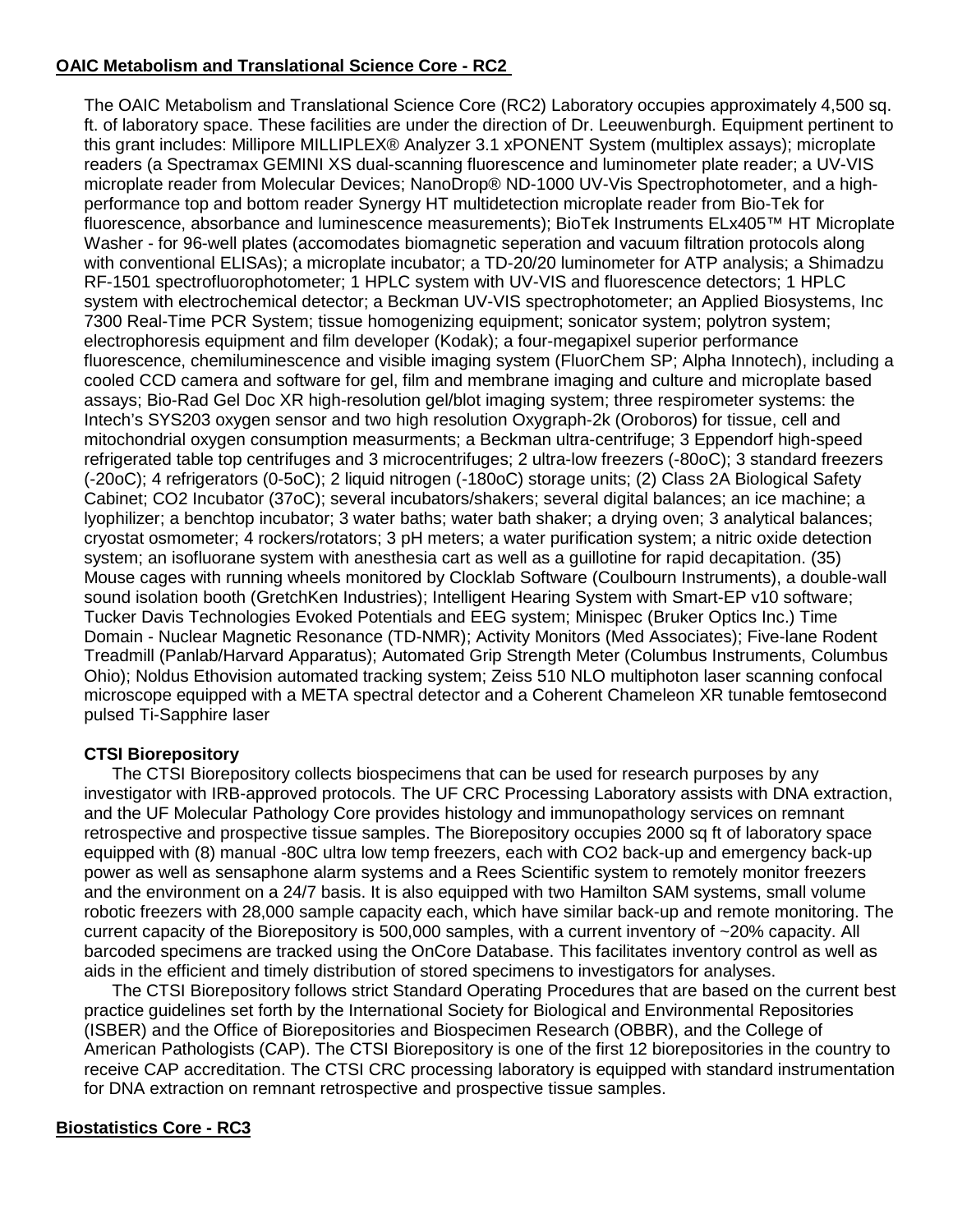## OAIC Metabolism and Translational Science Core - RC2

The OAIC Metabolism and Translational Science Core (RC2) Laboratory occupies approximately 4,500 sq. ft. of laboratory space. These facilities are under the direction of Dr. Leeuwenburgh. Equipment pertinent to this grant includes: Millipore MILLIPLEX® Analyzer 3.1 xPONENT System (multiplex assays); microplate readers (a Spectramax GEMINI XS dual-scanning fluorescence and luminometer plate reader; a UV-VIS microplate reader from Molecular Devices; NanoDrop® ND-1000 UV-Vis Spectrophotometer, and a high-performance top and bottom reader Synergy HT multidetection microplate reader from Bio-Tek for fluorescence, absorbance and luminescence measurements); BioTek Instruments ELx405™ HT Microplate Washer - for 96-well plates (accomodates biomagnetic seperation and vacuum filtration protocols along with conventional ELISAs); a microplate incubator; a TD-20/20 luminometer for ATP analysis; a Shimadzu RF-1501 spectrofluorophotometer; 1 HPLC system with UV-VIS and fluorescence detectors; 1 HPLC system with electrochemical detector; a Beckman UV-VIS spectrophotometer; an Applied Biosystems, Inc 7300 Real-Time PCR System; tissue homogenizing equipment; sonicator system; polytron system; electrophoresis equipment and film developer (Kodak); a four-megapixel superior performance fluorescence, chemiluminescence and visible imaging system (FluorChem SP; Alpha Innotech), including a cooled CCD camera and software for gel, film and membrane imaging and culture and microplate based assays; Bio-Rad Gel Doc XR high-resolution gel/blot imaging system; three respirometer systems: the Intech's SYS203 oxygen sensor and two high resolution Oxygraph-2k (Oroboros) for tissue, cell and mitochondrial oxygen consumption measurments; a Beckman ultra-centrifuge; 3 Eppendorf high-speed refrigerated table top centrifuges and 3 microcentrifuges; 2 ultra-low freezers (-80oC); 3 standard freezers (-20oC); 4 refrigerators (0-5oC); 2 liquid nitrogen (-180oC) storage units; (2) Class 2A Biological Safety Cabinet; CO2 Incubator (37oC); several incubators/shakers; several digital balances; an ice machine; a lyophilizer; a benchtop incubator; 3 water baths; water bath shaker; a drying oven; 3 analytical balances; cryostat osmometer; 4 rockers/rotators; 3 pH meters; a water purification system; a nitric oxide detection system; an isofluorane system with anesthesia cart as well as a guillotine for rapid decapitation. (35) Mouse cages with running wheels monitored by Clocklab Software (Coulbourn Instruments), a double-wall sound isolation booth (GretchKen Industries); Intelligent Hearing System with Smart-EP v10 software; Tucker Davis Technologies Evoked Potentials and EEG system; Minispec (Bruker Optics Inc.) Time Domain - Nuclear Magnetic Resonance (TD-NMR); Activity Monitors (Med Associates); Five-lane Rodent Treadmill (Panlab/Harvard Apparatus); Automated Grip Strength Meter (Columbus Instruments, Columbus Ohio); Noldus Ethovision automated tracking system; Zeiss 510 NLO multiphoton laser scanning confocal microscope equipped with a META spectral detector and a Coherent Chameleon XR tunable femtosecond pulsed Ti-Sapphire laser

### CTSI Biorepository

The CTSI Biorepository collects biospecimens that can be used for research purposes by any investigator with IRB-approved protocols. The UF CRC Processing Laboratory assists with DNA extraction, and the UF Molecular Pathology Core provides histology and immunopathology services on remnant retrospective and prospective tissue samples. The Biorepository occupies 2000 sq ft of laboratory space equipped with (8) manual -80C ultra low temp freezers, each with CO2 back-up and emergency back-up power as well as sensaphone alarm systems and a Rees Scientific system to remotely monitor freezers and the environment on a 24/7 basis. It is also equipped with two Hamilton SAM systems, small volume robotic freezers with 28,000 sample capacity each, which have similar back-up and remote monitoring. The current capacity of the Biorepository is 500,000 samples, with a current inventory of ~20% capacity. All barcoded specimens are tracked using the OnCore Database. This facilitates inventory control as well as aids in the efficient and timely distribution of stored specimens to investigators for analyses.

The CTSI Biorepository follows strict Standard Operating Procedures that are based on the current best practice guidelines set forth by the International Society for Biological and Environmental Repositories (ISBER) and the Office of Biorepositories and Biospecimen Research (OBBR), and the College of American Pathologists (CAP). The CTSI Biorepository is one of the first 12 biorepositories in the country to receive CAP accreditation. The CTSI CRC processing laboratory is equipped with standard instrumentation for DNA extraction on remnant retrospective and prospective tissue samples.

## Biostatistics Core - RC3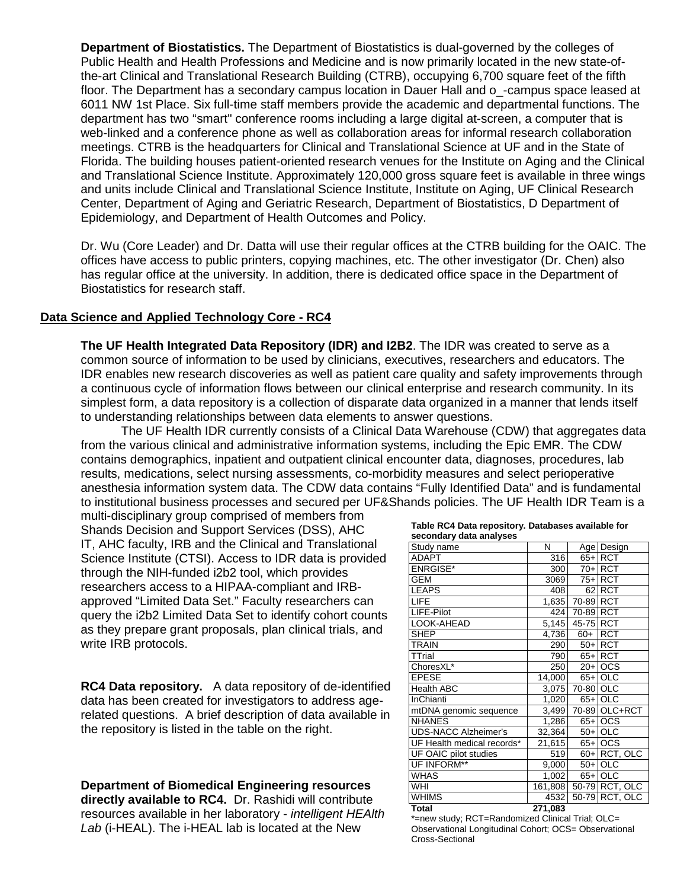**Department of Biostatistics.** The Department of Biostatistics is dual-governed by the colleges of Public Health and Health Professions and Medicine and is now primarily located in the new state-of-the-art Clinical and Translational Research Building (CTRB), occupying 6,700 square feet of the fifth floor. The Department has a secondary campus location in Dauer Hall and o_-campus space leased at 6011 NW 1st Place. Six full-time staff members provide the academic and departmental functions. The department has two "smart" conference rooms including a large digital at-screen, a computer that is web-linked and a conference phone as well as collaboration areas for informal research collaboration meetings. CTRB is the headquarters for Clinical and Translational Science at UF and in the State of Florida. The building houses patient-oriented research venues for the Institute on Aging and the Clinical and Translational Science Institute. Approximately 120,000 gross square feet is available in three wings and units include Clinical and Translational Science Institute, Institute on Aging, UF Clinical Research Center, Department of Aging and Geriatric Research, Department of Biostatistics, D Department of Epidemiology, and Department of Health Outcomes and Policy.

Dr. Wu (Core Leader) and Dr. Datta will use their regular offices at the CTRB building for the OAIC. The offices have access to public printers, copying machines, etc. The other investigator (Dr. Chen) also has regular office at the university. In addition, there is dedicated office space in the Department of Biostatistics for research staff.

## Data Science and Applied Technology Core - RC4

**The UF Health Integrated Data Repository (IDR) and I2B2**. The IDR was created to serve as a common source of information to be used by clinicians, executives, researchers and educators. The IDR enables new research discoveries as well as patient care quality and safety improvements through a continuous cycle of information flows between our clinical enterprise and research community. In its simplest form, a data repository is a collection of disparate data organized in a manner that lends itself to understanding relationships between data elements to answer questions.

The UF Health IDR currently consists of a Clinical Data Warehouse (CDW) that aggregates data from the various clinical and administrative information systems, including the Epic EMR. The CDW contains demographics, inpatient and outpatient clinical encounter data, diagnoses, procedures, lab results, medications, select nursing assessments, co-morbidity measures and select perioperative anesthesia information system data. The CDW data contains "Fully Identified Data" and is fundamental to institutional business processes and secured per UF&Shands policies. The UF Health IDR Team is a multi-disciplinary group comprised of members from Shands Decision and Support Services (DSS), AHC IT, AHC faculty, IRB and the Clinical and Translational Science Institute (CTSI). Access to IDR data is provided through the NIH-funded i2b2 tool, which provides researchers access to a HIPAA-compliant and IRB-approved "Limited Data Set." Faculty researchers can query the i2b2 Limited Data Set to identify cohort counts as they prepare grant proposals, plan clinical trials, and write IRB protocols.

**RC4 Data repository.** A data repository of de-identified data has been created for investigators to address age-related questions. A brief description of data available in the repository is listed in the table on the right.

**Table RC4 Data repository. Databases available for secondary data analyses**

| Study name | N | Age | Design |
|---|---|---|---|
| ADAPT | 316 | 65+ | RCT |
| ENRGISE* | 300 | 70+ | RCT |
| GEM | 3069 | 75+ | RCT |
| LEAPS | 408 | 62 | RCT |
| LIFE | 1,635 | 70-89 | RCT |
| LIFE-Pilot | 424 | 70-89 | RCT |
| LOOK-AHEAD | 5,145 | 45-75 | RCT |
| SHEP | 4,736 | 60+ | RCT |
| TRAIN | 290 | 50+ | RCT |
| TTrial | 790 | 65+ | RCT |
| ChoresXL* | 250 | 20+ | OCS |
| EPESE | 14,000 | 65+ | OLC |
| Health ABC | 3,075 | 70-80 | OLC |
| InChianti | 1,020 | 65+ | OLC |
| mtDNA genomic sequence | 3,499 | 70-89 | OLC+RCT |
| NHANES | 1,286 | 65+ | OCS |
| UDS-NACC Alzheimer's | 32,364 | 50+ | OLC |
| UF Health medical records* | 21,615 | 65+ | OCS |
| UF OAIC pilot studies | 519 | 60+ | RCT, OLC |
| UF INFORM** | 9,000 | 50+ | OLC |
| WHAS | 1,002 | 65+ | OLC |
| WHI | 161,808 | 50-79 | RCT, OLC |
| WHIMS | 4532 | 50-79 | RCT, OLC |
| **Total** | **271,083** | | |

*=new study; RCT=Randomized Clinical Trial; OLC= Observational Longitudinal Cohort; OCS= Observational Cross-Sectional

**Department of Biomedical Engineering resources directly available to RC4.** Dr. Rashidi will contribute resources available in her laboratory - *intelligent HEAlth Lab* (i-HEAL). The i-HEAL lab is located at the New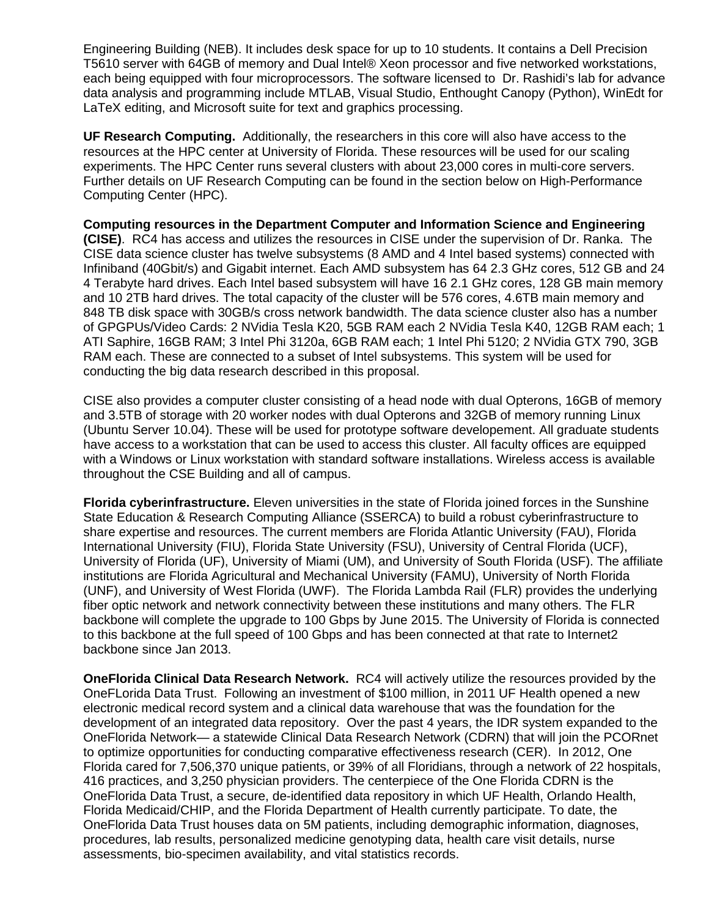Engineering Building (NEB). It includes desk space for up to 10 students. It contains a Dell Precision T5610 server with 64GB of memory and Dual Intel® Xeon processor and five networked workstations, each being equipped with four microprocessors. The software licensed to  Dr. Rashidi's lab for advance data analysis and programming include MTLAB, Visual Studio, Enthought Canopy (Python), WinEdt for LaTeX editing, and Microsoft suite for text and graphics processing.

**UF Research Computing.** Additionally, the researchers in this core will also have access to the resources at the HPC center at University of Florida. These resources will be used for our scaling experiments. The HPC Center runs several clusters with about 23,000 cores in multi-core servers. Further details on UF Research Computing can be found in the section below on High-Performance Computing Center (HPC).

**Computing resources in the Department Computer and Information Science and Engineering (CISE)**. RC4 has access and utilizes the resources in CISE under the supervision of Dr. Ranka. The CISE data science cluster has twelve subsystems (8 AMD and 4 Intel based systems) connected with Infiniband (40Gbit/s) and Gigabit internet. Each AMD subsystem has 64 2.3 GHz cores, 512 GB and 24 4 Terabyte hard drives. Each Intel based subsystem will have 16 2.1 GHz cores, 128 GB main memory and 10 2TB hard drives. The total capacity of the cluster will be 576 cores, 4.6TB main memory and 848 TB disk space with 30GB/s cross network bandwidth. The data science cluster also has a number of GPGPUs/Video Cards: 2 NVidia Tesla K20, 5GB RAM each 2 NVidia Tesla K40, 12GB RAM each; 1 ATI Saphire, 16GB RAM; 3 Intel Phi 3120a, 6GB RAM each; 1 Intel Phi 5120; 2 NVidia GTX 790, 3GB RAM each. These are connected to a subset of Intel subsystems. This system will be used for conducting the big data research described in this proposal.

CISE also provides a computer cluster consisting of a head node with dual Opterons, 16GB of memory and 3.5TB of storage with 20 worker nodes with dual Opterons and 32GB of memory running Linux (Ubuntu Server 10.04). These will be used for prototype software developement. All graduate students have access to a workstation that can be used to access this cluster. All faculty offices are equipped with a Windows or Linux workstation with standard software installations. Wireless access is available throughout the CSE Building and all of campus.

**Florida cyberinfrastructure.** Eleven universities in the state of Florida joined forces in the Sunshine State Education & Research Computing Alliance (SSERCA) to build a robust cyberinfrastructure to share expertise and resources. The current members are Florida Atlantic University (FAU), Florida International University (FIU), Florida State University (FSU), University of Central Florida (UCF), University of Florida (UF), University of Miami (UM), and University of South Florida (USF). The affiliate institutions are Florida Agricultural and Mechanical University (FAMU), University of North Florida (UNF), and University of West Florida (UWF). The Florida Lambda Rail (FLR) provides the underlying fiber optic network and network connectivity between these institutions and many others. The FLR backbone will complete the upgrade to 100 Gbps by June 2015. The University of Florida is connected to this backbone at the full speed of 100 Gbps and has been connected at that rate to Internet2 backbone since Jan 2013.

**OneFlorida Clinical Data Research Network.** RC4 will actively utilize the resources provided by the OneFLorida Data Trust. Following an investment of $100 million, in 2011 UF Health opened a new electronic medical record system and a clinical data warehouse that was the foundation for the development of an integrated data repository. Over the past 4 years, the IDR system expanded to the OneFlorida Network— a statewide Clinical Data Research Network (CDRN) that will join the PCORnet to optimize opportunities for conducting comparative effectiveness research (CER). In 2012, One Florida cared for 7,506,370 unique patients, or 39% of all Floridians, through a network of 22 hospitals, 416 practices, and 3,250 physician providers. The centerpiece of the One Florida CDRN is the OneFlorida Data Trust, a secure, de-identified data repository in which UF Health, Orlando Health, Florida Medicaid/CHIP, and the Florida Department of Health currently participate. To date, the OneFlorida Data Trust houses data on 5M patients, including demographic information, diagnoses, procedures, lab results, personalized medicine genotyping data, health care visit details, nurse assessments, bio-specimen availability, and vital statistics records.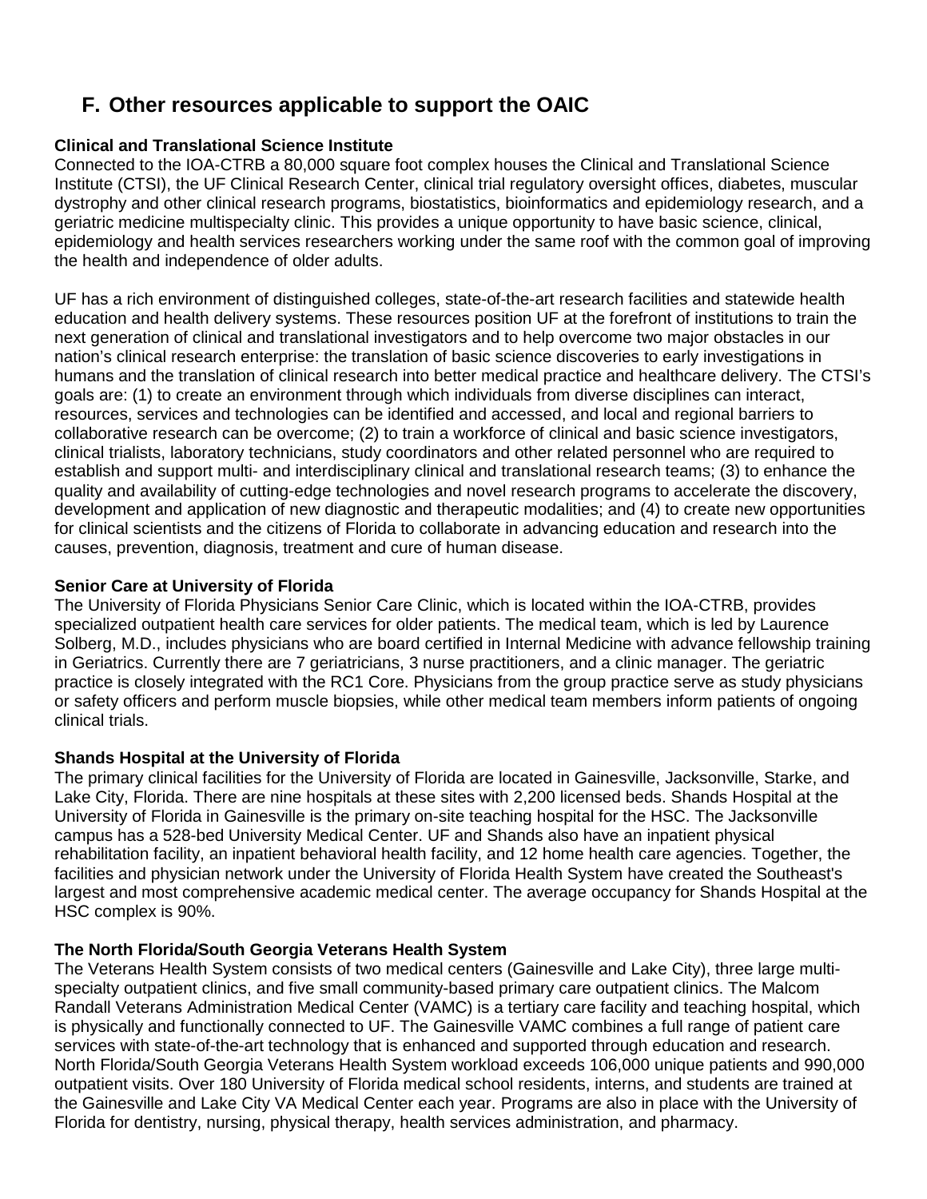## F. Other resources applicable to support the OAIC

**Clinical and Translational Science Institute**

Connected to the IOA-CTRB a 80,000 square foot complex houses the Clinical and Translational Science Institute (CTSI), the UF Clinical Research Center, clinical trial regulatory oversight offices, diabetes, muscular dystrophy and other clinical research programs, biostatistics, bioinformatics and epidemiology research, and a geriatric medicine multispecialty clinic. This provides a unique opportunity to have basic science, clinical, epidemiology and health services researchers working under the same roof with the common goal of improving the health and independence of older adults.

UF has a rich environment of distinguished colleges, state-of-the-art research facilities and statewide health education and health delivery systems. These resources position UF at the forefront of institutions to train the next generation of clinical and translational investigators and to help overcome two major obstacles in our nation's clinical research enterprise: the translation of basic science discoveries to early investigations in humans and the translation of clinical research into better medical practice and healthcare delivery. The CTSI's goals are: (1) to create an environment through which individuals from diverse disciplines can interact, resources, services and technologies can be identified and accessed, and local and regional barriers to collaborative research can be overcome; (2) to train a workforce of clinical and basic science investigators, clinical trialists, laboratory technicians, study coordinators and other related personnel who are required to establish and support multi- and interdisciplinary clinical and translational research teams; (3) to enhance the quality and availability of cutting-edge technologies and novel research programs to accelerate the discovery, development and application of new diagnostic and therapeutic modalities; and (4) to create new opportunities for clinical scientists and the citizens of Florida to collaborate in advancing education and research into the causes, prevention, diagnosis, treatment and cure of human disease.

**Senior Care at University of Florida**

The University of Florida Physicians Senior Care Clinic, which is located within the IOA-CTRB, provides specialized outpatient health care services for older patients. The medical team, which is led by Laurence Solberg, M.D., includes physicians who are board certified in Internal Medicine with advance fellowship training in Geriatrics. Currently there are 7 geriatricians, 3 nurse practitioners, and a clinic manager. The geriatric practice is closely integrated with the RC1 Core. Physicians from the group practice serve as study physicians or safety officers and perform muscle biopsies, while other medical team members inform patients of ongoing clinical trials.

**Shands Hospital at the University of Florida**

The primary clinical facilities for the University of Florida are located in Gainesville, Jacksonville, Starke, and Lake City, Florida. There are nine hospitals at these sites with 2,200 licensed beds. Shands Hospital at the University of Florida in Gainesville is the primary on-site teaching hospital for the HSC. The Jacksonville campus has a 528-bed University Medical Center. UF and Shands also have an inpatient physical rehabilitation facility, an inpatient behavioral health facility, and 12 home health care agencies. Together, the facilities and physician network under the University of Florida Health System have created the Southeast's largest and most comprehensive academic medical center. The average occupancy for Shands Hospital at the HSC complex is 90%.

**The North Florida/South Georgia Veterans Health System**

The Veterans Health System consists of two medical centers (Gainesville and Lake City), three large multi-specialty outpatient clinics, and five small community-based primary care outpatient clinics. The Malcom Randall Veterans Administration Medical Center (VAMC) is a tertiary care facility and teaching hospital, which is physically and functionally connected to UF. The Gainesville VAMC combines a full range of patient care services with state-of-the-art technology that is enhanced and supported through education and research. North Florida/South Georgia Veterans Health System workload exceeds 106,000 unique patients and 990,000 outpatient visits. Over 180 University of Florida medical school residents, interns, and students are trained at the Gainesville and Lake City VA Medical Center each year. Programs are also in place with the University of Florida for dentistry, nursing, physical therapy, health services administration, and pharmacy.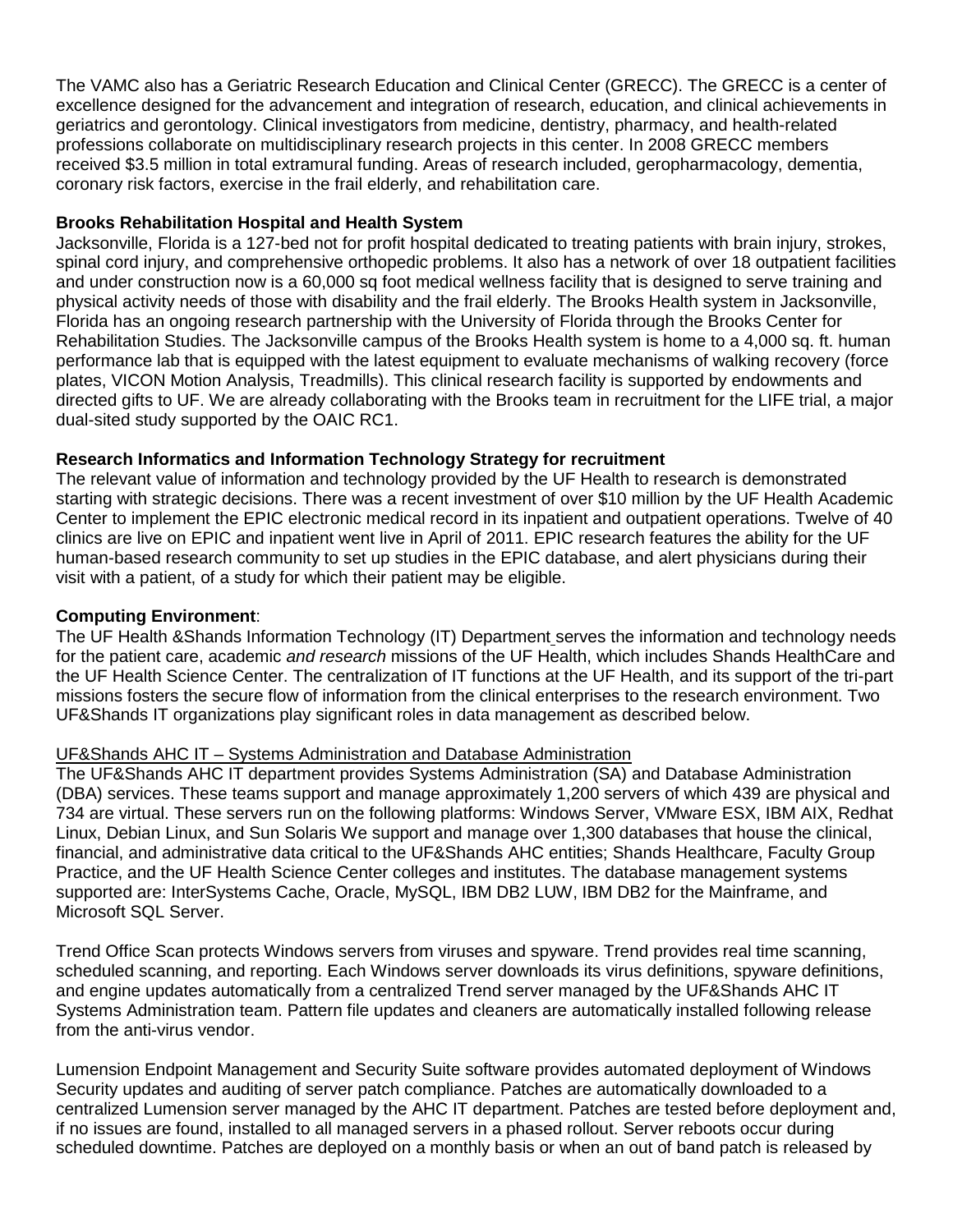The VAMC also has a Geriatric Research Education and Clinical Center (GRECC). The GRECC is a center of excellence designed for the advancement and integration of research, education, and clinical achievements in geriatrics and gerontology. Clinical investigators from medicine, dentistry, pharmacy, and health-related professions collaborate on multidisciplinary research projects in this center. In 2008 GRECC members received $3.5 million in total extramural funding. Areas of research included, geropharmacology, dementia, coronary risk factors, exercise in the frail elderly, and rehabilitation care.

**Brooks Rehabilitation Hospital and Health System**

Jacksonville, Florida is a 127-bed not for profit hospital dedicated to treating patients with brain injury, strokes, spinal cord injury, and comprehensive orthopedic problems. It also has a network of over 18 outpatient facilities and under construction now is a 60,000 sq foot medical wellness facility that is designed to serve training and physical activity needs of those with disability and the frail elderly. The Brooks Health system in Jacksonville, Florida has an ongoing research partnership with the University of Florida through the Brooks Center for Rehabilitation Studies. The Jacksonville campus of the Brooks Health system is home to a 4,000 sq. ft. human performance lab that is equipped with the latest equipment to evaluate mechanisms of walking recovery (force plates, VICON Motion Analysis, Treadmills). This clinical research facility is supported by endowments and directed gifts to UF. We are already collaborating with the Brooks team in recruitment for the LIFE trial, a major dual-sited study supported by the OAIC RC1.

**Research Informatics and Information Technology Strategy for recruitment**

The relevant value of information and technology provided by the UF Health to research is demonstrated starting with strategic decisions. There was a recent investment of over $10 million by the UF Health Academic Center to implement the EPIC electronic medical record in its inpatient and outpatient operations. Twelve of 40 clinics are live on EPIC and inpatient went live in April of 2011. EPIC research features the ability for the UF human-based research community to set up studies in the EPIC database, and alert physicians during their visit with a patient, of a study for which their patient may be eligible.

**Computing Environment**:

The UF Health &Shands Information Technology (IT) Department serves the information and technology needs for the patient care, academic *and research* missions of the UF Health, which includes Shands HealthCare and the UF Health Science Center. The centralization of IT functions at the UF Health, and its support of the tri-part missions fosters the secure flow of information from the clinical enterprises to the research environment. Two UF&Shands IT organizations play significant roles in data management as described below.

<u>UF&Shands AHC IT – Systems Administration and Database Administration</u>

The UF&Shands AHC IT department provides Systems Administration (SA) and Database Administration (DBA) services. These teams support and manage approximately 1,200 servers of which 439 are physical and 734 are virtual. These servers run on the following platforms: Windows Server, VMware ESX, IBM AIX, Redhat Linux, Debian Linux, and Sun Solaris We support and manage over 1,300 databases that house the clinical, financial, and administrative data critical to the UF&Shands AHC entities; Shands Healthcare, Faculty Group Practice, and the UF Health Science Center colleges and institutes. The database management systems supported are: InterSystems Cache, Oracle, MySQL, IBM DB2 LUW, IBM DB2 for the Mainframe, and Microsoft SQL Server.

Trend Office Scan protects Windows servers from viruses and spyware. Trend provides real time scanning, scheduled scanning, and reporting. Each Windows server downloads its virus definitions, spyware definitions, and engine updates automatically from a centralized Trend server managed by the UF&Shands AHC IT Systems Administration team. Pattern file updates and cleaners are automatically installed following release from the anti-virus vendor.

Lumension Endpoint Management and Security Suite software provides automated deployment of Windows Security updates and auditing of server patch compliance. Patches are automatically downloaded to a centralized Lumension server managed by the AHC IT department. Patches are tested before deployment and, if no issues are found, installed to all managed servers in a phased rollout. Server reboots occur during scheduled downtime. Patches are deployed on a monthly basis or when an out of band patch is released by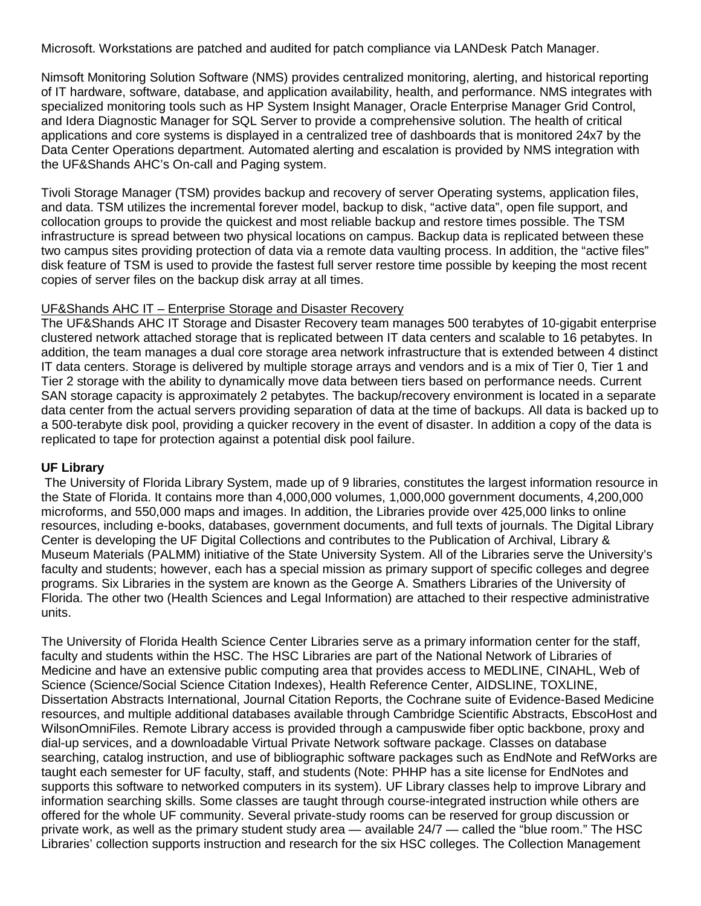Microsoft. Workstations are patched and audited for patch compliance via LANDesk Patch Manager.

Nimsoft Monitoring Solution Software (NMS) provides centralized monitoring, alerting, and historical reporting of IT hardware, software, database, and application availability, health, and performance. NMS integrates with specialized monitoring tools such as HP System Insight Manager, Oracle Enterprise Manager Grid Control, and Idera Diagnostic Manager for SQL Server to provide a comprehensive solution. The health of critical applications and core systems is displayed in a centralized tree of dashboards that is monitored 24x7 by the Data Center Operations department. Automated alerting and escalation is provided by NMS integration with the UF&Shands AHC's On-call and Paging system.

Tivoli Storage Manager (TSM) provides backup and recovery of server Operating systems, application files, and data. TSM utilizes the incremental forever model, backup to disk, "active data", open file support, and collocation groups to provide the quickest and most reliable backup and restore times possible. The TSM infrastructure is spread between two physical locations on campus. Backup data is replicated between these two campus sites providing protection of data via a remote data vaulting process. In addition, the "active files" disk feature of TSM is used to provide the fastest full server restore time possible by keeping the most recent copies of server files on the backup disk array at all times.

UF&Shands AHC IT – Enterprise Storage and Disaster Recovery

The UF&Shands AHC IT Storage and Disaster Recovery team manages 500 terabytes of 10-gigabit enterprise clustered network attached storage that is replicated between IT data centers and scalable to 16 petabytes. In addition, the team manages a dual core storage area network infrastructure that is extended between 4 distinct IT data centers. Storage is delivered by multiple storage arrays and vendors and is a mix of Tier 0, Tier 1 and Tier 2 storage with the ability to dynamically move data between tiers based on performance needs. Current SAN storage capacity is approximately 2 petabytes. The backup/recovery environment is located in a separate data center from the actual servers providing separation of data at the time of backups. All data is backed up to a 500-terabyte disk pool, providing a quicker recovery in the event of disaster. In addition a copy of the data is replicated to tape for protection against a potential disk pool failure.

**UF Library**

The University of Florida Library System, made up of 9 libraries, constitutes the largest information resource in the State of Florida. It contains more than 4,000,000 volumes, 1,000,000 government documents, 4,200,000 microforms, and 550,000 maps and images. In addition, the Libraries provide over 425,000 links to online resources, including e-books, databases, government documents, and full texts of journals. The Digital Library Center is developing the UF Digital Collections and contributes to the Publication of Archival, Library & Museum Materials (PALMM) initiative of the State University System. All of the Libraries serve the University's faculty and students; however, each has a special mission as primary support of specific colleges and degree programs. Six Libraries in the system are known as the George A. Smathers Libraries of the University of Florida. The other two (Health Sciences and Legal Information) are attached to their respective administrative units.

The University of Florida Health Science Center Libraries serve as a primary information center for the staff, faculty and students within the HSC. The HSC Libraries are part of the National Network of Libraries of Medicine and have an extensive public computing area that provides access to MEDLINE, CINAHL, Web of Science (Science/Social Science Citation Indexes), Health Reference Center, AIDSLINE, TOXLINE, Dissertation Abstracts International, Journal Citation Reports, the Cochrane suite of Evidence-Based Medicine resources, and multiple additional databases available through Cambridge Scientific Abstracts, EbscoHost and WilsonOmniFiles. Remote Library access is provided through a campuswide fiber optic backbone, proxy and dial-up services, and a downloadable Virtual Private Network software package. Classes on database searching, catalog instruction, and use of bibliographic software packages such as EndNote and RefWorks are taught each semester for UF faculty, staff, and students (Note: PHHP has a site license for EndNotes and supports this software to networked computers in its system). UF Library classes help to improve Library and information searching skills. Some classes are taught through course-integrated instruction while others are offered for the whole UF community. Several private-study rooms can be reserved for group discussion or private work, as well as the primary student study area — available 24/7 — called the "blue room." The HSC Libraries' collection supports instruction and research for the six HSC colleges. The Collection Management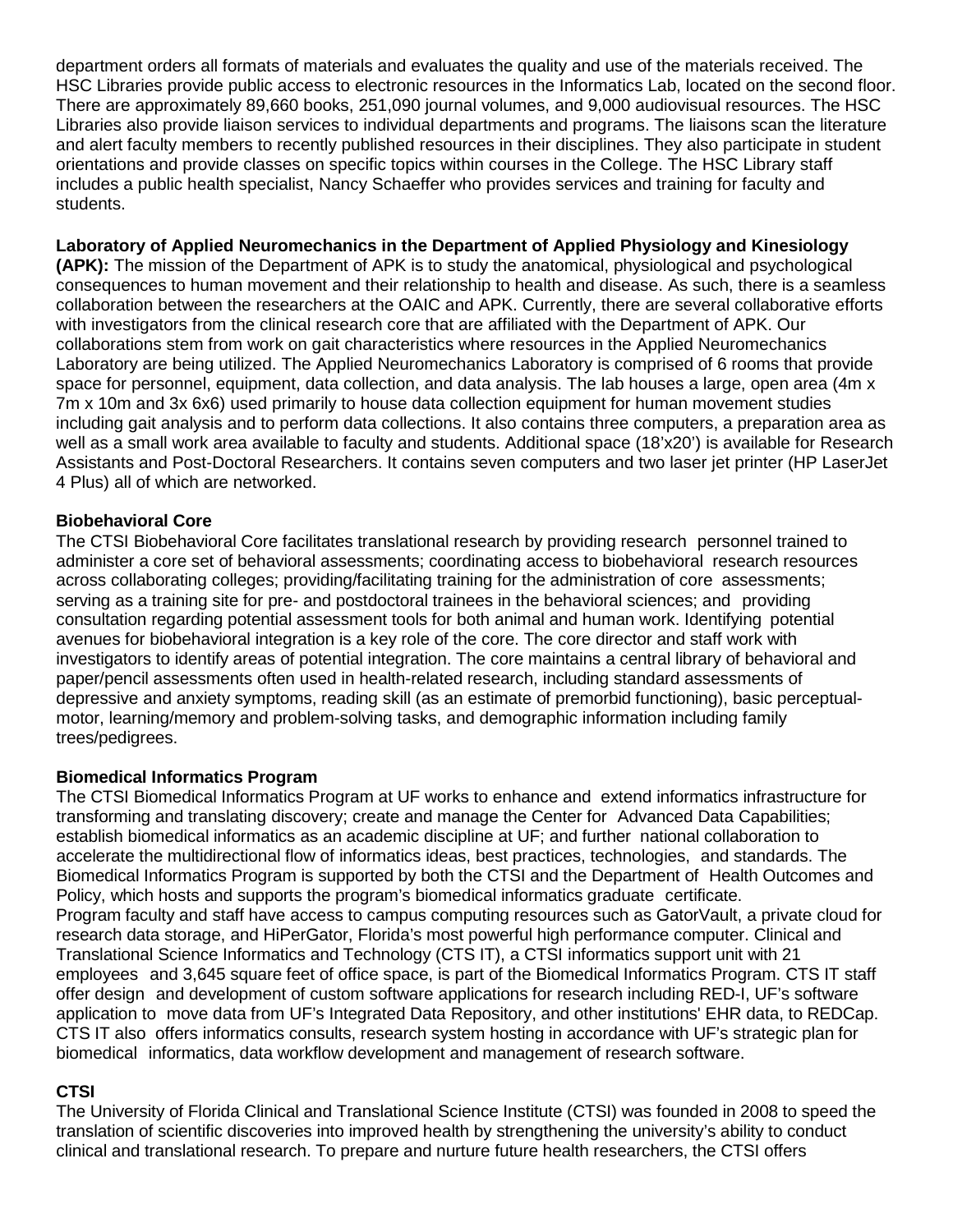department orders all formats of materials and evaluates the quality and use of the materials received. The HSC Libraries provide public access to electronic resources in the Informatics Lab, located on the second floor. There are approximately 89,660 books, 251,090 journal volumes, and 9,000 audiovisual resources. The HSC Libraries also provide liaison services to individual departments and programs. The liaisons scan the literature and alert faculty members to recently published resources in their disciplines. They also participate in student orientations and provide classes on specific topics within courses in the College. The HSC Library staff includes a public health specialist, Nancy Schaeffer who provides services and training for faculty and students.

**Laboratory of Applied Neuromechanics in the Department of Applied Physiology and Kinesiology (APK):** The mission of the Department of APK is to study the anatomical, physiological and psychological consequences to human movement and their relationship to health and disease. As such, there is a seamless collaboration between the researchers at the OAIC and APK. Currently, there are several collaborative efforts with investigators from the clinical research core that are affiliated with the Department of APK. Our collaborations stem from work on gait characteristics where resources in the Applied Neuromechanics Laboratory are being utilized. The Applied Neuromechanics Laboratory is comprised of 6 rooms that provide space for personnel, equipment, data collection, and data analysis. The lab houses a large, open area (4m x 7m x 10m and 3x 6x6) used primarily to house data collection equipment for human movement studies including gait analysis and to perform data collections. It also contains three computers, a preparation area as well as a small work area available to faculty and students. Additional space (18'x20') is available for Research Assistants and Post-Doctoral Researchers. It contains seven computers and two laser jet printer (HP LaserJet 4 Plus) all of which are networked.

**Biobehavioral Core**

The CTSI Biobehavioral Core facilitates translational research by providing research personnel trained to administer a core set of behavioral assessments; coordinating access to biobehavioral research resources across collaborating colleges; providing/facilitating training for the administration of core assessments; serving as a training site for pre- and postdoctoral trainees in the behavioral sciences; and providing consultation regarding potential assessment tools for both animal and human work. Identifying potential avenues for biobehavioral integration is a key role of the core. The core director and staff work with investigators to identify areas of potential integration. The core maintains a central library of behavioral and paper/pencil assessments often used in health-related research, including standard assessments of depressive and anxiety symptoms, reading skill (as an estimate of premorbid functioning), basic perceptual-motor, learning/memory and problem-solving tasks, and demographic information including family trees/pedigrees.

**Biomedical Informatics Program**

The CTSI Biomedical Informatics Program at UF works to enhance and extend informatics infrastructure for transforming and translating discovery; create and manage the Center for Advanced Data Capabilities; establish biomedical informatics as an academic discipline at UF; and further national collaboration to accelerate the multidirectional flow of informatics ideas, best practices, technologies, and standards. The Biomedical Informatics Program is supported by both the CTSI and the Department of Health Outcomes and Policy, which hosts and supports the program's biomedical informatics graduate certificate.
Program faculty and staff have access to campus computing resources such as GatorVault, a private cloud for research data storage, and HiPerGator, Florida's most powerful high performance computer. Clinical and Translational Science Informatics and Technology (CTS IT), a CTSI informatics support unit with 21 employees and 3,645 square feet of office space, is part of the Biomedical Informatics Program. CTS IT staff offer design and development of custom software applications for research including RED-I, UF's software application to move data from UF's Integrated Data Repository, and other institutions' EHR data, to REDCap. CTS IT also offers informatics consults, research system hosting in accordance with UF's strategic plan for biomedical informatics, data workflow development and management of research software.

**CTSI**

The University of Florida Clinical and Translational Science Institute (CTSI) was founded in 2008 to speed the translation of scientific discoveries into improved health by strengthening the university's ability to conduct clinical and translational research. To prepare and nurture future health researchers, the CTSI offers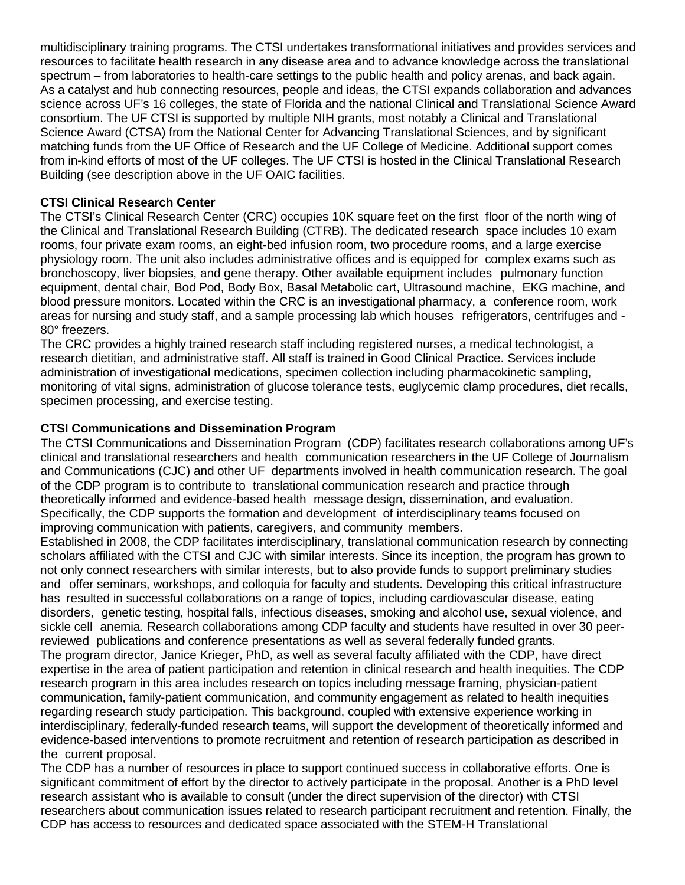multidisciplinary training programs. The CTSI undertakes transformational initiatives and provides services and resources to facilitate health research in any disease area and to advance knowledge across the translational spectrum – from laboratories to health-care settings to the public health and policy arenas, and back again. As a catalyst and hub connecting resources, people and ideas, the CTSI expands collaboration and advances science across UF's 16 colleges, the state of Florida and the national Clinical and Translational Science Award consortium. The UF CTSI is supported by multiple NIH grants, most notably a Clinical and Translational Science Award (CTSA) from the National Center for Advancing Translational Sciences, and by significant matching funds from the UF Office of Research and the UF College of Medicine. Additional support comes from in-kind efforts of most of the UF colleges. The UF CTSI is hosted in the Clinical Translational Research Building (see description above in the UF OAIC facilities.

**CTSI Clinical Research Center**

The CTSI's Clinical Research Center (CRC) occupies 10K square feet on the first floor of the north wing of the Clinical and Translational Research Building (CTRB). The dedicated research space includes 10 exam rooms, four private exam rooms, an eight-bed infusion room, two procedure rooms, and a large exercise physiology room. The unit also includes administrative offices and is equipped for complex exams such as bronchoscopy, liver biopsies, and gene therapy. Other available equipment includes pulmonary function equipment, dental chair, Bod Pod, Body Box, Basal Metabolic cart, Ultrasound machine, EKG machine, and blood pressure monitors. Located within the CRC is an investigational pharmacy, a conference room, work areas for nursing and study staff, and a sample processing lab which houses refrigerators, centrifuges and -80° freezers.

The CRC provides a highly trained research staff including registered nurses, a medical technologist, a research dietitian, and administrative staff. All staff is trained in Good Clinical Practice. Services include administration of investigational medications, specimen collection including pharmacokinetic sampling, monitoring of vital signs, administration of glucose tolerance tests, euglycemic clamp procedures, diet recalls, specimen processing, and exercise testing.

**CTSI Communications and Dissemination Program**

The CTSI Communications and Dissemination Program (CDP) facilitates research collaborations among UF's clinical and translational researchers and health communication researchers in the UF College of Journalism and Communications (CJC) and other UF departments involved in health communication research. The goal of the CDP program is to contribute to translational communication research and practice through theoretically informed and evidence-based health message design, dissemination, and evaluation. Specifically, the CDP supports the formation and development of interdisciplinary teams focused on improving communication with patients, caregivers, and community members.

Established in 2008, the CDP facilitates interdisciplinary, translational communication research by connecting scholars affiliated with the CTSI and CJC with similar interests. Since its inception, the program has grown to not only connect researchers with similar interests, but to also provide funds to support preliminary studies and offer seminars, workshops, and colloquia for faculty and students. Developing this critical infrastructure has resulted in successful collaborations on a range of topics, including cardiovascular disease, eating disorders, genetic testing, hospital falls, infectious diseases, smoking and alcohol use, sexual violence, and sickle cell anemia. Research collaborations among CDP faculty and students have resulted in over 30 peer-reviewed publications and conference presentations as well as several federally funded grants.

The program director, Janice Krieger, PhD, as well as several faculty affiliated with the CDP, have direct expertise in the area of patient participation and retention in clinical research and health inequities. The CDP research program in this area includes research on topics including message framing, physician-patient communication, family-patient communication, and community engagement as related to health inequities regarding research study participation. This background, coupled with extensive experience working in interdisciplinary, federally-funded research teams, will support the development of theoretically informed and evidence-based interventions to promote recruitment and retention of research participation as described in the current proposal.

The CDP has a number of resources in place to support continued success in collaborative efforts. One is significant commitment of effort by the director to actively participate in the proposal. Another is a PhD level research assistant who is available to consult (under the direct supervision of the director) with CTSI researchers about communication issues related to research participant recruitment and retention. Finally, the CDP has access to resources and dedicated space associated with the STEM-H Translational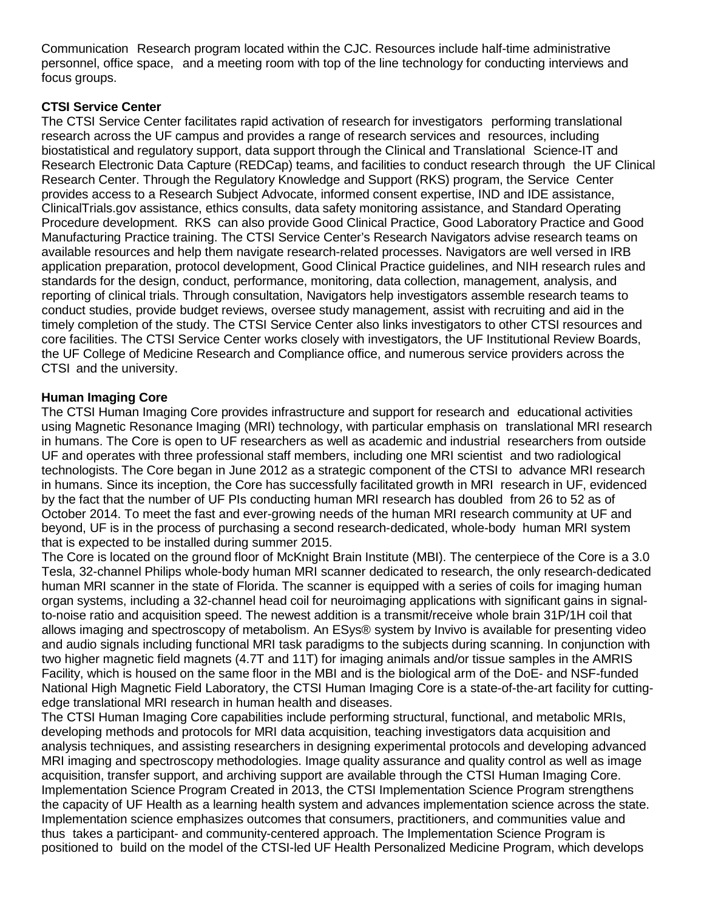Communication Research program located within the CJC. Resources include half-time administrative personnel, office space, and a meeting room with top of the line technology for conducting interviews and focus groups.

**CTSI Service Center**

The CTSI Service Center facilitates rapid activation of research for investigators performing translational research across the UF campus and provides a range of research services and resources, including biostatistical and regulatory support, data support through the Clinical and Translational Science-IT and Research Electronic Data Capture (REDCap) teams, and facilities to conduct research through the UF Clinical Research Center. Through the Regulatory Knowledge and Support (RKS) program, the Service Center provides access to a Research Subject Advocate, informed consent expertise, IND and IDE assistance, ClinicalTrials.gov assistance, ethics consults, data safety monitoring assistance, and Standard Operating Procedure development. RKS can also provide Good Clinical Practice, Good Laboratory Practice and Good Manufacturing Practice training. The CTSI Service Center's Research Navigators advise research teams on available resources and help them navigate research-related processes. Navigators are well versed in IRB application preparation, protocol development, Good Clinical Practice guidelines, and NIH research rules and standards for the design, conduct, performance, monitoring, data collection, management, analysis, and reporting of clinical trials. Through consultation, Navigators help investigators assemble research teams to conduct studies, provide budget reviews, oversee study management, assist with recruiting and aid in the timely completion of the study. The CTSI Service Center also links investigators to other CTSI resources and core facilities. The CTSI Service Center works closely with investigators, the UF Institutional Review Boards, the UF College of Medicine Research and Compliance office, and numerous service providers across the CTSI and the university.

**Human Imaging Core**

The CTSI Human Imaging Core provides infrastructure and support for research and educational activities using Magnetic Resonance Imaging (MRI) technology, with particular emphasis on translational MRI research in humans. The Core is open to UF researchers as well as academic and industrial researchers from outside UF and operates with three professional staff members, including one MRI scientist and two radiological technologists. The Core began in June 2012 as a strategic component of the CTSI to advance MRI research in humans. Since its inception, the Core has successfully facilitated growth in MRI research in UF, evidenced by the fact that the number of UF PIs conducting human MRI research has doubled from 26 to 52 as of October 2014. To meet the fast and ever-growing needs of the human MRI research community at UF and beyond, UF is in the process of purchasing a second research-dedicated, whole-body human MRI system that is expected to be installed during summer 2015.

The Core is located on the ground floor of McKnight Brain Institute (MBI). The centerpiece of the Core is a 3.0 Tesla, 32-channel Philips whole-body human MRI scanner dedicated to research, the only research-dedicated human MRI scanner in the state of Florida. The scanner is equipped with a series of coils for imaging human organ systems, including a 32-channel head coil for neuroimaging applications with significant gains in signal-to-noise ratio and acquisition speed. The newest addition is a transmit/receive whole brain 31P/1H coil that allows imaging and spectroscopy of metabolism. An ESys® system by Invivo is available for presenting video and audio signals including functional MRI task paradigms to the subjects during scanning. In conjunction with two higher magnetic field magnets (4.7T and 11T) for imaging animals and/or tissue samples in the AMRIS Facility, which is housed on the same floor in the MBI and is the biological arm of the DoE- and NSF-funded National High Magnetic Field Laboratory, the CTSI Human Imaging Core is a state-of-the-art facility for cutting-edge translational MRI research in human health and diseases.

The CTSI Human Imaging Core capabilities include performing structural, functional, and metabolic MRIs, developing methods and protocols for MRI data acquisition, teaching investigators data acquisition and analysis techniques, and assisting researchers in designing experimental protocols and developing advanced MRI imaging and spectroscopy methodologies. Image quality assurance and quality control as well as image acquisition, transfer support, and archiving support are available through the CTSI Human Imaging Core.

Implementation Science Program Created in 2013, the CTSI Implementation Science Program strengthens the capacity of UF Health as a learning health system and advances implementation science across the state. Implementation science emphasizes outcomes that consumers, practitioners, and communities value and thus takes a participant- and community-centered approach. The Implementation Science Program is positioned to build on the model of the CTSI-led UF Health Personalized Medicine Program, which develops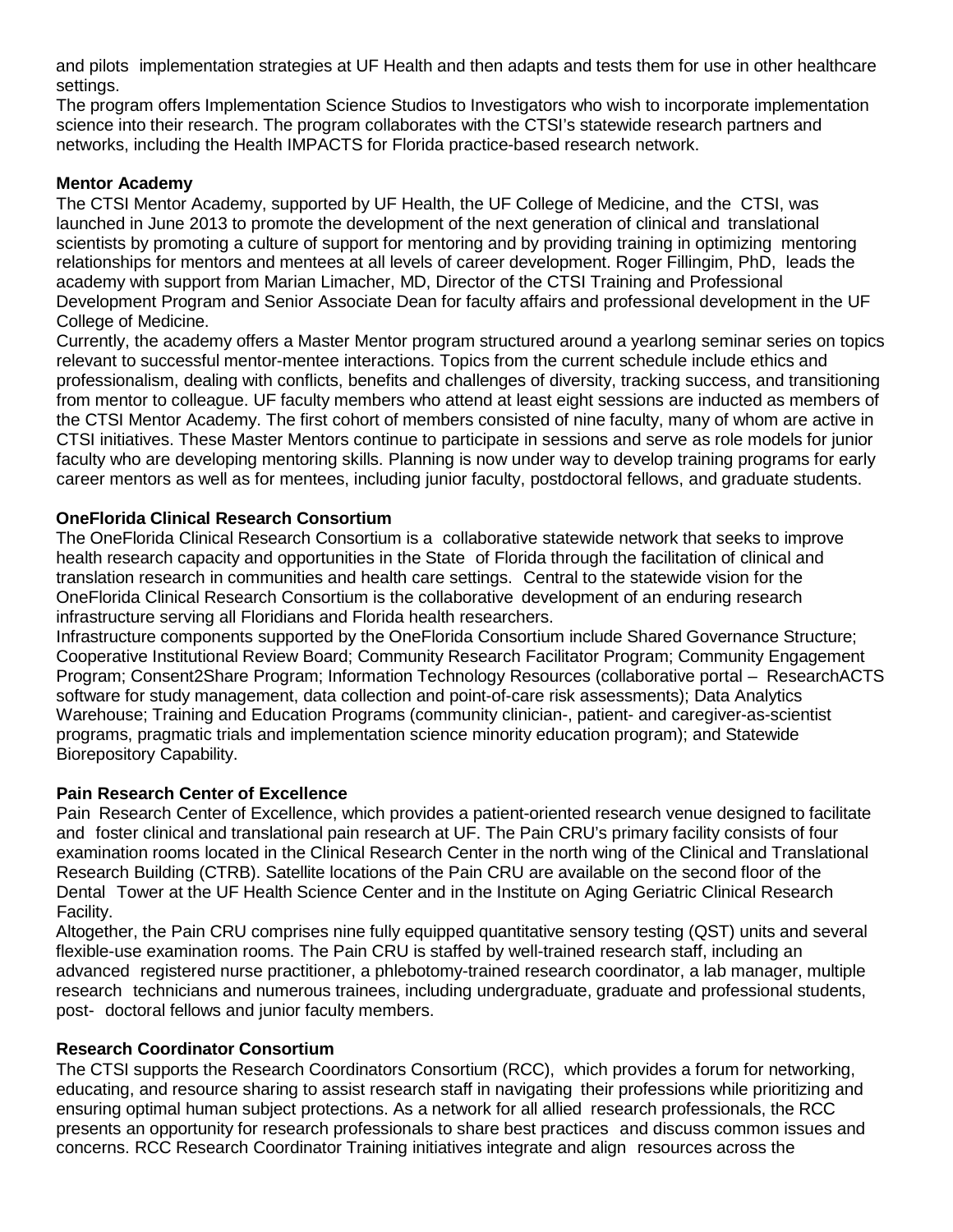and pilots implementation strategies at UF Health and then adapts and tests them for use in other healthcare settings.

The program offers Implementation Science Studios to Investigators who wish to incorporate implementation science into their research. The program collaborates with the CTSI's statewide research partners and networks, including the Health IMPACTS for Florida practice-based research network.

**Mentor Academy**

The CTSI Mentor Academy, supported by UF Health, the UF College of Medicine, and the CTSI, was launched in June 2013 to promote the development of the next generation of clinical and translational scientists by promoting a culture of support for mentoring and by providing training in optimizing mentoring relationships for mentors and mentees at all levels of career development. Roger Fillingim, PhD, leads the academy with support from Marian Limacher, MD, Director of the CTSI Training and Professional Development Program and Senior Associate Dean for faculty affairs and professional development in the UF College of Medicine.

Currently, the academy offers a Master Mentor program structured around a yearlong seminar series on topics relevant to successful mentor-mentee interactions. Topics from the current schedule include ethics and professionalism, dealing with conflicts, benefits and challenges of diversity, tracking success, and transitioning from mentor to colleague. UF faculty members who attend at least eight sessions are inducted as members of the CTSI Mentor Academy. The first cohort of members consisted of nine faculty, many of whom are active in CTSI initiatives. These Master Mentors continue to participate in sessions and serve as role models for junior faculty who are developing mentoring skills. Planning is now under way to develop training programs for early career mentors as well as for mentees, including junior faculty, postdoctoral fellows, and graduate students.

**OneFlorida Clinical Research Consortium**

The OneFlorida Clinical Research Consortium is a collaborative statewide network that seeks to improve health research capacity and opportunities in the State of Florida through the facilitation of clinical and translation research in communities and health care settings. Central to the statewide vision for the OneFlorida Clinical Research Consortium is the collaborative development of an enduring research infrastructure serving all Floridians and Florida health researchers.

Infrastructure components supported by the OneFlorida Consortium include Shared Governance Structure; Cooperative Institutional Review Board; Community Research Facilitator Program; Community Engagement Program; Consent2Share Program; Information Technology Resources (collaborative portal – ResearchACTS software for study management, data collection and point-of-care risk assessments); Data Analytics Warehouse; Training and Education Programs (community clinician-, patient- and caregiver-as-scientist programs, pragmatic trials and implementation science minority education program); and Statewide Biorepository Capability.

**Pain Research Center of Excellence**

Pain Research Center of Excellence, which provides a patient-oriented research venue designed to facilitate and foster clinical and translational pain research at UF. The Pain CRU's primary facility consists of four examination rooms located in the Clinical Research Center in the north wing of the Clinical and Translational Research Building (CTRB). Satellite locations of the Pain CRU are available on the second floor of the Dental Tower at the UF Health Science Center and in the Institute on Aging Geriatric Clinical Research Facility.

Altogether, the Pain CRU comprises nine fully equipped quantitative sensory testing (QST) units and several flexible-use examination rooms. The Pain CRU is staffed by well-trained research staff, including an advanced registered nurse practitioner, a phlebotomy-trained research coordinator, a lab manager, multiple research technicians and numerous trainees, including undergraduate, graduate and professional students, post- doctoral fellows and junior faculty members.

**Research Coordinator Consortium**

The CTSI supports the Research Coordinators Consortium (RCC), which provides a forum for networking, educating, and resource sharing to assist research staff in navigating their professions while prioritizing and ensuring optimal human subject protections. As a network for all allied research professionals, the RCC presents an opportunity for research professionals to share best practices and discuss common issues and concerns. RCC Research Coordinator Training initiatives integrate and align resources across the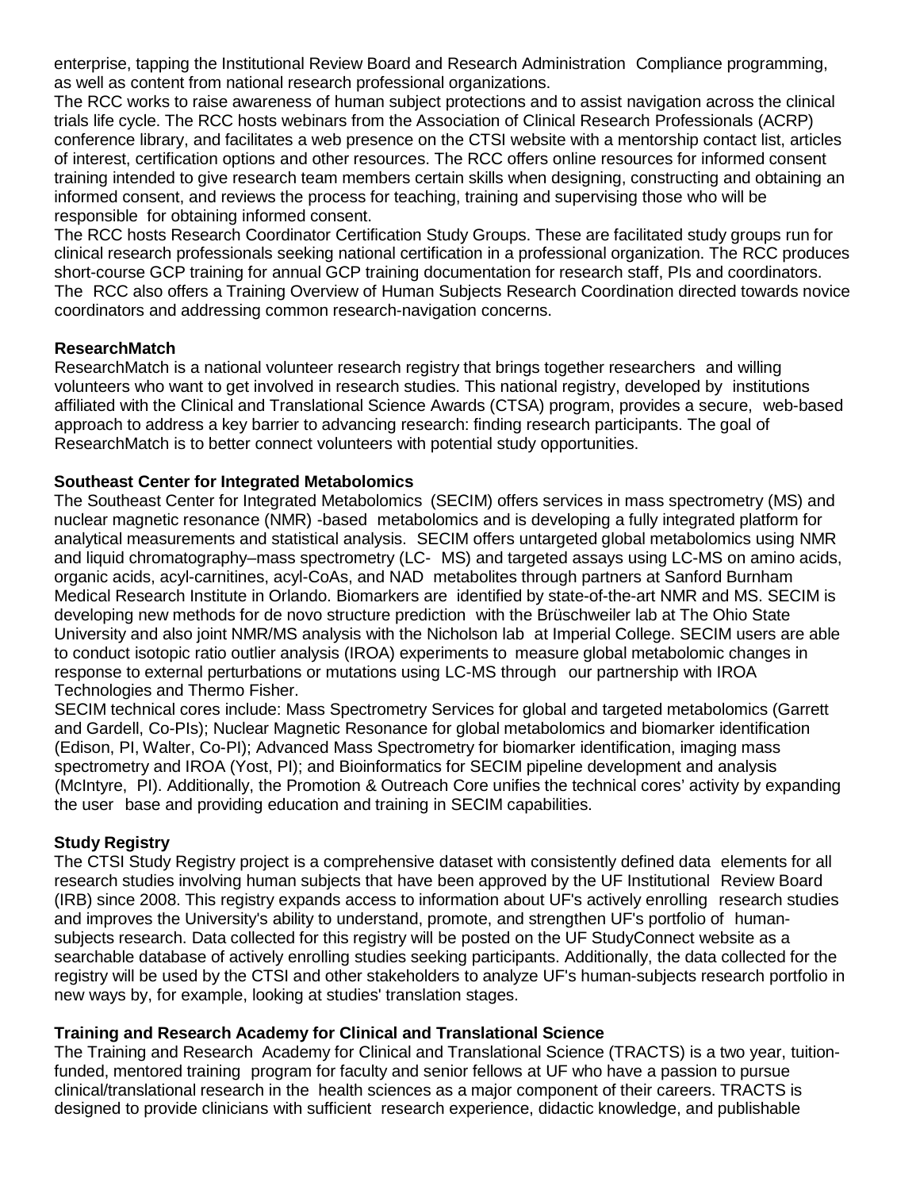enterprise, tapping the Institutional Review Board and Research Administration Compliance programming, as well as content from national research professional organizations.

The RCC works to raise awareness of human subject protections and to assist navigation across the clinical trials life cycle. The RCC hosts webinars from the Association of Clinical Research Professionals (ACRP) conference library, and facilitates a web presence on the CTSI website with a mentorship contact list, articles of interest, certification options and other resources. The RCC offers online resources for informed consent training intended to give research team members certain skills when designing, constructing and obtaining an informed consent, and reviews the process for teaching, training and supervising those who will be responsible for obtaining informed consent.

The RCC hosts Research Coordinator Certification Study Groups. These are facilitated study groups run for clinical research professionals seeking national certification in a professional organization. The RCC produces short-course GCP training for annual GCP training documentation for research staff, PIs and coordinators. The RCC also offers a Training Overview of Human Subjects Research Coordination directed towards novice coordinators and addressing common research-navigation concerns.

**ResearchMatch**

ResearchMatch is a national volunteer research registry that brings together researchers and willing volunteers who want to get involved in research studies. This national registry, developed by institutions affiliated with the Clinical and Translational Science Awards (CTSA) program, provides a secure, web-based approach to address a key barrier to advancing research: finding research participants. The goal of ResearchMatch is to better connect volunteers with potential study opportunities.

**Southeast Center for Integrated Metabolomics**

The Southeast Center for Integrated Metabolomics (SECIM) offers services in mass spectrometry (MS) and nuclear magnetic resonance (NMR) -based metabolomics and is developing a fully integrated platform for analytical measurements and statistical analysis. SECIM offers untargeted global metabolomics using NMR and liquid chromatography–mass spectrometry (LC- MS) and targeted assays using LC-MS on amino acids, organic acids, acyl-carnitines, acyl-CoAs, and NAD metabolites through partners at Sanford Burnham Medical Research Institute in Orlando. Biomarkers are identified by state-of-the-art NMR and MS. SECIM is developing new methods for de novo structure prediction with the Brüschweiler lab at The Ohio State University and also joint NMR/MS analysis with the Nicholson lab at Imperial College. SECIM users are able to conduct isotopic ratio outlier analysis (IROA) experiments to measure global metabolomic changes in response to external perturbations or mutations using LC-MS through our partnership with IROA Technologies and Thermo Fisher.

SECIM technical cores include: Mass Spectrometry Services for global and targeted metabolomics (Garrett and Gardell, Co-PIs); Nuclear Magnetic Resonance for global metabolomics and biomarker identification (Edison, PI, Walter, Co-PI); Advanced Mass Spectrometry for biomarker identification, imaging mass spectrometry and IROA (Yost, PI); and Bioinformatics for SECIM pipeline development and analysis (McIntyre, PI). Additionally, the Promotion & Outreach Core unifies the technical cores' activity by expanding the user base and providing education and training in SECIM capabilities.

**Study Registry**

The CTSI Study Registry project is a comprehensive dataset with consistently defined data elements for all research studies involving human subjects that have been approved by the UF Institutional Review Board (IRB) since 2008. This registry expands access to information about UF's actively enrolling research studies and improves the University's ability to understand, promote, and strengthen UF's portfolio of human-subjects research. Data collected for this registry will be posted on the UF StudyConnect website as a searchable database of actively enrolling studies seeking participants. Additionally, the data collected for the registry will be used by the CTSI and other stakeholders to analyze UF's human-subjects research portfolio in new ways by, for example, looking at studies' translation stages.

**Training and Research Academy for Clinical and Translational Science**

The Training and Research Academy for Clinical and Translational Science (TRACTS) is a two year, tuition-funded, mentored training program for faculty and senior fellows at UF who have a passion to pursue clinical/translational research in the health sciences as a major component of their careers. TRACTS is designed to provide clinicians with sufficient research experience, didactic knowledge, and publishable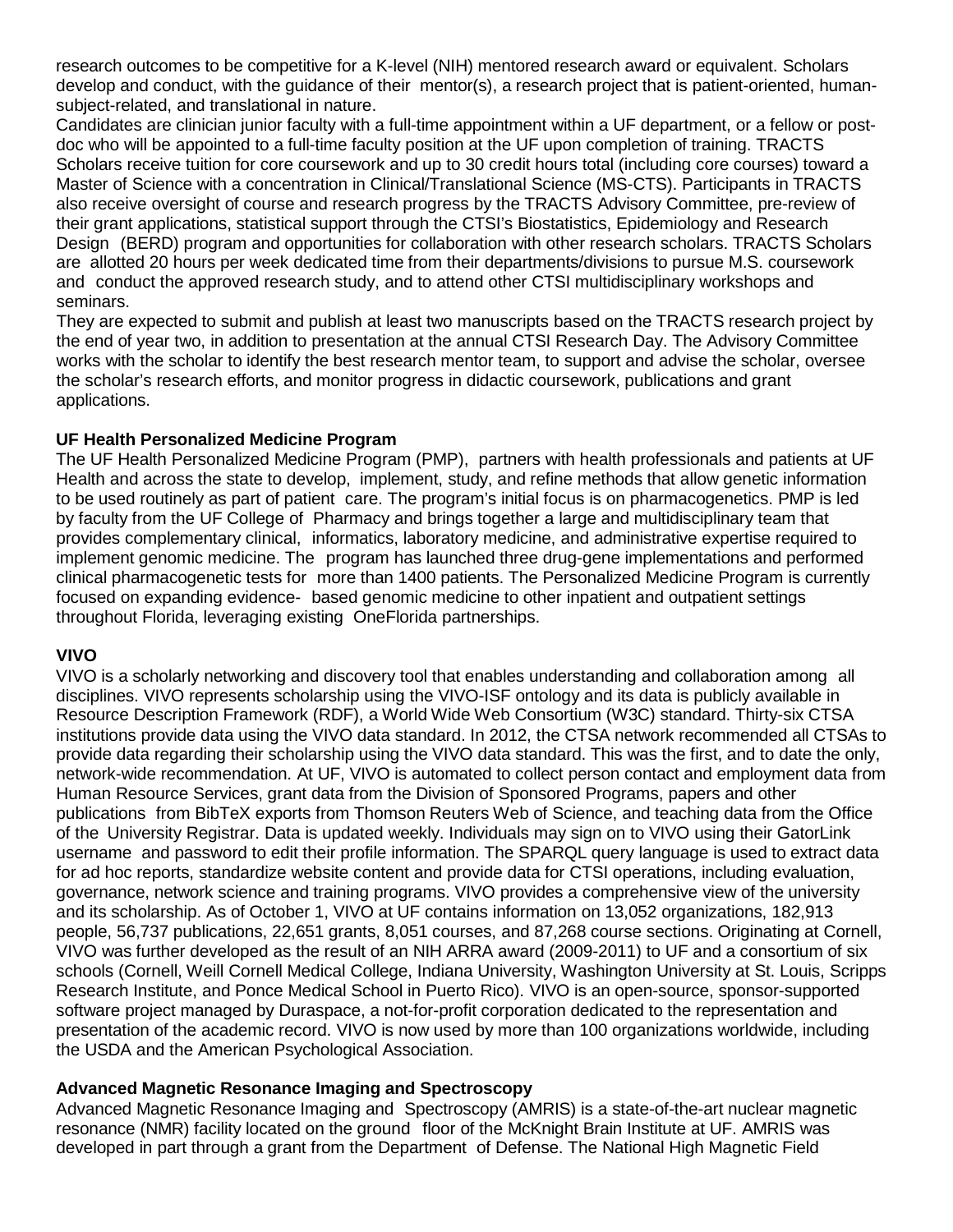research outcomes to be competitive for a K-level (NIH) mentored research award or equivalent. Scholars develop and conduct, with the guidance of their mentor(s), a research project that is patient-oriented, human-subject-related, and translational in nature.

Candidates are clinician junior faculty with a full-time appointment within a UF department, or a fellow or post-doc who will be appointed to a full-time faculty position at the UF upon completion of training. TRACTS Scholars receive tuition for core coursework and up to 30 credit hours total (including core courses) toward a Master of Science with a concentration in Clinical/Translational Science (MS-CTS). Participants in TRACTS also receive oversight of course and research progress by the TRACTS Advisory Committee, pre-review of their grant applications, statistical support through the CTSI's Biostatistics, Epidemiology and Research Design (BERD) program and opportunities for collaboration with other research scholars. TRACTS Scholars are allotted 20 hours per week dedicated time from their departments/divisions to pursue M.S. coursework and conduct the approved research study, and to attend other CTSI multidisciplinary workshops and seminars.

They are expected to submit and publish at least two manuscripts based on the TRACTS research project by the end of year two, in addition to presentation at the annual CTSI Research Day. The Advisory Committee works with the scholar to identify the best research mentor team, to support and advise the scholar, oversee the scholar's research efforts, and monitor progress in didactic coursework, publications and grant applications.

**UF Health Personalized Medicine Program**

The UF Health Personalized Medicine Program (PMP), partners with health professionals and patients at UF Health and across the state to develop, implement, study, and refine methods that allow genetic information to be used routinely as part of patient care. The program's initial focus is on pharmacogenetics. PMP is led by faculty from the UF College of Pharmacy and brings together a large and multidisciplinary team that provides complementary clinical, informatics, laboratory medicine, and administrative expertise required to implement genomic medicine. The program has launched three drug-gene implementations and performed clinical pharmacogenetic tests for more than 1400 patients. The Personalized Medicine Program is currently focused on expanding evidence- based genomic medicine to other inpatient and outpatient settings throughout Florida, leveraging existing OneFlorida partnerships.

**VIVO**

VIVO is a scholarly networking and discovery tool that enables understanding and collaboration among all disciplines. VIVO represents scholarship using the VIVO-ISF ontology and its data is publicly available in Resource Description Framework (RDF), a World Wide Web Consortium (W3C) standard. Thirty-six CTSA institutions provide data using the VIVO data standard. In 2012, the CTSA network recommended all CTSAs to provide data regarding their scholarship using the VIVO data standard. This was the first, and to date the only, network-wide recommendation. At UF, VIVO is automated to collect person contact and employment data from Human Resource Services, grant data from the Division of Sponsored Programs, papers and other publications from BibTeX exports from Thomson Reuters Web of Science, and teaching data from the Office of the University Registrar. Data is updated weekly. Individuals may sign on to VIVO using their GatorLink username and password to edit their profile information. The SPARQL query language is used to extract data for ad hoc reports, standardize website content and provide data for CTSI operations, including evaluation, governance, network science and training programs. VIVO provides a comprehensive view of the university and its scholarship. As of October 1, VIVO at UF contains information on 13,052 organizations, 182,913 people, 56,737 publications, 22,651 grants, 8,051 courses, and 87,268 course sections. Originating at Cornell, VIVO was further developed as the result of an NIH ARRA award (2009-2011) to UF and a consortium of six schools (Cornell, Weill Cornell Medical College, Indiana University, Washington University at St. Louis, Scripps Research Institute, and Ponce Medical School in Puerto Rico). VIVO is an open-source, sponsor-supported software project managed by Duraspace, a not-for-profit corporation dedicated to the representation and presentation of the academic record. VIVO is now used by more than 100 organizations worldwide, including the USDA and the American Psychological Association.

**Advanced Magnetic Resonance Imaging and Spectroscopy**

Advanced Magnetic Resonance Imaging and Spectroscopy (AMRIS) is a state-of-the-art nuclear magnetic resonance (NMR) facility located on the ground floor of the McKnight Brain Institute at UF. AMRIS was developed in part through a grant from the Department of Defense. The National High Magnetic Field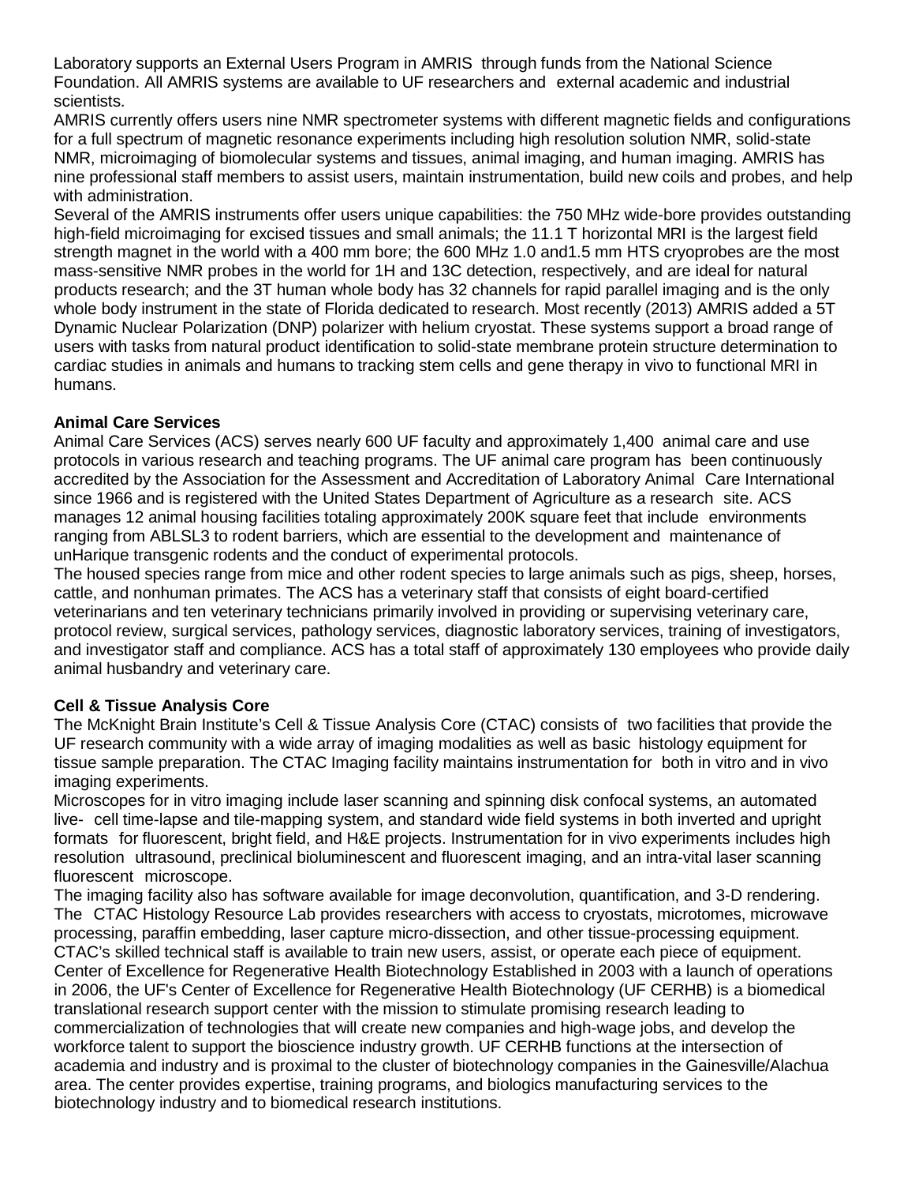Laboratory supports an External Users Program in AMRIS through funds from the National Science Foundation. All AMRIS systems are available to UF researchers and external academic and industrial scientists.

AMRIS currently offers users nine NMR spectrometer systems with different magnetic fields and configurations for a full spectrum of magnetic resonance experiments including high resolution solution NMR, solid-state NMR, microimaging of biomolecular systems and tissues, animal imaging, and human imaging. AMRIS has nine professional staff members to assist users, maintain instrumentation, build new coils and probes, and help with administration.

Several of the AMRIS instruments offer users unique capabilities: the 750 MHz wide-bore provides outstanding high-field microimaging for excised tissues and small animals; the 11.1 T horizontal MRI is the largest field strength magnet in the world with a 400 mm bore; the 600 MHz 1.0 and1.5 mm HTS cryoprobes are the most mass-sensitive NMR probes in the world for 1H and 13C detection, respectively, and are ideal for natural products research; and the 3T human whole body has 32 channels for rapid parallel imaging and is the only whole body instrument in the state of Florida dedicated to research. Most recently (2013) AMRIS added a 5T Dynamic Nuclear Polarization (DNP) polarizer with helium cryostat. These systems support a broad range of users with tasks from natural product identification to solid-state membrane protein structure determination to cardiac studies in animals and humans to tracking stem cells and gene therapy in vivo to functional MRI in humans.

**Animal Care Services**

Animal Care Services (ACS) serves nearly 600 UF faculty and approximately 1,400 animal care and use protocols in various research and teaching programs. The UF animal care program has been continuously accredited by the Association for the Assessment and Accreditation of Laboratory Animal Care International since 1966 and is registered with the United States Department of Agriculture as a research site. ACS manages 12 animal housing facilities totaling approximately 200K square feet that include environments ranging from ABLSL3 to rodent barriers, which are essential to the development and maintenance of unHarique transgenic rodents and the conduct of experimental protocols.

The housed species range from mice and other rodent species to large animals such as pigs, sheep, horses, cattle, and nonhuman primates. The ACS has a veterinary staff that consists of eight board-certified veterinarians and ten veterinary technicians primarily involved in providing or supervising veterinary care, protocol review, surgical services, pathology services, diagnostic laboratory services, training of investigators, and investigator staff and compliance. ACS has a total staff of approximately 130 employees who provide daily animal husbandry and veterinary care.

**Cell & Tissue Analysis Core**

The McKnight Brain Institute's Cell & Tissue Analysis Core (CTAC) consists of two facilities that provide the UF research community with a wide array of imaging modalities as well as basic histology equipment for tissue sample preparation. The CTAC Imaging facility maintains instrumentation for both in vitro and in vivo imaging experiments.

Microscopes for in vitro imaging include laser scanning and spinning disk confocal systems, an automated live- cell time-lapse and tile-mapping system, and standard wide field systems in both inverted and upright formats for fluorescent, bright field, and H&E projects. Instrumentation for in vivo experiments includes high resolution ultrasound, preclinical bioluminescent and fluorescent imaging, and an intra-vital laser scanning fluorescent microscope.

The imaging facility also has software available for image deconvolution, quantification, and 3-D rendering. The CTAC Histology Resource Lab provides researchers with access to cryostats, microtomes, microwave processing, paraffin embedding, laser capture micro-dissection, and other tissue-processing equipment. CTAC's skilled technical staff is available to train new users, assist, or operate each piece of equipment.

Center of Excellence for Regenerative Health Biotechnology Established in 2003 with a launch of operations in 2006, the UF's Center of Excellence for Regenerative Health Biotechnology (UF CERHB) is a biomedical translational research support center with the mission to stimulate promising research leading to commercialization of technologies that will create new companies and high-wage jobs, and develop the workforce talent to support the bioscience industry growth. UF CERHB functions at the intersection of academia and industry and is proximal to the cluster of biotechnology companies in the Gainesville/Alachua area. The center provides expertise, training programs, and biologics manufacturing services to the biotechnology industry and to biomedical research institutions.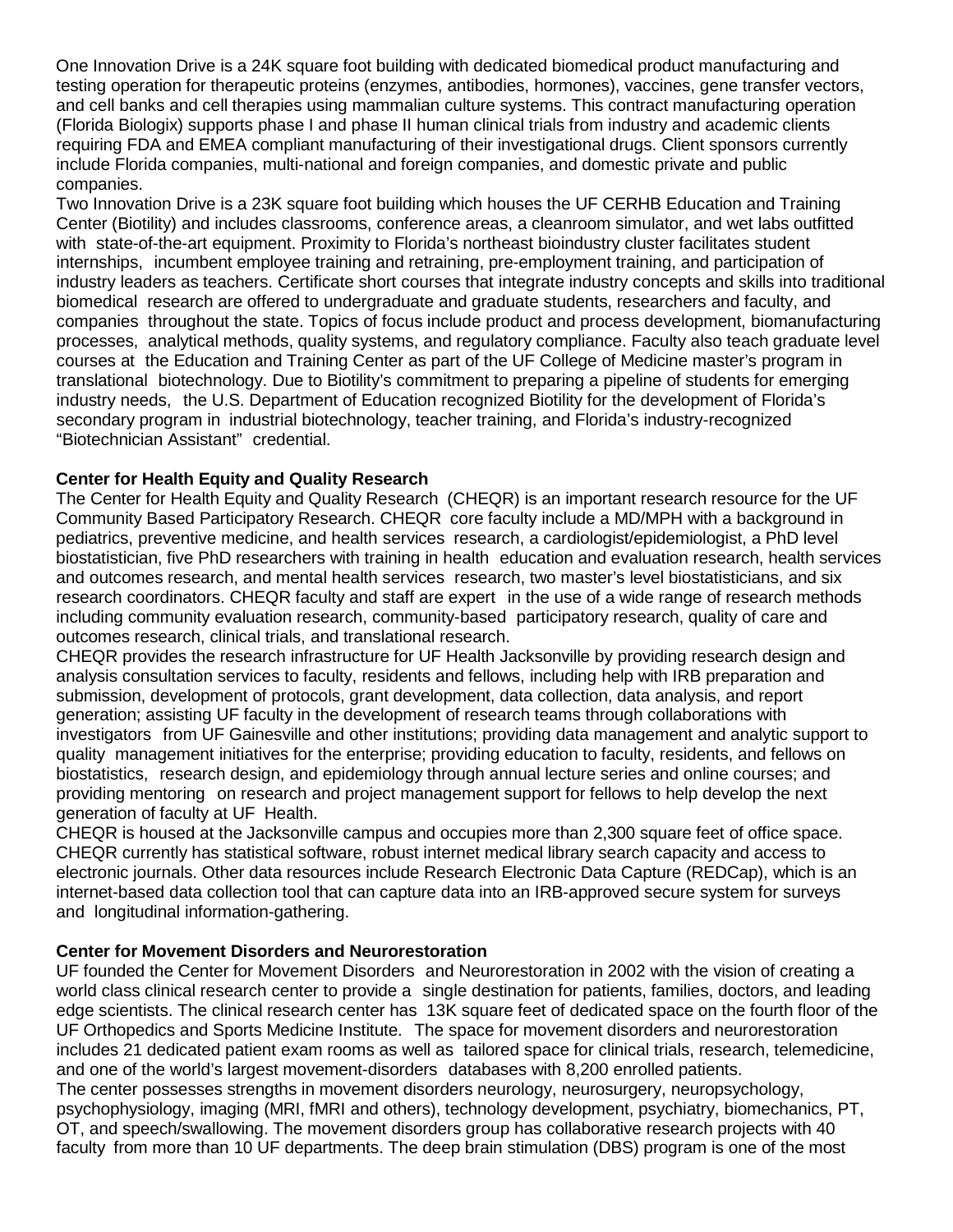One Innovation Drive is a 24K square foot building with dedicated biomedical product manufacturing and testing operation for therapeutic proteins (enzymes, antibodies, hormones), vaccines, gene transfer vectors, and cell banks and cell therapies using mammalian culture systems. This contract manufacturing operation (Florida Biologix) supports phase I and phase II human clinical trials from industry and academic clients requiring FDA and EMEA compliant manufacturing of their investigational drugs. Client sponsors currently include Florida companies, multi-national and foreign companies, and domestic private and public companies.

Two Innovation Drive is a 23K square foot building which houses the UF CERHB Education and Training Center (Biotility) and includes classrooms, conference areas, a cleanroom simulator, and wet labs outfitted with state-of-the-art equipment. Proximity to Florida's northeast bioindustry cluster facilitates student internships, incumbent employee training and retraining, pre-employment training, and participation of industry leaders as teachers. Certificate short courses that integrate industry concepts and skills into traditional biomedical research are offered to undergraduate and graduate students, researchers and faculty, and companies throughout the state. Topics of focus include product and process development, biomanufacturing processes, analytical methods, quality systems, and regulatory compliance. Faculty also teach graduate level courses at the Education and Training Center as part of the UF College of Medicine master's program in translational biotechnology. Due to Biotility's commitment to preparing a pipeline of students for emerging industry needs, the U.S. Department of Education recognized Biotility for the development of Florida's secondary program in industrial biotechnology, teacher training, and Florida's industry-recognized "Biotechnician Assistant" credential.

**Center for Health Equity and Quality Research**

The Center for Health Equity and Quality Research (CHEQR) is an important research resource for the UF Community Based Participatory Research. CHEQR core faculty include a MD/MPH with a background in pediatrics, preventive medicine, and health services research, a cardiologist/epidemiologist, a PhD level biostatistician, five PhD researchers with training in health education and evaluation research, health services and outcomes research, and mental health services research, two master's level biostatisticians, and six research coordinators. CHEQR faculty and staff are expert in the use of a wide range of research methods including community evaluation research, community-based participatory research, quality of care and outcomes research, clinical trials, and translational research.

CHEQR provides the research infrastructure for UF Health Jacksonville by providing research design and analysis consultation services to faculty, residents and fellows, including help with IRB preparation and submission, development of protocols, grant development, data collection, data analysis, and report generation; assisting UF faculty in the development of research teams through collaborations with investigators from UF Gainesville and other institutions; providing data management and analytic support to quality management initiatives for the enterprise; providing education to faculty, residents, and fellows on biostatistics, research design, and epidemiology through annual lecture series and online courses; and providing mentoring on research and project management support for fellows to help develop the next generation of faculty at UF Health.

CHEQR is housed at the Jacksonville campus and occupies more than 2,300 square feet of office space. CHEQR currently has statistical software, robust internet medical library search capacity and access to electronic journals. Other data resources include Research Electronic Data Capture (REDCap), which is an internet-based data collection tool that can capture data into an IRB-approved secure system for surveys and longitudinal information-gathering.

**Center for Movement Disorders and Neurorestoration**

UF founded the Center for Movement Disorders and Neurorestoration in 2002 with the vision of creating a world class clinical research center to provide a single destination for patients, families, doctors, and leading edge scientists. The clinical research center has 13K square feet of dedicated space on the fourth floor of the UF Orthopedics and Sports Medicine Institute. The space for movement disorders and neurorestoration includes 21 dedicated patient exam rooms as well as tailored space for clinical trials, research, telemedicine, and one of the world's largest movement-disorders databases with 8,200 enrolled patients.

The center possesses strengths in movement disorders neurology, neurosurgery, neuropsychology, psychophysiology, imaging (MRI, fMRI and others), technology development, psychiatry, biomechanics, PT, OT, and speech/swallowing. The movement disorders group has collaborative research projects with 40 faculty from more than 10 UF departments. The deep brain stimulation (DBS) program is one of the most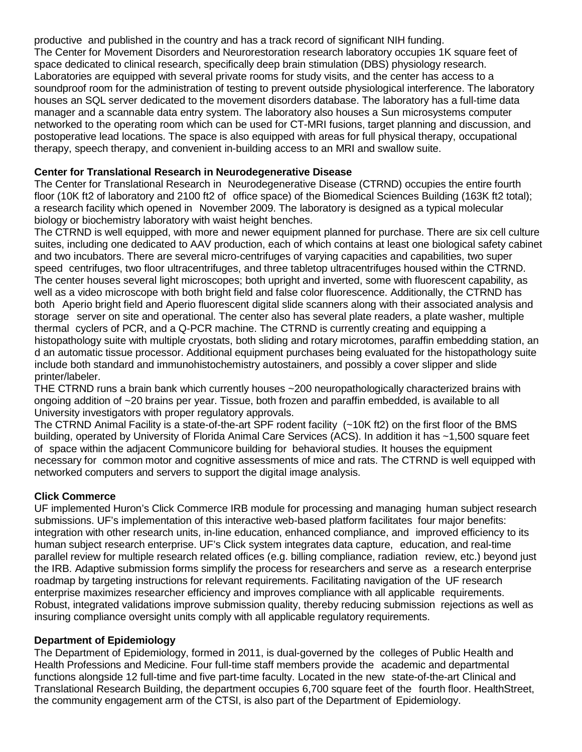productive and published in the country and has a track record of significant NIH funding.

The Center for Movement Disorders and Neurorestoration research laboratory occupies 1K square feet of space dedicated to clinical research, specifically deep brain stimulation (DBS) physiology research. Laboratories are equipped with several private rooms for study visits, and the center has access to a soundproof room for the administration of testing to prevent outside physiological interference. The laboratory houses an SQL server dedicated to the movement disorders database. The laboratory has a full-time data manager and a scannable data entry system. The laboratory also houses a Sun microsystems computer networked to the operating room which can be used for CT-MRI fusions, target planning and discussion, and postoperative lead locations. The space is also equipped with areas for full physical therapy, occupational therapy, speech therapy, and convenient in-building access to an MRI and swallow suite.

**Center for Translational Research in Neurodegenerative Disease**

The Center for Translational Research in Neurodegenerative Disease (CTRND) occupies the entire fourth floor (10K ft2 of laboratory and 2100 ft2 of office space) of the Biomedical Sciences Building (163K ft2 total); a research facility which opened in November 2009. The laboratory is designed as a typical molecular biology or biochemistry laboratory with waist height benches.

The CTRND is well equipped, with more and newer equipment planned for purchase. There are six cell culture suites, including one dedicated to AAV production, each of which contains at least one biological safety cabinet and two incubators. There are several micro-centrifuges of varying capacities and capabilities, two super speed centrifuges, two floor ultracentrifuges, and three tabletop ultracentrifuges housed within the CTRND. The center houses several light microscopes; both upright and inverted, some with fluorescent capability, as well as a video microscope with both bright field and false color fluorescence. Additionally, the CTRND has both Aperio bright field and Aperio fluorescent digital slide scanners along with their associated analysis and storage server on site and operational. The center also has several plate readers, a plate washer, multiple thermal cyclers of PCR, and a Q-PCR machine. The CTRND is currently creating and equipping a histopathology suite with multiple cryostats, both sliding and rotary microtomes, paraffin embedding station, an d an automatic tissue processor. Additional equipment purchases being evaluated for the histopathology suite include both standard and immunohistochemistry autostainers, and possibly a cover slipper and slide printer/labeler.

THE CTRND runs a brain bank which currently houses ~200 neuropathologically characterized brains with ongoing addition of ~20 brains per year. Tissue, both frozen and paraffin embedded, is available to all University investigators with proper regulatory approvals.

The CTRND Animal Facility is a state-of-the-art SPF rodent facility (~10K ft2) on the first floor of the BMS building, operated by University of Florida Animal Care Services (ACS). In addition it has ~1,500 square feet of space within the adjacent Communicore building for behavioral studies. It houses the equipment necessary for common motor and cognitive assessments of mice and rats. The CTRND is well equipped with networked computers and servers to support the digital image analysis.

**Click Commerce**

UF implemented Huron's Click Commerce IRB module for processing and managing human subject research submissions. UF's implementation of this interactive web-based platform facilitates four major benefits: integration with other research units, in-line education, enhanced compliance, and improved efficiency to its human subject research enterprise. UF's Click system integrates data capture, education, and real-time parallel review for multiple research related offices (e.g. billing compliance, radiation review, etc.) beyond just the IRB. Adaptive submission forms simplify the process for researchers and serve as a research enterprise roadmap by targeting instructions for relevant requirements. Facilitating navigation of the UF research enterprise maximizes researcher efficiency and improves compliance with all applicable requirements. Robust, integrated validations improve submission quality, thereby reducing submission rejections as well as insuring compliance oversight units comply with all applicable regulatory requirements.

**Department of Epidemiology**

The Department of Epidemiology, formed in 2011, is dual-governed by the colleges of Public Health and Health Professions and Medicine. Four full-time staff members provide the academic and departmental functions alongside 12 full-time and five part-time faculty. Located in the new state-of-the-art Clinical and Translational Research Building, the department occupies 6,700 square feet of the fourth floor. HealthStreet, the community engagement arm of the CTSI, is also part of the Department of Epidemiology.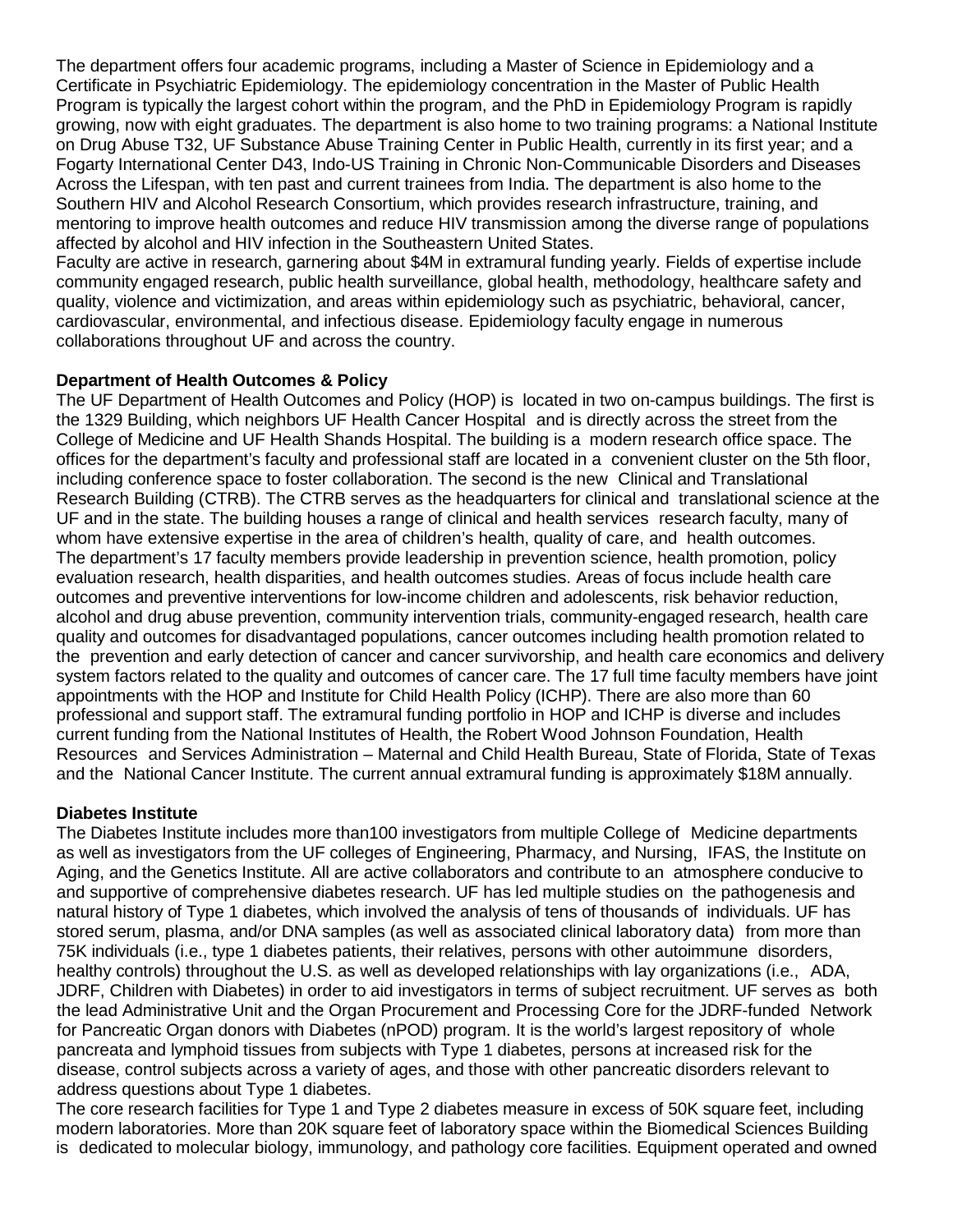The department offers four academic programs, including a Master of Science in Epidemiology and a Certificate in Psychiatric Epidemiology. The epidemiology concentration in the Master of Public Health Program is typically the largest cohort within the program, and the PhD in Epidemiology Program is rapidly growing, now with eight graduates. The department is also home to two training programs: a National Institute on Drug Abuse T32, UF Substance Abuse Training Center in Public Health, currently in its first year; and a Fogarty International Center D43, Indo-US Training in Chronic Non-Communicable Disorders and Diseases Across the Lifespan, with ten past and current trainees from India. The department is also home to the Southern HIV and Alcohol Research Consortium, which provides research infrastructure, training, and mentoring to improve health outcomes and reduce HIV transmission among the diverse range of populations affected by alcohol and HIV infection in the Southeastern United States.

Faculty are active in research, garnering about $4M in extramural funding yearly. Fields of expertise include community engaged research, public health surveillance, global health, methodology, healthcare safety and quality, violence and victimization, and areas within epidemiology such as psychiatric, behavioral, cancer, cardiovascular, environmental, and infectious disease. Epidemiology faculty engage in numerous collaborations throughout UF and across the country.

**Department of Health Outcomes & Policy**

The UF Department of Health Outcomes and Policy (HOP) is located in two on-campus buildings. The first is the 1329 Building, which neighbors UF Health Cancer Hospital and is directly across the street from the College of Medicine and UF Health Shands Hospital. The building is a modern research office space. The offices for the department's faculty and professional staff are located in a convenient cluster on the 5th floor, including conference space to foster collaboration. The second is the new Clinical and Translational Research Building (CTRB). The CTRB serves as the headquarters for clinical and translational science at the UF and in the state. The building houses a range of clinical and health services research faculty, many of whom have extensive expertise in the area of children's health, quality of care, and health outcomes. The department's 17 faculty members provide leadership in prevention science, health promotion, policy evaluation research, health disparities, and health outcomes studies. Areas of focus include health care outcomes and preventive interventions for low-income children and adolescents, risk behavior reduction, alcohol and drug abuse prevention, community intervention trials, community-engaged research, health care quality and outcomes for disadvantaged populations, cancer outcomes including health promotion related to the prevention and early detection of cancer and cancer survivorship, and health care economics and delivery system factors related to the quality and outcomes of cancer care. The 17 full time faculty members have joint appointments with the HOP and Institute for Child Health Policy (ICHP). There are also more than 60 professional and support staff. The extramural funding portfolio in HOP and ICHP is diverse and includes current funding from the National Institutes of Health, the Robert Wood Johnson Foundation, Health Resources and Services Administration – Maternal and Child Health Bureau, State of Florida, State of Texas and the National Cancer Institute. The current annual extramural funding is approximately $18M annually.

**Diabetes Institute**

The Diabetes Institute includes more than100 investigators from multiple College of Medicine departments as well as investigators from the UF colleges of Engineering, Pharmacy, and Nursing, IFAS, the Institute on Aging, and the Genetics Institute. All are active collaborators and contribute to an atmosphere conducive to and supportive of comprehensive diabetes research. UF has led multiple studies on the pathogenesis and natural history of Type 1 diabetes, which involved the analysis of tens of thousands of individuals. UF has stored serum, plasma, and/or DNA samples (as well as associated clinical laboratory data) from more than 75K individuals (i.e., type 1 diabetes patients, their relatives, persons with other autoimmune disorders, healthy controls) throughout the U.S. as well as developed relationships with lay organizations (i.e., ADA, JDRF, Children with Diabetes) in order to aid investigators in terms of subject recruitment. UF serves as both the lead Administrative Unit and the Organ Procurement and Processing Core for the JDRF-funded Network for Pancreatic Organ donors with Diabetes (nPOD) program. It is the world's largest repository of whole pancreata and lymphoid tissues from subjects with Type 1 diabetes, persons at increased risk for the disease, control subjects across a variety of ages, and those with other pancreatic disorders relevant to address questions about Type 1 diabetes.

The core research facilities for Type 1 and Type 2 diabetes measure in excess of 50K square feet, including modern laboratories. More than 20K square feet of laboratory space within the Biomedical Sciences Building is dedicated to molecular biology, immunology, and pathology core facilities. Equipment operated and owned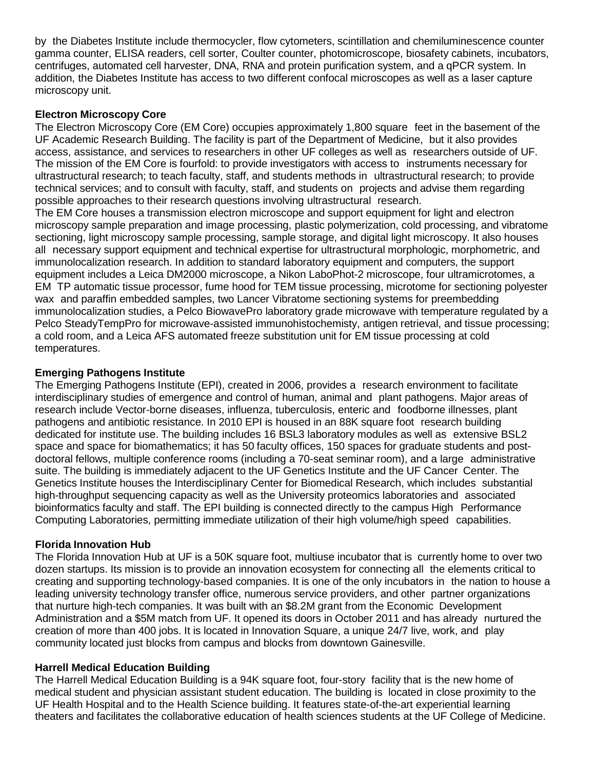by the Diabetes Institute include thermocycler, flow cytometers, scintillation and chemiluminescence counter gamma counter, ELISA readers, cell sorter, Coulter counter, photomicroscope, biosafety cabinets, incubators, centrifuges, automated cell harvester, DNA, RNA and protein purification system, and a qPCR system. In addition, the Diabetes Institute has access to two different confocal microscopes as well as a laser capture microscopy unit.

**Electron Microscopy Core**

The Electron Microscopy Core (EM Core) occupies approximately 1,800 square feet in the basement of the UF Academic Research Building. The facility is part of the Department of Medicine, but it also provides access, assistance, and services to researchers in other UF colleges as well as researchers outside of UF. The mission of the EM Core is fourfold: to provide investigators with access to instruments necessary for ultrastructural research; to teach faculty, staff, and students methods in ultrastructural research; to provide technical services; and to consult with faculty, staff, and students on projects and advise them regarding possible approaches to their research questions involving ultrastructural research.

The EM Core houses a transmission electron microscope and support equipment for light and electron microscopy sample preparation and image processing, plastic polymerization, cold processing, and vibratome sectioning, light microscopy sample processing, sample storage, and digital light microscopy. It also houses all necessary support equipment and technical expertise for ultrastructural morphologic, morphometric, and immunolocalization research. In addition to standard laboratory equipment and computers, the support equipment includes a Leica DM2000 microscope, a Nikon LaboPhot-2 microscope, four ultramicrotomes, a EM TP automatic tissue processor, fume hood for TEM tissue processing, microtome for sectioning polyester wax and paraffin embedded samples, two Lancer Vibratome sectioning systems for preembedding immunolocalization studies, a Pelco BiowavePro laboratory grade microwave with temperature regulated by a Pelco SteadyTempPro for microwave-assisted immunohistochemisty, antigen retrieval, and tissue processing; a cold room, and a Leica AFS automated freeze substitution unit for EM tissue processing at cold temperatures.

**Emerging Pathogens Institute**

The Emerging Pathogens Institute (EPI), created in 2006, provides a research environment to facilitate interdisciplinary studies of emergence and control of human, animal and plant pathogens. Major areas of research include Vector-borne diseases, influenza, tuberculosis, enteric and foodborne illnesses, plant pathogens and antibiotic resistance. In 2010 EPI is housed in an 88K square foot research building dedicated for institute use. The building includes 16 BSL3 laboratory modules as well as extensive BSL2 space and space for biomathematics; it has 50 faculty offices, 150 spaces for graduate students and post-doctoral fellows, multiple conference rooms (including a 70-seat seminar room), and a large administrative suite. The building is immediately adjacent to the UF Genetics Institute and the UF Cancer Center. The Genetics Institute houses the Interdisciplinary Center for Biomedical Research, which includes substantial high-throughput sequencing capacity as well as the University proteomics laboratories and associated bioinformatics faculty and staff. The EPI building is connected directly to the campus High Performance Computing Laboratories, permitting immediate utilization of their high volume/high speed capabilities.

**Florida Innovation Hub**

The Florida Innovation Hub at UF is a 50K square foot, multiuse incubator that is currently home to over two dozen startups. Its mission is to provide an innovation ecosystem for connecting all the elements critical to creating and supporting technology-based companies. It is one of the only incubators in the nation to house a leading university technology transfer office, numerous service providers, and other partner organizations that nurture high-tech companies. It was built with an $8.2M grant from the Economic Development Administration and a $5M match from UF. It opened its doors in October 2011 and has already nurtured the creation of more than 400 jobs. It is located in Innovation Square, a unique 24/7 live, work, and play community located just blocks from campus and blocks from downtown Gainesville.

**Harrell Medical Education Building**

The Harrell Medical Education Building is a 94K square foot, four-story facility that is the new home of medical student and physician assistant student education. The building is located in close proximity to the UF Health Hospital and to the Health Science building. It features state-of-the-art experiential learning theaters and facilitates the collaborative education of health sciences students at the UF College of Medicine.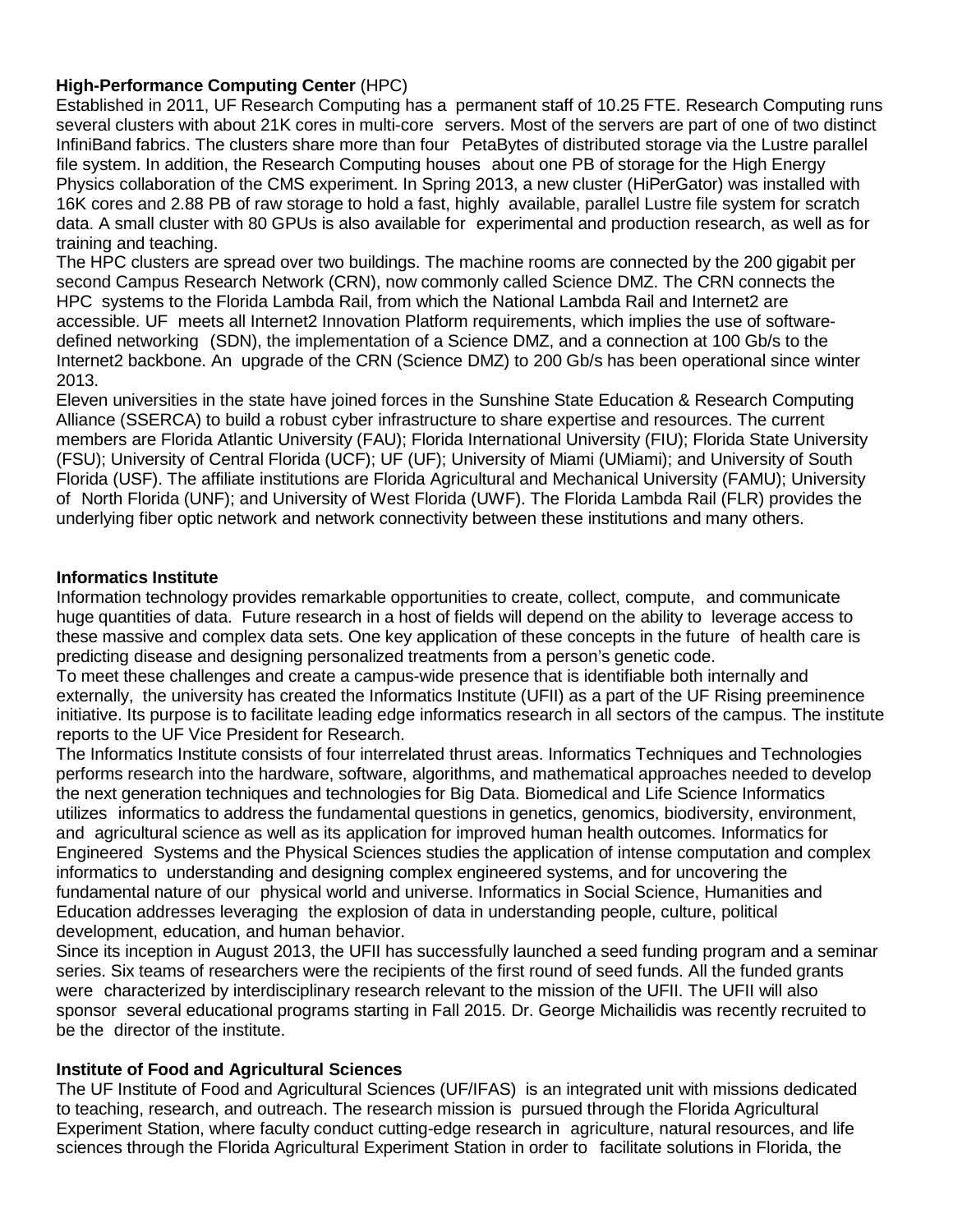**High-Performance Computing Center** (HPC)

Established in 2011, UF Research Computing has a permanent staff of 10.25 FTE. Research Computing runs several clusters with about 21K cores in multi-core servers. Most of the servers are part of one of two distinct InfiniBand fabrics. The clusters share more than four PetaBytes of distributed storage via the Lustre parallel file system. In addition, the Research Computing houses about one PB of storage for the High Energy Physics collaboration of the CMS experiment. In Spring 2013, a new cluster (HiPerGator) was installed with 16K cores and 2.88 PB of raw storage to hold a fast, highly available, parallel Lustre file system for scratch data. A small cluster with 80 GPUs is also available for experimental and production research, as well as for training and teaching.

The HPC clusters are spread over two buildings. The machine rooms are connected by the 200 gigabit per second Campus Research Network (CRN), now commonly called Science DMZ. The CRN connects the HPC systems to the Florida Lambda Rail, from which the National Lambda Rail and Internet2 are accessible. UF meets all Internet2 Innovation Platform requirements, which implies the use of software-defined networking (SDN), the implementation of a Science DMZ, and a connection at 100 Gb/s to the Internet2 backbone. An upgrade of the CRN (Science DMZ) to 200 Gb/s has been operational since winter 2013.

Eleven universities in the state have joined forces in the Sunshine State Education & Research Computing Alliance (SSERCA) to build a robust cyber infrastructure to share expertise and resources. The current members are Florida Atlantic University (FAU); Florida International University (FIU); Florida State University (FSU); University of Central Florida (UCF); UF (UF); University of Miami (UMiami); and University of South Florida (USF). The affiliate institutions are Florida Agricultural and Mechanical University (FAMU); University of North Florida (UNF); and University of West Florida (UWF). The Florida Lambda Rail (FLR) provides the underlying fiber optic network and network connectivity between these institutions and many others.

**Informatics Institute**

Information technology provides remarkable opportunities to create, collect, compute, and communicate huge quantities of data. Future research in a host of fields will depend on the ability to leverage access to these massive and complex data sets. One key application of these concepts in the future of health care is predicting disease and designing personalized treatments from a person's genetic code.

To meet these challenges and create a campus-wide presence that is identifiable both internally and externally, the university has created the Informatics Institute (UFII) as a part of the UF Rising preeminence initiative. Its purpose is to facilitate leading edge informatics research in all sectors of the campus. The institute reports to the UF Vice President for Research.

The Informatics Institute consists of four interrelated thrust areas. Informatics Techniques and Technologies performs research into the hardware, software, algorithms, and mathematical approaches needed to develop the next generation techniques and technologies for Big Data. Biomedical and Life Science Informatics utilizes informatics to address the fundamental questions in genetics, genomics, biodiversity, environment, and agricultural science as well as its application for improved human health outcomes. Informatics for Engineered Systems and the Physical Sciences studies the application of intense computation and complex informatics to understanding and designing complex engineered systems, and for uncovering the fundamental nature of our physical world and universe. Informatics in Social Science, Humanities and Education addresses leveraging the explosion of data in understanding people, culture, political development, education, and human behavior.

Since its inception in August 2013, the UFII has successfully launched a seed funding program and a seminar series. Six teams of researchers were the recipients of the first round of seed funds. All the funded grants were characterized by interdisciplinary research relevant to the mission of the UFII. The UFII will also sponsor several educational programs starting in Fall 2015. Dr. George Michailidis was recently recruited to be the director of the institute.

**Institute of Food and Agricultural Sciences**

The UF Institute of Food and Agricultural Sciences (UF/IFAS) is an integrated unit with missions dedicated to teaching, research, and outreach. The research mission is pursued through the Florida Agricultural Experiment Station, where faculty conduct cutting-edge research in agriculture, natural resources, and life sciences through the Florida Agricultural Experiment Station in order to facilitate solutions in Florida, the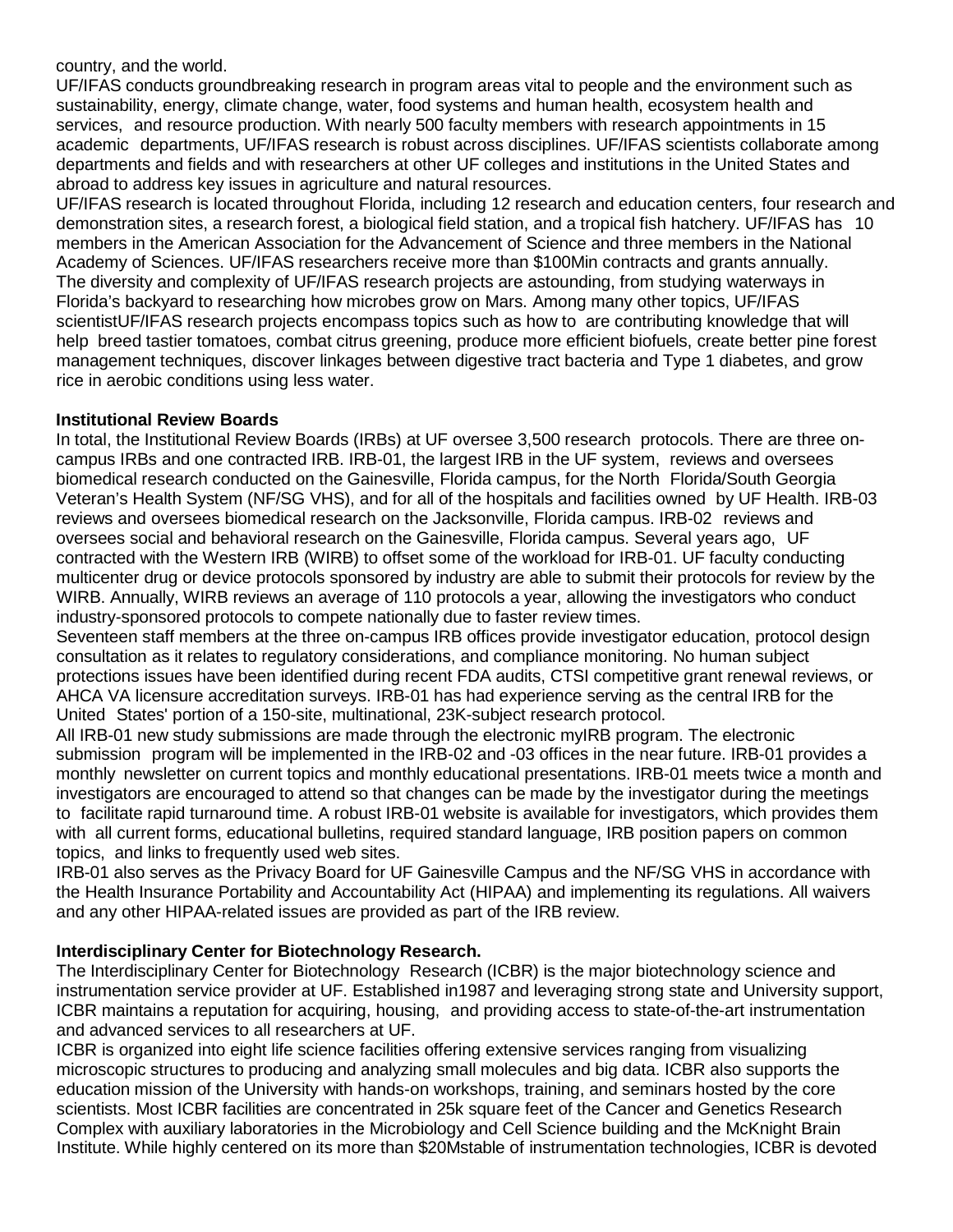country, and the world.

UF/IFAS conducts groundbreaking research in program areas vital to people and the environment such as sustainability, energy, climate change, water, food systems and human health, ecosystem health and services, and resource production. With nearly 500 faculty members with research appointments in 15 academic departments, UF/IFAS research is robust across disciplines. UF/IFAS scientists collaborate among departments and fields and with researchers at other UF colleges and institutions in the United States and abroad to address key issues in agriculture and natural resources.

UF/IFAS research is located throughout Florida, including 12 research and education centers, four research and demonstration sites, a research forest, a biological field station, and a tropical fish hatchery. UF/IFAS has 10 members in the American Association for the Advancement of Science and three members in the National Academy of Sciences. UF/IFAS researchers receive more than $100Min contracts and grants annually.

The diversity and complexity of UF/IFAS research projects are astounding, from studying waterways in Florida's backyard to researching how microbes grow on Mars. Among many other topics, UF/IFAS scientistUF/IFAS research projects encompass topics such as how to are contributing knowledge that will help breed tastier tomatoes, combat citrus greening, produce more efficient biofuels, create better pine forest management techniques, discover linkages between digestive tract bacteria and Type 1 diabetes, and grow rice in aerobic conditions using less water.

**Institutional Review Boards**

In total, the Institutional Review Boards (IRBs) at UF oversee 3,500 research protocols. There are three on-campus IRBs and one contracted IRB. IRB-01, the largest IRB in the UF system, reviews and oversees biomedical research conducted on the Gainesville, Florida campus, for the North Florida/South Georgia Veteran's Health System (NF/SG VHS), and for all of the hospitals and facilities owned by UF Health. IRB-03 reviews and oversees biomedical research on the Jacksonville, Florida campus. IRB-02 reviews and oversees social and behavioral research on the Gainesville, Florida campus. Several years ago, UF contracted with the Western IRB (WIRB) to offset some of the workload for IRB-01. UF faculty conducting multicenter drug or device protocols sponsored by industry are able to submit their protocols for review by the WIRB. Annually, WIRB reviews an average of 110 protocols a year, allowing the investigators who conduct industry-sponsored protocols to compete nationally due to faster review times.

Seventeen staff members at the three on-campus IRB offices provide investigator education, protocol design consultation as it relates to regulatory considerations, and compliance monitoring. No human subject protections issues have been identified during recent FDA audits, CTSI competitive grant renewal reviews, or AHCA VA licensure accreditation surveys. IRB-01 has had experience serving as the central IRB for the United States' portion of a 150-site, multinational, 23K-subject research protocol.

All IRB-01 new study submissions are made through the electronic myIRB program. The electronic submission program will be implemented in the IRB-02 and -03 offices in the near future. IRB-01 provides a monthly newsletter on current topics and monthly educational presentations. IRB-01 meets twice a month and investigators are encouraged to attend so that changes can be made by the investigator during the meetings to facilitate rapid turnaround time. A robust IRB-01 website is available for investigators, which provides them with all current forms, educational bulletins, required standard language, IRB position papers on common topics, and links to frequently used web sites.

IRB-01 also serves as the Privacy Board for UF Gainesville Campus and the NF/SG VHS in accordance with the Health Insurance Portability and Accountability Act (HIPAA) and implementing its regulations. All waivers and any other HIPAA-related issues are provided as part of the IRB review.

**Interdisciplinary Center for Biotechnology Research.**

The Interdisciplinary Center for Biotechnology Research (ICBR) is the major biotechnology science and instrumentation service provider at UF. Established in1987 and leveraging strong state and University support, ICBR maintains a reputation for acquiring, housing, and providing access to state-of-the-art instrumentation and advanced services to all researchers at UF.

ICBR is organized into eight life science facilities offering extensive services ranging from visualizing microscopic structures to producing and analyzing small molecules and big data. ICBR also supports the education mission of the University with hands-on workshops, training, and seminars hosted by the core scientists. Most ICBR facilities are concentrated in 25k square feet of the Cancer and Genetics Research Complex with auxiliary laboratories in the Microbiology and Cell Science building and the McKnight Brain Institute. While highly centered on its more than $20Mstable of instrumentation technologies, ICBR is devoted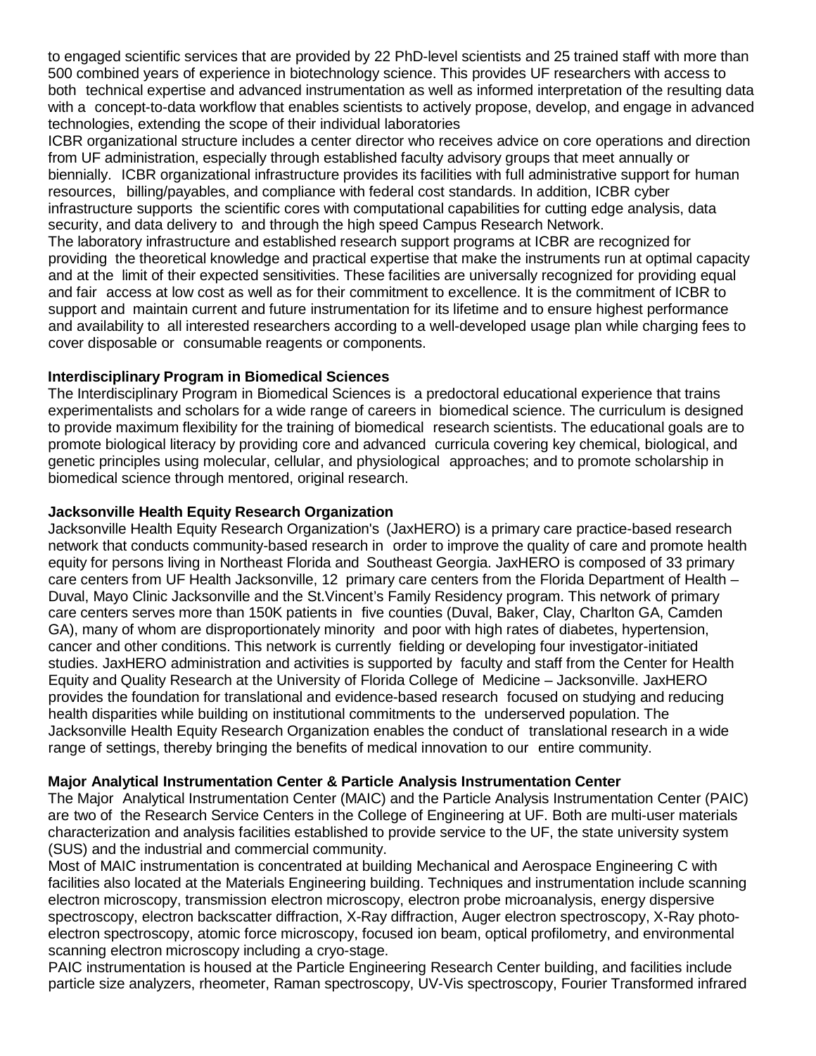to engaged scientific services that are provided by 22 PhD-level scientists and 25 trained staff with more than 500 combined years of experience in biotechnology science. This provides UF researchers with access to both technical expertise and advanced instrumentation as well as informed interpretation of the resulting data with a concept-to-data workflow that enables scientists to actively propose, develop, and engage in advanced technologies, extending the scope of their individual laboratories

ICBR organizational structure includes a center director who receives advice on core operations and direction from UF administration, especially through established faculty advisory groups that meet annually or biennially. ICBR organizational infrastructure provides its facilities with full administrative support for human resources, billing/payables, and compliance with federal cost standards. In addition, ICBR cyber infrastructure supports the scientific cores with computational capabilities for cutting edge analysis, data security, and data delivery to and through the high speed Campus Research Network.

The laboratory infrastructure and established research support programs at ICBR are recognized for providing the theoretical knowledge and practical expertise that make the instruments run at optimal capacity and at the limit of their expected sensitivities. These facilities are universally recognized for providing equal and fair access at low cost as well as for their commitment to excellence. It is the commitment of ICBR to support and maintain current and future instrumentation for its lifetime and to ensure highest performance and availability to all interested researchers according to a well-developed usage plan while charging fees to cover disposable or consumable reagents or components.

**Interdisciplinary Program in Biomedical Sciences**

The Interdisciplinary Program in Biomedical Sciences is a predoctoral educational experience that trains experimentalists and scholars for a wide range of careers in biomedical science. The curriculum is designed to provide maximum flexibility for the training of biomedical research scientists. The educational goals are to promote biological literacy by providing core and advanced curricula covering key chemical, biological, and genetic principles using molecular, cellular, and physiological approaches; and to promote scholarship in biomedical science through mentored, original research.

**Jacksonville Health Equity Research Organization**

Jacksonville Health Equity Research Organization's (JaxHERO) is a primary care practice-based research network that conducts community-based research in order to improve the quality of care and promote health equity for persons living in Northeast Florida and Southeast Georgia. JaxHERO is composed of 33 primary care centers from UF Health Jacksonville, 12 primary care centers from the Florida Department of Health – Duval, Mayo Clinic Jacksonville and the St.Vincent's Family Residency program. This network of primary care centers serves more than 150K patients in five counties (Duval, Baker, Clay, Charlton GA, Camden GA), many of whom are disproportionately minority and poor with high rates of diabetes, hypertension, cancer and other conditions. This network is currently fielding or developing four investigator-initiated studies. JaxHERO administration and activities is supported by faculty and staff from the Center for Health Equity and Quality Research at the University of Florida College of Medicine – Jacksonville. JaxHERO provides the foundation for translational and evidence-based research focused on studying and reducing health disparities while building on institutional commitments to the underserved population. The Jacksonville Health Equity Research Organization enables the conduct of translational research in a wide range of settings, thereby bringing the benefits of medical innovation to our entire community.

**Major Analytical Instrumentation Center & Particle Analysis Instrumentation Center**

The Major Analytical Instrumentation Center (MAIC) and the Particle Analysis Instrumentation Center (PAIC) are two of the Research Service Centers in the College of Engineering at UF. Both are multi-user materials characterization and analysis facilities established to provide service to the UF, the state university system (SUS) and the industrial and commercial community.

Most of MAIC instrumentation is concentrated at building Mechanical and Aerospace Engineering C with facilities also located at the Materials Engineering building. Techniques and instrumentation include scanning electron microscopy, transmission electron microscopy, electron probe microanalysis, energy dispersive spectroscopy, electron backscatter diffraction, X-Ray diffraction, Auger electron spectroscopy, X-Ray photo-electron spectroscopy, atomic force microscopy, focused ion beam, optical profilometry, and environmental scanning electron microscopy including a cryo-stage.

PAIC instrumentation is housed at the Particle Engineering Research Center building, and facilities include particle size analyzers, rheometer, Raman spectroscopy, UV-Vis spectroscopy, Fourier Transformed infrared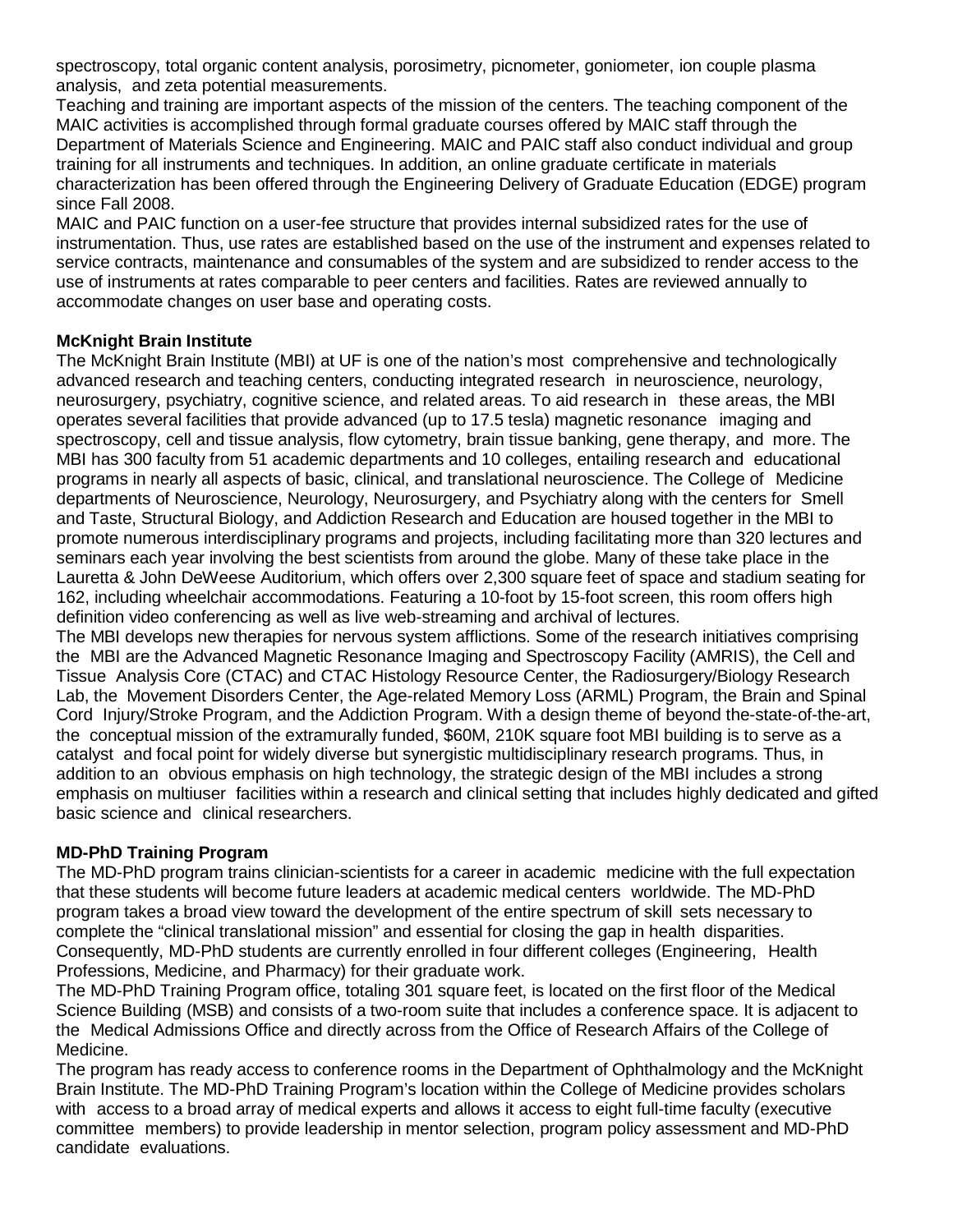spectroscopy, total organic content analysis, porosimetry, picnometer, goniometer, ion couple plasma analysis, and zeta potential measurements.

Teaching and training are important aspects of the mission of the centers. The teaching component of the MAIC activities is accomplished through formal graduate courses offered by MAIC staff through the Department of Materials Science and Engineering. MAIC and PAIC staff also conduct individual and group training for all instruments and techniques. In addition, an online graduate certificate in materials characterization has been offered through the Engineering Delivery of Graduate Education (EDGE) program since Fall 2008.

MAIC and PAIC function on a user-fee structure that provides internal subsidized rates for the use of instrumentation. Thus, use rates are established based on the use of the instrument and expenses related to service contracts, maintenance and consumables of the system and are subsidized to render access to the use of instruments at rates comparable to peer centers and facilities. Rates are reviewed annually to accommodate changes on user base and operating costs.

**McKnight Brain Institute**

The McKnight Brain Institute (MBI) at UF is one of the nation's most comprehensive and technologically advanced research and teaching centers, conducting integrated research in neuroscience, neurology, neurosurgery, psychiatry, cognitive science, and related areas. To aid research in these areas, the MBI operates several facilities that provide advanced (up to 17.5 tesla) magnetic resonance imaging and spectroscopy, cell and tissue analysis, flow cytometry, brain tissue banking, gene therapy, and more. The MBI has 300 faculty from 51 academic departments and 10 colleges, entailing research and educational programs in nearly all aspects of basic, clinical, and translational neuroscience. The College of Medicine departments of Neuroscience, Neurology, Neurosurgery, and Psychiatry along with the centers for Smell and Taste, Structural Biology, and Addiction Research and Education are housed together in the MBI to promote numerous interdisciplinary programs and projects, including facilitating more than 320 lectures and seminars each year involving the best scientists from around the globe. Many of these take place in the Lauretta & John DeWeese Auditorium, which offers over 2,300 square feet of space and stadium seating for 162, including wheelchair accommodations. Featuring a 10-foot by 15-foot screen, this room offers high definition video conferencing as well as live web-streaming and archival of lectures.

The MBI develops new therapies for nervous system afflictions. Some of the research initiatives comprising the MBI are the Advanced Magnetic Resonance Imaging and Spectroscopy Facility (AMRIS), the Cell and Tissue Analysis Core (CTAC) and CTAC Histology Resource Center, the Radiosurgery/Biology Research Lab, the Movement Disorders Center, the Age-related Memory Loss (ARML) Program, the Brain and Spinal Cord Injury/Stroke Program, and the Addiction Program. With a design theme of beyond the-state-of-the-art, the conceptual mission of the extramurally funded, \$60M, 210K square foot MBI building is to serve as a catalyst and focal point for widely diverse but synergistic multidisciplinary research programs. Thus, in addition to an obvious emphasis on high technology, the strategic design of the MBI includes a strong emphasis on multiuser facilities within a research and clinical setting that includes highly dedicated and gifted basic science and clinical researchers.

**MD-PhD Training Program**

The MD-PhD program trains clinician-scientists for a career in academic medicine with the full expectation that these students will become future leaders at academic medical centers worldwide. The MD-PhD program takes a broad view toward the development of the entire spectrum of skill sets necessary to complete the "clinical translational mission" and essential for closing the gap in health disparities. Consequently, MD-PhD students are currently enrolled in four different colleges (Engineering, Health Professions, Medicine, and Pharmacy) for their graduate work.

The MD-PhD Training Program office, totaling 301 square feet, is located on the first floor of the Medical Science Building (MSB) and consists of a two-room suite that includes a conference space. It is adjacent to the Medical Admissions Office and directly across from the Office of Research Affairs of the College of Medicine.

The program has ready access to conference rooms in the Department of Ophthalmology and the McKnight Brain Institute. The MD-PhD Training Program's location within the College of Medicine provides scholars with access to a broad array of medical experts and allows it access to eight full-time faculty (executive committee members) to provide leadership in mentor selection, program policy assessment and MD-PhD candidate evaluations.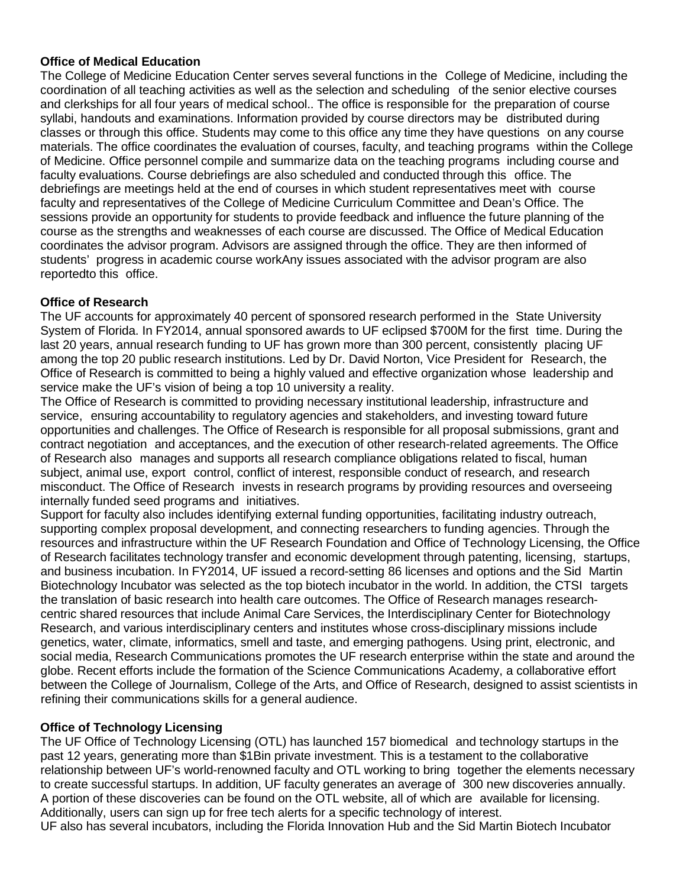**Office of Medical Education**

The College of Medicine Education Center serves several functions in the College of Medicine, including the coordination of all teaching activities as well as the selection and scheduling of the senior elective courses and clerkships for all four years of medical school.. The office is responsible for the preparation of course syllabi, handouts and examinations. Information provided by course directors may be distributed during classes or through this office. Students may come to this office any time they have questions on any course materials. The office coordinates the evaluation of courses, faculty, and teaching programs within the College of Medicine. Office personnel compile and summarize data on the teaching programs including course and faculty evaluations. Course debriefings are also scheduled and conducted through this office. The debriefings are meetings held at the end of courses in which student representatives meet with course faculty and representatives of the College of Medicine Curriculum Committee and Dean's Office. The sessions provide an opportunity for students to provide feedback and influence the future planning of the course as the strengths and weaknesses of each course are discussed. The Office of Medical Education coordinates the advisor program. Advisors are assigned through the office. They are then informed of students' progress in academic course workAny issues associated with the advisor program are also reportedto this office.

**Office of Research**

The UF accounts for approximately 40 percent of sponsored research performed in the State University System of Florida. In FY2014, annual sponsored awards to UF eclipsed $700M for the first time. During the last 20 years, annual research funding to UF has grown more than 300 percent, consistently placing UF among the top 20 public research institutions. Led by Dr. David Norton, Vice President for Research, the Office of Research is committed to being a highly valued and effective organization whose leadership and service make the UF's vision of being a top 10 university a reality.

The Office of Research is committed to providing necessary institutional leadership, infrastructure and service, ensuring accountability to regulatory agencies and stakeholders, and investing toward future opportunities and challenges. The Office of Research is responsible for all proposal submissions, grant and contract negotiation and acceptances, and the execution of other research-related agreements. The Office of Research also manages and supports all research compliance obligations related to fiscal, human subject, animal use, export control, conflict of interest, responsible conduct of research, and research misconduct. The Office of Research invests in research programs by providing resources and overseeing internally funded seed programs and initiatives.

Support for faculty also includes identifying external funding opportunities, facilitating industry outreach, supporting complex proposal development, and connecting researchers to funding agencies. Through the resources and infrastructure within the UF Research Foundation and Office of Technology Licensing, the Office of Research facilitates technology transfer and economic development through patenting, licensing, startups, and business incubation. In FY2014, UF issued a record-setting 86 licenses and options and the Sid Martin Biotechnology Incubator was selected as the top biotech incubator in the world. In addition, the CTSI targets the translation of basic research into health care outcomes. The Office of Research manages research-centric shared resources that include Animal Care Services, the Interdisciplinary Center for Biotechnology Research, and various interdisciplinary centers and institutes whose cross-disciplinary missions include genetics, water, climate, informatics, smell and taste, and emerging pathogens. Using print, electronic, and social media, Research Communications promotes the UF research enterprise within the state and around the globe. Recent efforts include the formation of the Science Communications Academy, a collaborative effort between the College of Journalism, College of the Arts, and Office of Research, designed to assist scientists in refining their communications skills for a general audience.

**Office of Technology Licensing**

The UF Office of Technology Licensing (OTL) has launched 157 biomedical and technology startups in the past 12 years, generating more than $1Bin private investment. This is a testament to the collaborative relationship between UF's world-renowned faculty and OTL working to bring together the elements necessary to create successful startups. In addition, UF faculty generates an average of 300 new discoveries annually. A portion of these discoveries can be found on the OTL website, all of which are available for licensing. Additionally, users can sign up for free tech alerts for a specific technology of interest.

UF also has several incubators, including the Florida Innovation Hub and the Sid Martin Biotech Incubator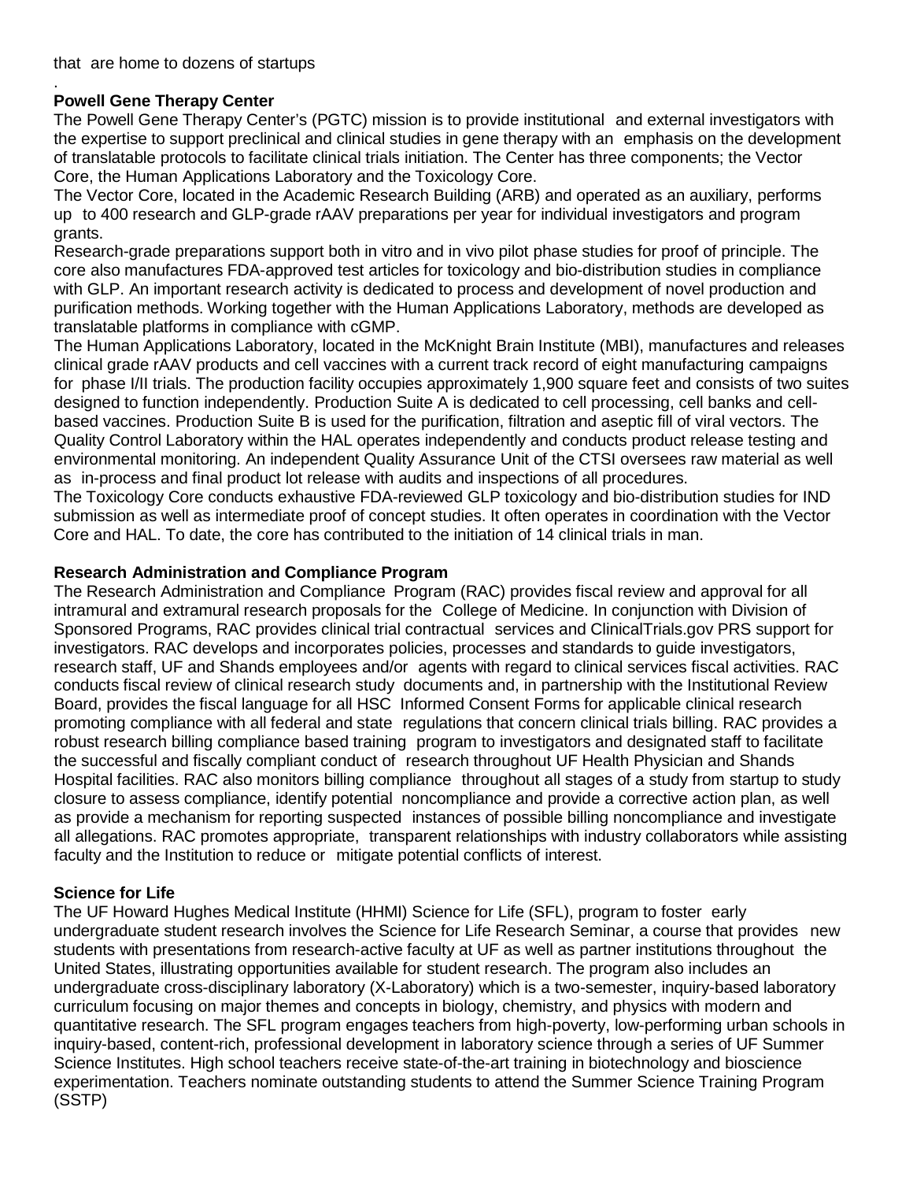that are home to dozens of startups

.

**Powell Gene Therapy Center**

The Powell Gene Therapy Center's (PGTC) mission is to provide institutional and external investigators with the expertise to support preclinical and clinical studies in gene therapy with an emphasis on the development of translatable protocols to facilitate clinical trials initiation. The Center has three components; the Vector Core, the Human Applications Laboratory and the Toxicology Core.

The Vector Core, located in the Academic Research Building (ARB) and operated as an auxiliary, performs up to 400 research and GLP-grade rAAV preparations per year for individual investigators and program grants.

Research-grade preparations support both in vitro and in vivo pilot phase studies for proof of principle. The core also manufactures FDA-approved test articles for toxicology and bio-distribution studies in compliance with GLP. An important research activity is dedicated to process and development of novel production and purification methods. Working together with the Human Applications Laboratory, methods are developed as translatable platforms in compliance with cGMP.

The Human Applications Laboratory, located in the McKnight Brain Institute (MBI), manufactures and releases clinical grade rAAV products and cell vaccines with a current track record of eight manufacturing campaigns for phase I/II trials. The production facility occupies approximately 1,900 square feet and consists of two suites designed to function independently. Production Suite A is dedicated to cell processing, cell banks and cell-based vaccines. Production Suite B is used for the purification, filtration and aseptic fill of viral vectors. The Quality Control Laboratory within the HAL operates independently and conducts product release testing and environmental monitoring. An independent Quality Assurance Unit of the CTSI oversees raw material as well as in-process and final product lot release with audits and inspections of all procedures.

The Toxicology Core conducts exhaustive FDA-reviewed GLP toxicology and bio-distribution studies for IND submission as well as intermediate proof of concept studies. It often operates in coordination with the Vector Core and HAL. To date, the core has contributed to the initiation of 14 clinical trials in man.

**Research Administration and Compliance Program**

The Research Administration and Compliance Program (RAC) provides fiscal review and approval for all intramural and extramural research proposals for the College of Medicine. In conjunction with Division of Sponsored Programs, RAC provides clinical trial contractual services and ClinicalTrials.gov PRS support for investigators. RAC develops and incorporates policies, processes and standards to guide investigators, research staff, UF and Shands employees and/or agents with regard to clinical services fiscal activities. RAC conducts fiscal review of clinical research study documents and, in partnership with the Institutional Review Board, provides the fiscal language for all HSC Informed Consent Forms for applicable clinical research promoting compliance with all federal and state regulations that concern clinical trials billing. RAC provides a robust research billing compliance based training program to investigators and designated staff to facilitate the successful and fiscally compliant conduct of research throughout UF Health Physician and Shands Hospital facilities. RAC also monitors billing compliance throughout all stages of a study from startup to study closure to assess compliance, identify potential noncompliance and provide a corrective action plan, as well as provide a mechanism for reporting suspected instances of possible billing noncompliance and investigate all allegations. RAC promotes appropriate, transparent relationships with industry collaborators while assisting faculty and the Institution to reduce or mitigate potential conflicts of interest.

**Science for Life**

The UF Howard Hughes Medical Institute (HHMI) Science for Life (SFL), program to foster early undergraduate student research involves the Science for Life Research Seminar, a course that provides new students with presentations from research-active faculty at UF as well as partner institutions throughout the United States, illustrating opportunities available for student research. The program also includes an undergraduate cross-disciplinary laboratory (X-Laboratory) which is a two-semester, inquiry-based laboratory curriculum focusing on major themes and concepts in biology, chemistry, and physics with modern and quantitative research. The SFL program engages teachers from high-poverty, low-performing urban schools in inquiry-based, content-rich, professional development in laboratory science through a series of UF Summer Science Institutes. High school teachers receive state-of-the-art training in biotechnology and bioscience experimentation. Teachers nominate outstanding students to attend the Summer Science Training Program (SSTP)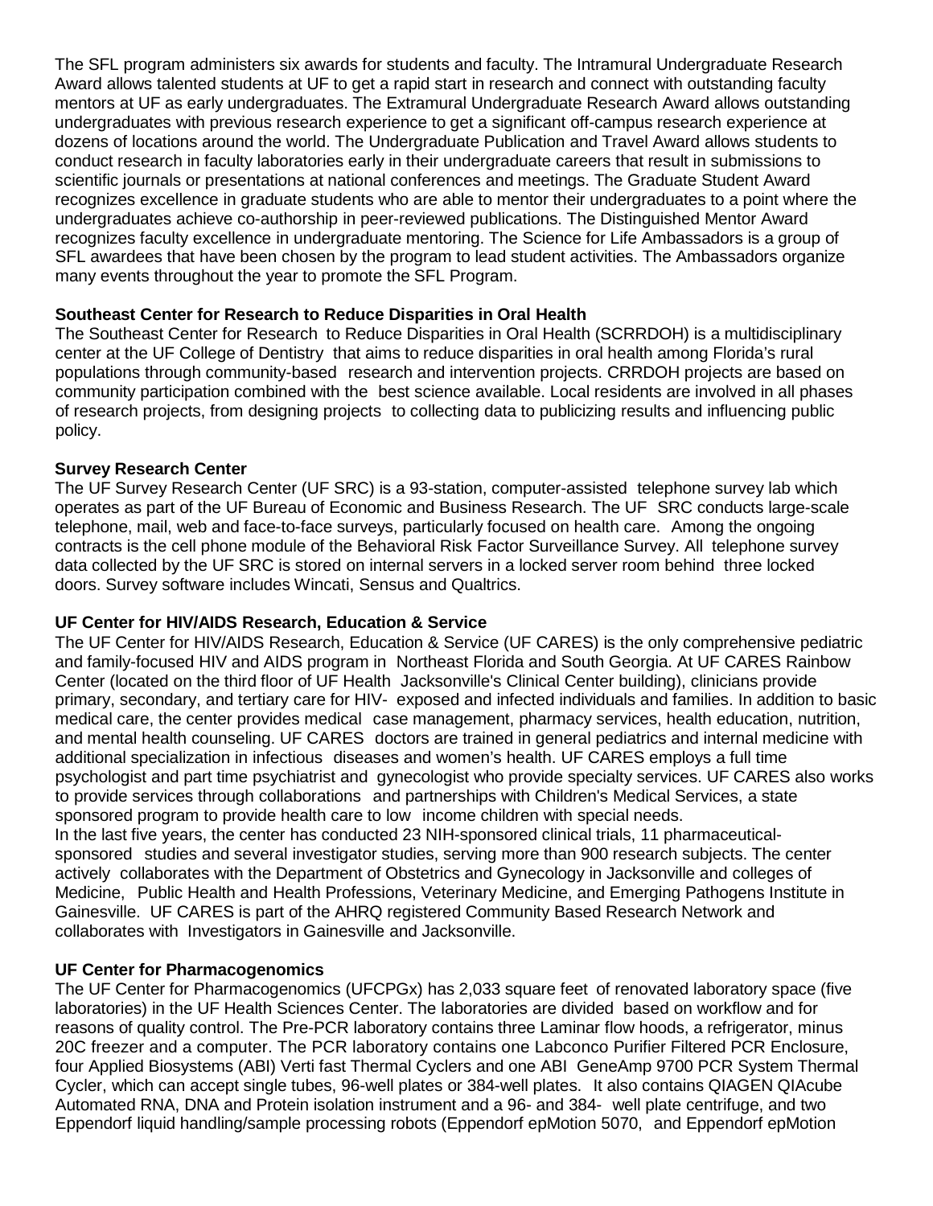The SFL program administers six awards for students and faculty. The Intramural Undergraduate Research Award allows talented students at UF to get a rapid start in research and connect with outstanding faculty mentors at UF as early undergraduates. The Extramural Undergraduate Research Award allows outstanding undergraduates with previous research experience to get a significant off-campus research experience at dozens of locations around the world. The Undergraduate Publication and Travel Award allows students to conduct research in faculty laboratories early in their undergraduate careers that result in submissions to scientific journals or presentations at national conferences and meetings. The Graduate Student Award recognizes excellence in graduate students who are able to mentor their undergraduates to a point where the undergraduates achieve co-authorship in peer-reviewed publications. The Distinguished Mentor Award recognizes faculty excellence in undergraduate mentoring. The Science for Life Ambassadors is a group of SFL awardees that have been chosen by the program to lead student activities. The Ambassadors organize many events throughout the year to promote the SFL Program.

**Southeast Center for Research to Reduce Disparities in Oral Health**

The Southeast Center for Research to Reduce Disparities in Oral Health (SCRRDOH) is a multidisciplinary center at the UF College of Dentistry that aims to reduce disparities in oral health among Florida's rural populations through community-based research and intervention projects. CRRDOH projects are based on community participation combined with the best science available. Local residents are involved in all phases of research projects, from designing projects to collecting data to publicizing results and influencing public policy.

**Survey Research Center**

The UF Survey Research Center (UF SRC) is a 93-station, computer-assisted telephone survey lab which operates as part of the UF Bureau of Economic and Business Research. The UF SRC conducts large-scale telephone, mail, web and face-to-face surveys, particularly focused on health care. Among the ongoing contracts is the cell phone module of the Behavioral Risk Factor Surveillance Survey. All telephone survey data collected by the UF SRC is stored on internal servers in a locked server room behind three locked doors. Survey software includes Wincati, Sensus and Qualtrics.

**UF Center for HIV/AIDS Research, Education & Service**

The UF Center for HIV/AIDS Research, Education & Service (UF CARES) is the only comprehensive pediatric and family-focused HIV and AIDS program in Northeast Florida and South Georgia. At UF CARES Rainbow Center (located on the third floor of UF Health Jacksonville's Clinical Center building), clinicians provide primary, secondary, and tertiary care for HIV- exposed and infected individuals and families. In addition to basic medical care, the center provides medical case management, pharmacy services, health education, nutrition, and mental health counseling. UF CARES doctors are trained in general pediatrics and internal medicine with additional specialization in infectious diseases and women's health. UF CARES employs a full time psychologist and part time psychiatrist and gynecologist who provide specialty services. UF CARES also works to provide services through collaborations and partnerships with Children's Medical Services, a state sponsored program to provide health care to low income children with special needs.

In the last five years, the center has conducted 23 NIH-sponsored clinical trials, 11 pharmaceutical-sponsored studies and several investigator studies, serving more than 900 research subjects. The center actively collaborates with the Department of Obstetrics and Gynecology in Jacksonville and colleges of Medicine, Public Health and Health Professions, Veterinary Medicine, and Emerging Pathogens Institute in Gainesville. UF CARES is part of the AHRQ registered Community Based Research Network and collaborates with Investigators in Gainesville and Jacksonville.

**UF Center for Pharmacogenomics**

The UF Center for Pharmacogenomics (UFCPGx) has 2,033 square feet of renovated laboratory space (five laboratories) in the UF Health Sciences Center. The laboratories are divided based on workflow and for reasons of quality control. The Pre-PCR laboratory contains three Laminar flow hoods, a refrigerator, minus 20C freezer and a computer. The PCR laboratory contains one Labconco Purifier Filtered PCR Enclosure, four Applied Biosystems (ABI) Verti fast Thermal Cyclers and one ABI GeneAmp 9700 PCR System Thermal Cycler, which can accept single tubes, 96-well plates or 384-well plates. It also contains QIAGEN QIAcube Automated RNA, DNA and Protein isolation instrument and a 96- and 384- well plate centrifuge, and two Eppendorf liquid handling/sample processing robots (Eppendorf epMotion 5070, and Eppendorf epMotion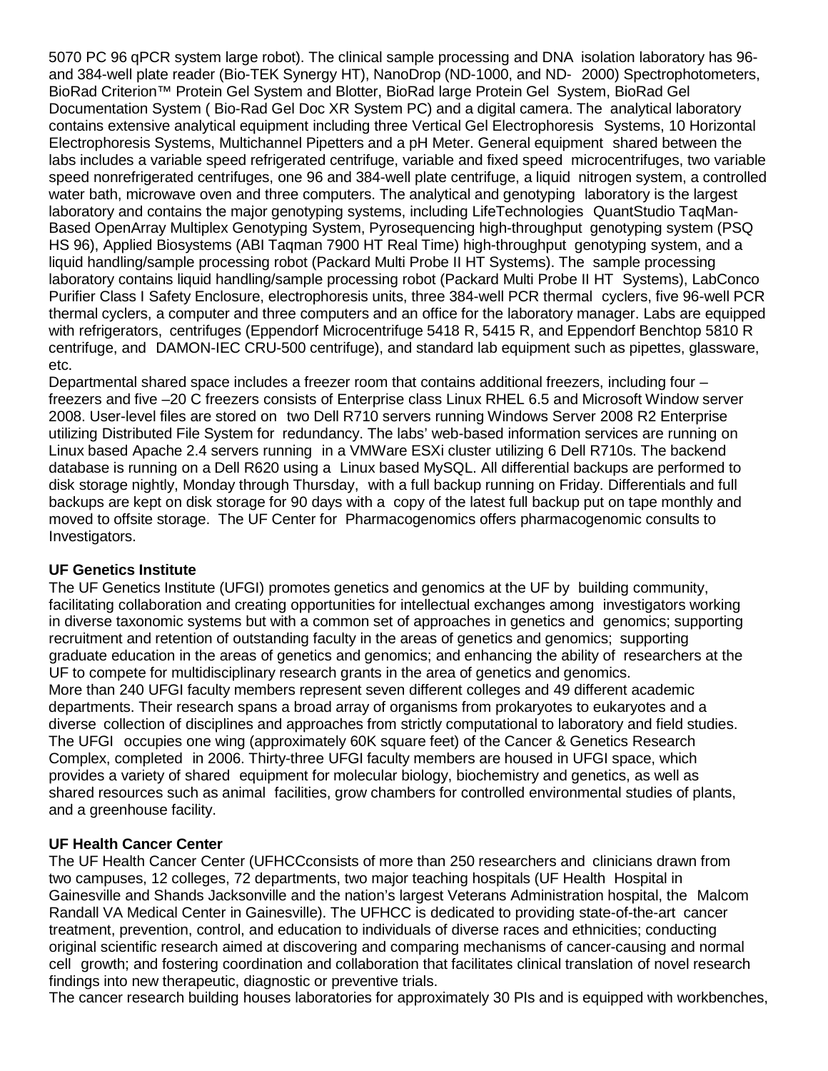5070 PC 96 qPCR system large robot). The clinical sample processing and DNA isolation laboratory has 96- and 384-well plate reader (Bio-TEK Synergy HT), NanoDrop (ND-1000, and ND- 2000) Spectrophotometers, BioRad Criterion™ Protein Gel System and Blotter, BioRad large Protein Gel System, BioRad Gel Documentation System ( Bio-Rad Gel Doc XR System PC) and a digital camera. The analytical laboratory contains extensive analytical equipment including three Vertical Gel Electrophoresis Systems, 10 Horizontal Electrophoresis Systems, Multichannel Pipetters and a pH Meter. General equipment shared between the labs includes a variable speed refrigerated centrifuge, variable and fixed speed microcentrifuges, two variable speed nonrefrigerated centrifuges, one 96 and 384-well plate centrifuge, a liquid nitrogen system, a controlled water bath, microwave oven and three computers. The analytical and genotyping laboratory is the largest laboratory and contains the major genotyping systems, including LifeTechnologies QuantStudio TaqMan-Based OpenArray Multiplex Genotyping System, Pyrosequencing high-throughput genotyping system (PSQ HS 96), Applied Biosystems (ABI Taqman 7900 HT Real Time) high-throughput genotyping system, and a liquid handling/sample processing robot (Packard Multi Probe II HT Systems). The sample processing laboratory contains liquid handling/sample processing robot (Packard Multi Probe II HT Systems), LabConco Purifier Class I Safety Enclosure, electrophoresis units, three 384-well PCR thermal cyclers, five 96-well PCR thermal cyclers, a computer and three computers and an office for the laboratory manager. Labs are equipped with refrigerators, centrifuges (Eppendorf Microcentrifuge 5418 R, 5415 R, and Eppendorf Benchtop 5810 R centrifuge, and DAMON-IEC CRU-500 centrifuge), and standard lab equipment such as pipettes, glassware, etc.

Departmental shared space includes a freezer room that contains additional freezers, including four – freezers and five –20 C freezers consists of Enterprise class Linux RHEL 6.5 and Microsoft Window server 2008. User-level files are stored on two Dell R710 servers running Windows Server 2008 R2 Enterprise utilizing Distributed File System for redundancy. The labs' web-based information services are running on Linux based Apache 2.4 servers running in a VMWare ESXi cluster utilizing 6 Dell R710s. The backend database is running on a Dell R620 using a Linux based MySQL. All differential backups are performed to disk storage nightly, Monday through Thursday, with a full backup running on Friday. Differentials and full backups are kept on disk storage for 90 days with a copy of the latest full backup put on tape monthly and moved to offsite storage. The UF Center for Pharmacogenomics offers pharmacogenomic consults to Investigators.

**UF Genetics Institute**

The UF Genetics Institute (UFGI) promotes genetics and genomics at the UF by building community, facilitating collaboration and creating opportunities for intellectual exchanges among investigators working in diverse taxonomic systems but with a common set of approaches in genetics and genomics; supporting recruitment and retention of outstanding faculty in the areas of genetics and genomics; supporting graduate education in the areas of genetics and genomics; and enhancing the ability of researchers at the UF to compete for multidisciplinary research grants in the area of genetics and genomics.

More than 240 UFGI faculty members represent seven different colleges and 49 different academic departments. Their research spans a broad array of organisms from prokaryotes to eukaryotes and a diverse collection of disciplines and approaches from strictly computational to laboratory and field studies. The UFGI occupies one wing (approximately 60K square feet) of the Cancer & Genetics Research Complex, completed in 2006. Thirty-three UFGI faculty members are housed in UFGI space, which provides a variety of shared equipment for molecular biology, biochemistry and genetics, as well as shared resources such as animal facilities, grow chambers for controlled environmental studies of plants, and a greenhouse facility.

**UF Health Cancer Center**

The UF Health Cancer Center (UFHCCconsists of more than 250 researchers and clinicians drawn from two campuses, 12 colleges, 72 departments, two major teaching hospitals (UF Health Hospital in Gainesville and Shands Jacksonville and the nation's largest Veterans Administration hospital, the Malcom Randall VA Medical Center in Gainesville). The UFHCC is dedicated to providing state-of-the-art cancer treatment, prevention, control, and education to individuals of diverse races and ethnicities; conducting original scientific research aimed at discovering and comparing mechanisms of cancer-causing and normal cell growth; and fostering coordination and collaboration that facilitates clinical translation of novel research findings into new therapeutic, diagnostic or preventive trials.

The cancer research building houses laboratories for approximately 30 PIs and is equipped with workbenches,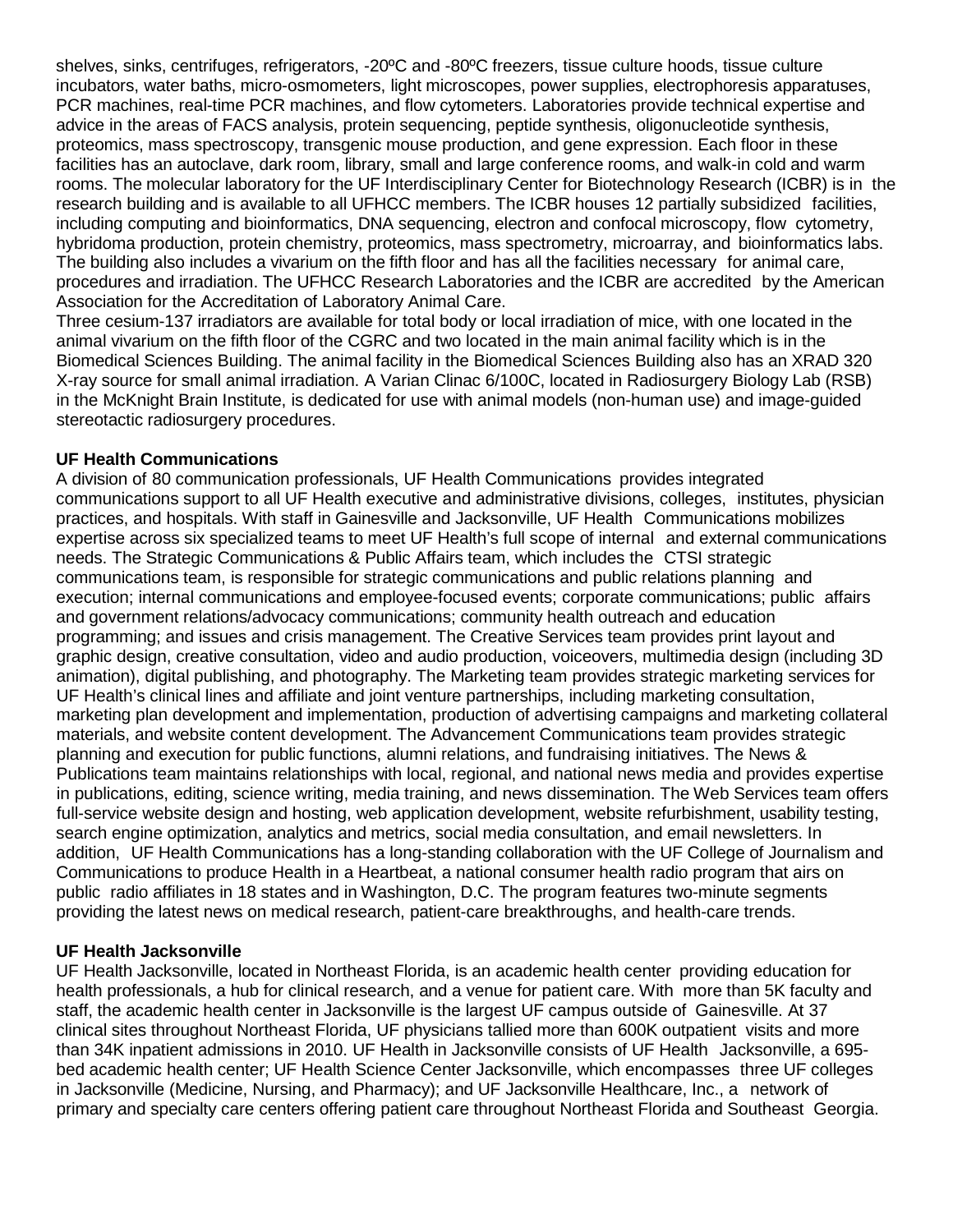shelves, sinks, centrifuges, refrigerators, -20ºC and -80ºC freezers, tissue culture hoods, tissue culture incubators, water baths, micro-osmometers, light microscopes, power supplies, electrophoresis apparatuses, PCR machines, real-time PCR machines, and flow cytometers. Laboratories provide technical expertise and advice in the areas of FACS analysis, protein sequencing, peptide synthesis, oligonucleotide synthesis, proteomics, mass spectroscopy, transgenic mouse production, and gene expression. Each floor in these facilities has an autoclave, dark room, library, small and large conference rooms, and walk-in cold and warm rooms. The molecular laboratory for the UF Interdisciplinary Center for Biotechnology Research (ICBR) is in the research building and is available to all UFHCC members. The ICBR houses 12 partially subsidized facilities, including computing and bioinformatics, DNA sequencing, electron and confocal microscopy, flow cytometry, hybridoma production, protein chemistry, proteomics, mass spectrometry, microarray, and bioinformatics labs. The building also includes a vivarium on the fifth floor and has all the facilities necessary for animal care, procedures and irradiation. The UFHCC Research Laboratories and the ICBR are accredited by the American Association for the Accreditation of Laboratory Animal Care.

Three cesium-137 irradiators are available for total body or local irradiation of mice, with one located in the animal vivarium on the fifth floor of the CGRC and two located in the main animal facility which is in the Biomedical Sciences Building. The animal facility in the Biomedical Sciences Building also has an XRAD 320 X-ray source for small animal irradiation. A Varian Clinac 6/100C, located in Radiosurgery Biology Lab (RSB) in the McKnight Brain Institute, is dedicated for use with animal models (non-human use) and image-guided stereotactic radiosurgery procedures.

**UF Health Communications**

A division of 80 communication professionals, UF Health Communications provides integrated communications support to all UF Health executive and administrative divisions, colleges, institutes, physician practices, and hospitals. With staff in Gainesville and Jacksonville, UF Health Communications mobilizes expertise across six specialized teams to meet UF Health's full scope of internal and external communications needs. The Strategic Communications & Public Affairs team, which includes the CTSI strategic communications team, is responsible for strategic communications and public relations planning and execution; internal communications and employee-focused events; corporate communications; public affairs and government relations/advocacy communications; community health outreach and education programming; and issues and crisis management. The Creative Services team provides print layout and graphic design, creative consultation, video and audio production, voiceovers, multimedia design (including 3D animation), digital publishing, and photography. The Marketing team provides strategic marketing services for UF Health's clinical lines and affiliate and joint venture partnerships, including marketing consultation, marketing plan development and implementation, production of advertising campaigns and marketing collateral materials, and website content development. The Advancement Communications team provides strategic planning and execution for public functions, alumni relations, and fundraising initiatives. The News & Publications team maintains relationships with local, regional, and national news media and provides expertise in publications, editing, science writing, media training, and news dissemination. The Web Services team offers full-service website design and hosting, web application development, website refurbishment, usability testing, search engine optimization, analytics and metrics, social media consultation, and email newsletters. In addition, UF Health Communications has a long-standing collaboration with the UF College of Journalism and Communications to produce Health in a Heartbeat, a national consumer health radio program that airs on public radio affiliates in 18 states and in Washington, D.C. The program features two-minute segments providing the latest news on medical research, patient-care breakthroughs, and health-care trends.

**UF Health Jacksonville**

UF Health Jacksonville, located in Northeast Florida, is an academic health center providing education for health professionals, a hub for clinical research, and a venue for patient care. With more than 5K faculty and staff, the academic health center in Jacksonville is the largest UF campus outside of Gainesville. At 37 clinical sites throughout Northeast Florida, UF physicians tallied more than 600K outpatient visits and more than 34K inpatient admissions in 2010. UF Health in Jacksonville consists of UF Health Jacksonville, a 695-bed academic health center; UF Health Science Center Jacksonville, which encompasses three UF colleges in Jacksonville (Medicine, Nursing, and Pharmacy); and UF Jacksonville Healthcare, Inc., a network of primary and specialty care centers offering patient care throughout Northeast Florida and Southeast Georgia.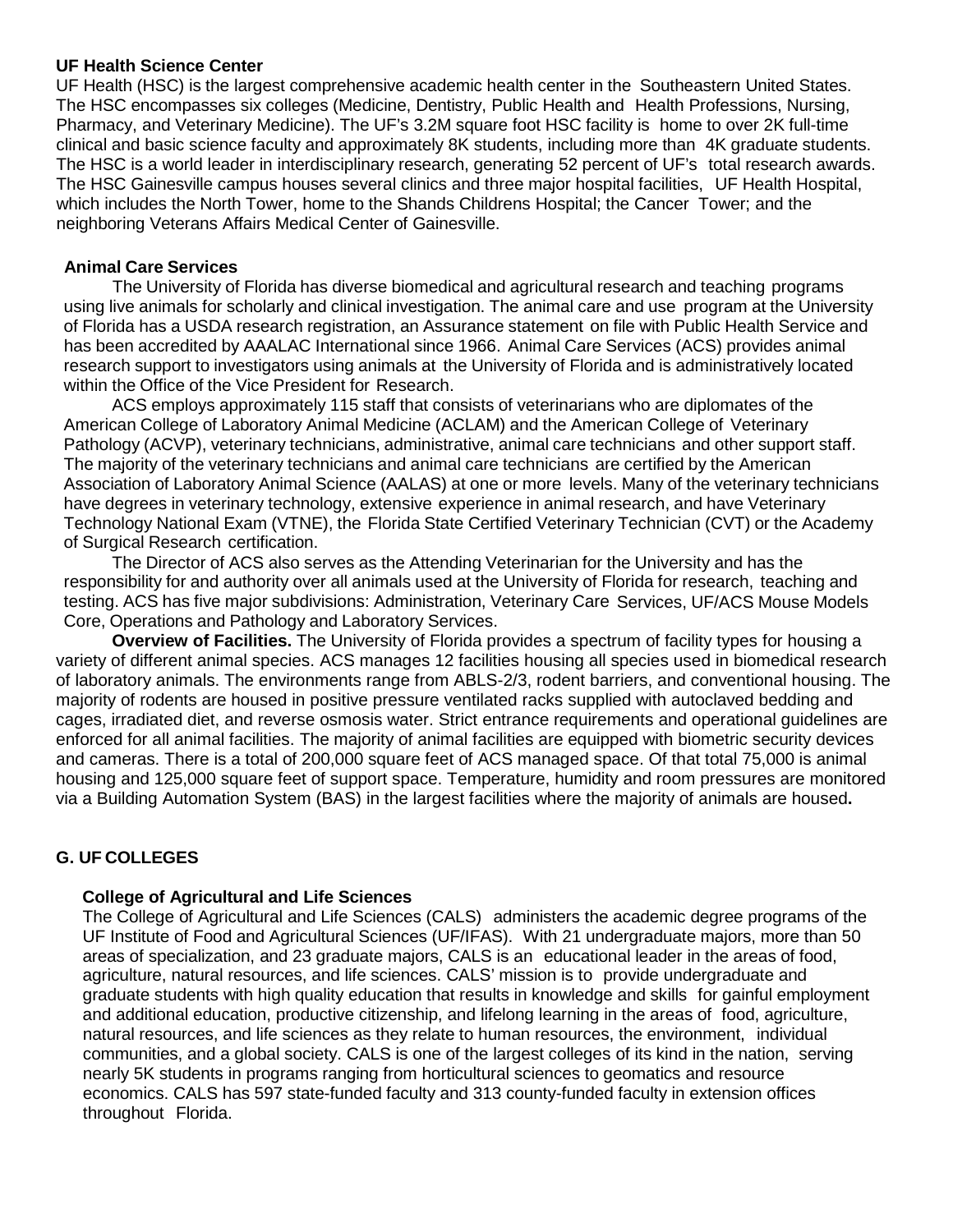**UF Health Science Center**

UF Health (HSC) is the largest comprehensive academic health center in the Southeastern United States. The HSC encompasses six colleges (Medicine, Dentistry, Public Health and Health Professions, Nursing, Pharmacy, and Veterinary Medicine). The UF's 3.2M square foot HSC facility is home to over 2K full-time clinical and basic science faculty and approximately 8K students, including more than 4K graduate students. The HSC is a world leader in interdisciplinary research, generating 52 percent of UF's total research awards. The HSC Gainesville campus houses several clinics and three major hospital facilities, UF Health Hospital, which includes the North Tower, home to the Shands Childrens Hospital; the Cancer Tower; and the neighboring Veterans Affairs Medical Center of Gainesville.

**Animal Care Services**

The University of Florida has diverse biomedical and agricultural research and teaching programs using live animals for scholarly and clinical investigation. The animal care and use program at the University of Florida has a USDA research registration, an Assurance statement on file with Public Health Service and has been accredited by AAALAC International since 1966. Animal Care Services (ACS) provides animal research support to investigators using animals at the University of Florida and is administratively located within the Office of the Vice President for Research.

ACS employs approximately 115 staff that consists of veterinarians who are diplomates of the American College of Laboratory Animal Medicine (ACLAM) and the American College of Veterinary Pathology (ACVP), veterinary technicians, administrative, animal care technicians and other support staff. The majority of the veterinary technicians and animal care technicians are certified by the American Association of Laboratory Animal Science (AALAS) at one or more levels. Many of the veterinary technicians have degrees in veterinary technology, extensive experience in animal research, and have Veterinary Technology National Exam (VTNE), the Florida State Certified Veterinary Technician (CVT) or the Academy of Surgical Research certification.

The Director of ACS also serves as the Attending Veterinarian for the University and has the responsibility for and authority over all animals used at the University of Florida for research, teaching and testing. ACS has five major subdivisions: Administration, Veterinary Care Services, UF/ACS Mouse Models Core, Operations and Pathology and Laboratory Services.

**Overview of Facilities.** The University of Florida provides a spectrum of facility types for housing a variety of different animal species. ACS manages 12 facilities housing all species used in biomedical research of laboratory animals. The environments range from ABLS-2/3, rodent barriers, and conventional housing. The majority of rodents are housed in positive pressure ventilated racks supplied with autoclaved bedding and cages, irradiated diet, and reverse osmosis water. Strict entrance requirements and operational guidelines are enforced for all animal facilities. The majority of animal facilities are equipped with biometric security devices and cameras. There is a total of 200,000 square feet of ACS managed space. Of that total 75,000 is animal housing and 125,000 square feet of support space. Temperature, humidity and room pressures are monitored via a Building Automation System (BAS) in the largest facilities where the majority of animals are housed**.**

## G. UF COLLEGES

**College of Agricultural and Life Sciences**

The College of Agricultural and Life Sciences (CALS) administers the academic degree programs of the UF Institute of Food and Agricultural Sciences (UF/IFAS). With 21 undergraduate majors, more than 50 areas of specialization, and 23 graduate majors, CALS is an educational leader in the areas of food, agriculture, natural resources, and life sciences. CALS' mission is to provide undergraduate and graduate students with high quality education that results in knowledge and skills for gainful employment and additional education, productive citizenship, and lifelong learning in the areas of food, agriculture, natural resources, and life sciences as they relate to human resources, the environment, individual communities, and a global society. CALS is one of the largest colleges of its kind in the nation, serving nearly 5K students in programs ranging from horticultural sciences to geomatics and resource economics. CALS has 597 state-funded faculty and 313 county-funded faculty in extension offices throughout Florida.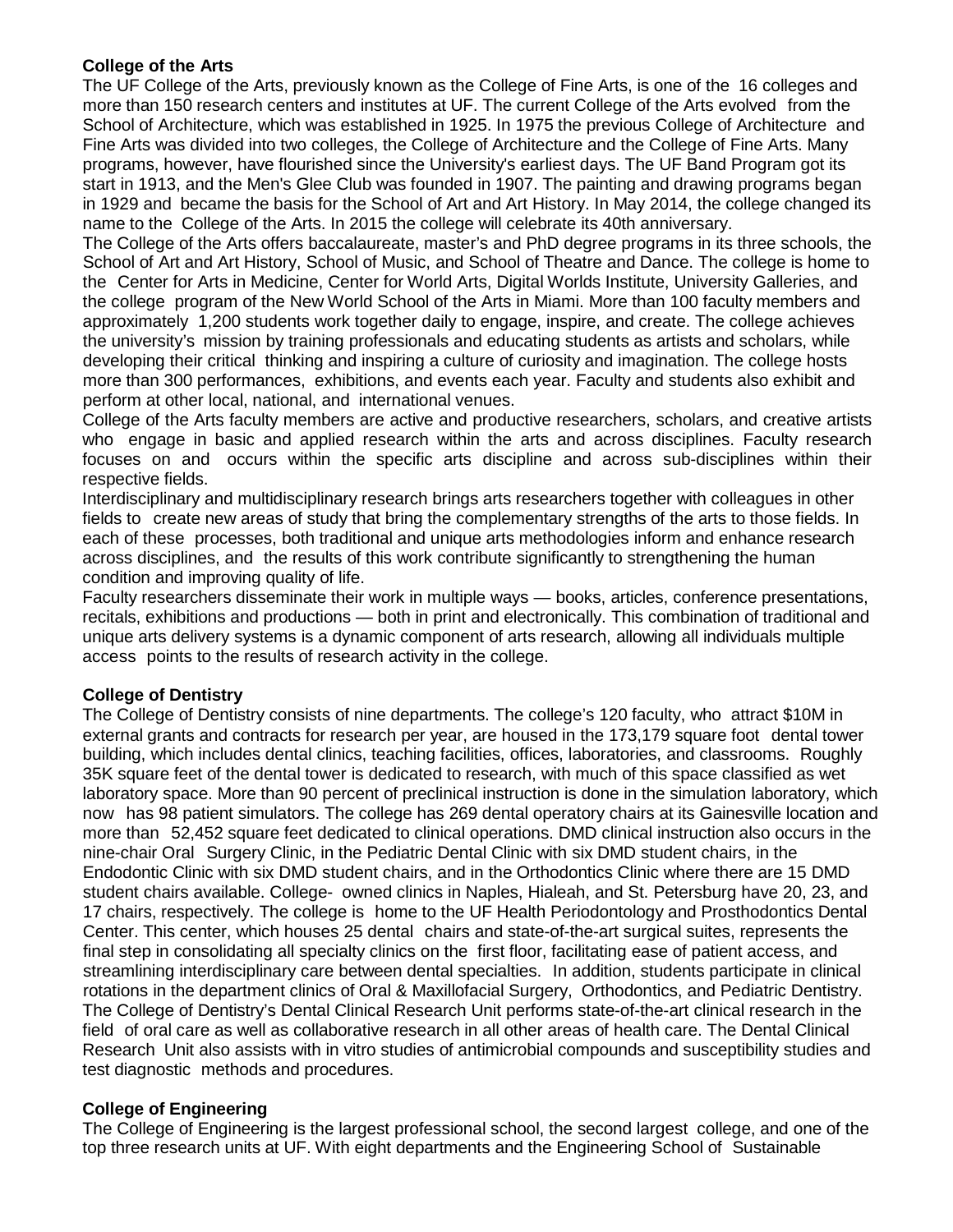**College of the Arts**

The UF College of the Arts, previously known as the College of Fine Arts, is one of the 16 colleges and more than 150 research centers and institutes at UF. The current College of the Arts evolved from the School of Architecture, which was established in 1925. In 1975 the previous College of Architecture and Fine Arts was divided into two colleges, the College of Architecture and the College of Fine Arts. Many programs, however, have flourished since the University's earliest days. The UF Band Program got its start in 1913, and the Men's Glee Club was founded in 1907. The painting and drawing programs began in 1929 and became the basis for the School of Art and Art History. In May 2014, the college changed its name to the College of the Arts. In 2015 the college will celebrate its 40th anniversary.

The College of the Arts offers baccalaureate, master's and PhD degree programs in its three schools, the School of Art and Art History, School of Music, and School of Theatre and Dance. The college is home to the Center for Arts in Medicine, Center for World Arts, Digital Worlds Institute, University Galleries, and the college program of the New World School of the Arts in Miami. More than 100 faculty members and approximately 1,200 students work together daily to engage, inspire, and create. The college achieves the university's mission by training professionals and educating students as artists and scholars, while developing their critical thinking and inspiring a culture of curiosity and imagination. The college hosts more than 300 performances, exhibitions, and events each year. Faculty and students also exhibit and perform at other local, national, and international venues.

College of the Arts faculty members are active and productive researchers, scholars, and creative artists who engage in basic and applied research within the arts and across disciplines. Faculty research focuses on and occurs within the specific arts discipline and across sub-disciplines within their respective fields.

Interdisciplinary and multidisciplinary research brings arts researchers together with colleagues in other fields to create new areas of study that bring the complementary strengths of the arts to those fields. In each of these processes, both traditional and unique arts methodologies inform and enhance research across disciplines, and the results of this work contribute significantly to strengthening the human condition and improving quality of life.

Faculty researchers disseminate their work in multiple ways — books, articles, conference presentations, recitals, exhibitions and productions — both in print and electronically. This combination of traditional and unique arts delivery systems is a dynamic component of arts research, allowing all individuals multiple access points to the results of research activity in the college.

**College of Dentistry**

The College of Dentistry consists of nine departments. The college's 120 faculty, who attract $10M in external grants and contracts for research per year, are housed in the 173,179 square foot dental tower building, which includes dental clinics, teaching facilities, offices, laboratories, and classrooms. Roughly 35K square feet of the dental tower is dedicated to research, with much of this space classified as wet laboratory space. More than 90 percent of preclinical instruction is done in the simulation laboratory, which now has 98 patient simulators. The college has 269 dental operatory chairs at its Gainesville location and more than 52,452 square feet dedicated to clinical operations. DMD clinical instruction also occurs in the nine-chair Oral Surgery Clinic, in the Pediatric Dental Clinic with six DMD student chairs, in the Endodontic Clinic with six DMD student chairs, and in the Orthodontics Clinic where there are 15 DMD student chairs available. College- owned clinics in Naples, Hialeah, and St. Petersburg have 20, 23, and 17 chairs, respectively. The college is home to the UF Health Periodontology and Prosthodontics Dental Center. This center, which houses 25 dental chairs and state-of-the-art surgical suites, represents the final step in consolidating all specialty clinics on the first floor, facilitating ease of patient access, and streamlining interdisciplinary care between dental specialties. In addition, students participate in clinical rotations in the department clinics of Oral & Maxillofacial Surgery, Orthodontics, and Pediatric Dentistry. The College of Dentistry's Dental Clinical Research Unit performs state-of-the-art clinical research in the field of oral care as well as collaborative research in all other areas of health care. The Dental Clinical Research Unit also assists with in vitro studies of antimicrobial compounds and susceptibility studies and test diagnostic methods and procedures.

**College of Engineering**

The College of Engineering is the largest professional school, the second largest college, and one of the top three research units at UF. With eight departments and the Engineering School of Sustainable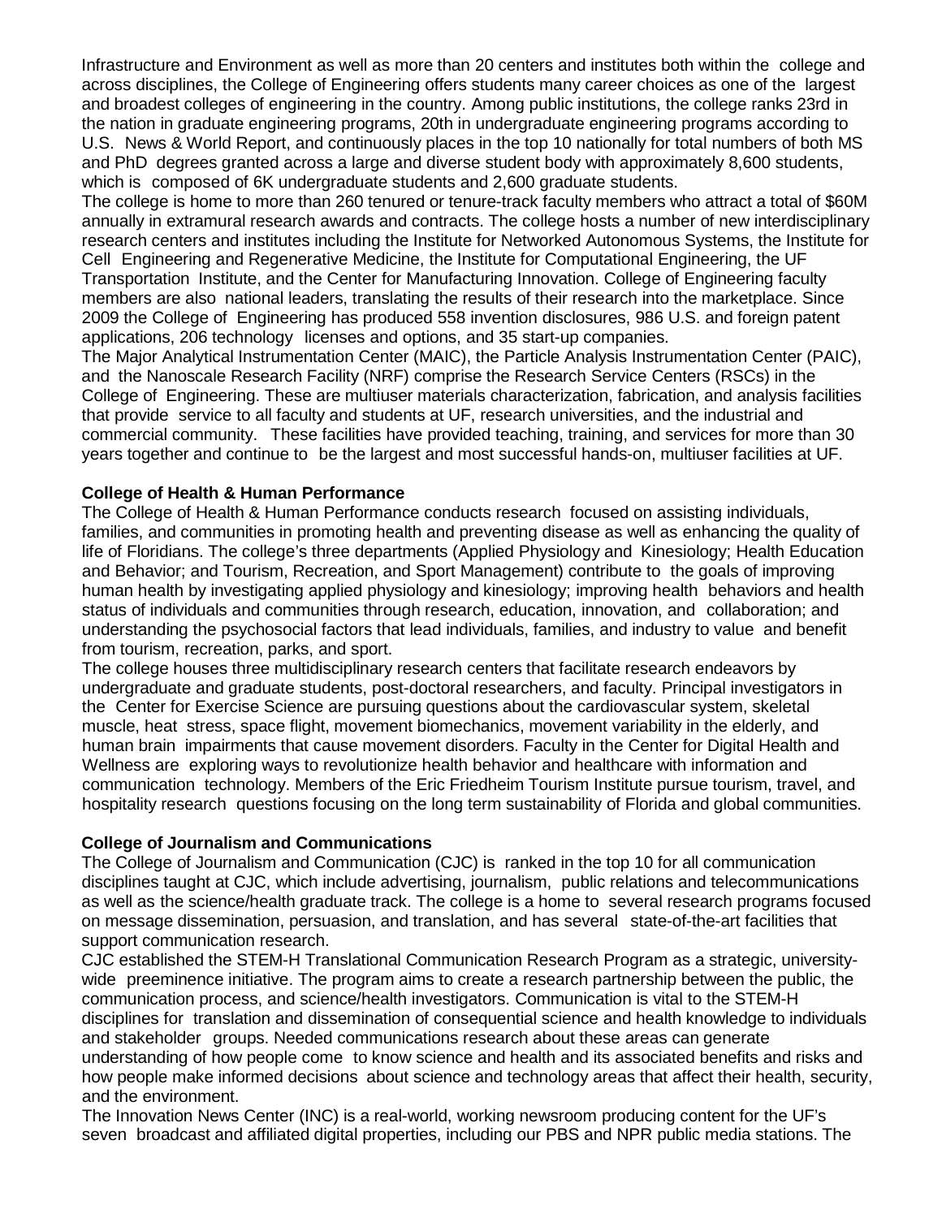Infrastructure and Environment as well as more than 20 centers and institutes both within the college and across disciplines, the College of Engineering offers students many career choices as one of the largest and broadest colleges of engineering in the country. Among public institutions, the college ranks 23rd in the nation in graduate engineering programs, 20th in undergraduate engineering programs according to U.S. News & World Report, and continuously places in the top 10 nationally for total numbers of both MS and PhD degrees granted across a large and diverse student body with approximately 8,600 students, which is composed of 6K undergraduate students and 2,600 graduate students.

The college is home to more than 260 tenured or tenure-track faculty members who attract a total of $60M annually in extramural research awards and contracts. The college hosts a number of new interdisciplinary research centers and institutes including the Institute for Networked Autonomous Systems, the Institute for Cell Engineering and Regenerative Medicine, the Institute for Computational Engineering, the UF Transportation Institute, and the Center for Manufacturing Innovation. College of Engineering faculty members are also national leaders, translating the results of their research into the marketplace. Since 2009 the College of Engineering has produced 558 invention disclosures, 986 U.S. and foreign patent applications, 206 technology licenses and options, and 35 start-up companies.

The Major Analytical Instrumentation Center (MAIC), the Particle Analysis Instrumentation Center (PAIC), and the Nanoscale Research Facility (NRF) comprise the Research Service Centers (RSCs) in the College of Engineering. These are multiuser materials characterization, fabrication, and analysis facilities that provide service to all faculty and students at UF, research universities, and the industrial and commercial community. These facilities have provided teaching, training, and services for more than 30 years together and continue to be the largest and most successful hands-on, multiuser facilities at UF.

**College of Health & Human Performance**

The College of Health & Human Performance conducts research focused on assisting individuals, families, and communities in promoting health and preventing disease as well as enhancing the quality of life of Floridians. The college's three departments (Applied Physiology and Kinesiology; Health Education and Behavior; and Tourism, Recreation, and Sport Management) contribute to the goals of improving human health by investigating applied physiology and kinesiology; improving health behaviors and health status of individuals and communities through research, education, innovation, and collaboration; and understanding the psychosocial factors that lead individuals, families, and industry to value and benefit from tourism, recreation, parks, and sport.

The college houses three multidisciplinary research centers that facilitate research endeavors by undergraduate and graduate students, post-doctoral researchers, and faculty. Principal investigators in the Center for Exercise Science are pursuing questions about the cardiovascular system, skeletal muscle, heat stress, space flight, movement biomechanics, movement variability in the elderly, and human brain impairments that cause movement disorders. Faculty in the Center for Digital Health and Wellness are exploring ways to revolutionize health behavior and healthcare with information and communication technology. Members of the Eric Friedheim Tourism Institute pursue tourism, travel, and hospitality research questions focusing on the long term sustainability of Florida and global communities.

**College of Journalism and Communications**

The College of Journalism and Communication (CJC) is ranked in the top 10 for all communication disciplines taught at CJC, which include advertising, journalism, public relations and telecommunications as well as the science/health graduate track. The college is a home to several research programs focused on message dissemination, persuasion, and translation, and has several state-of-the-art facilities that support communication research.

CJC established the STEM-H Translational Communication Research Program as a strategic, university-wide preeminence initiative. The program aims to create a research partnership between the public, the communication process, and science/health investigators. Communication is vital to the STEM-H disciplines for translation and dissemination of consequential science and health knowledge to individuals and stakeholder groups. Needed communications research about these areas can generate understanding of how people come to know science and health and its associated benefits and risks and how people make informed decisions about science and technology areas that affect their health, security, and the environment.

The Innovation News Center (INC) is a real-world, working newsroom producing content for the UF's seven broadcast and affiliated digital properties, including our PBS and NPR public media stations. The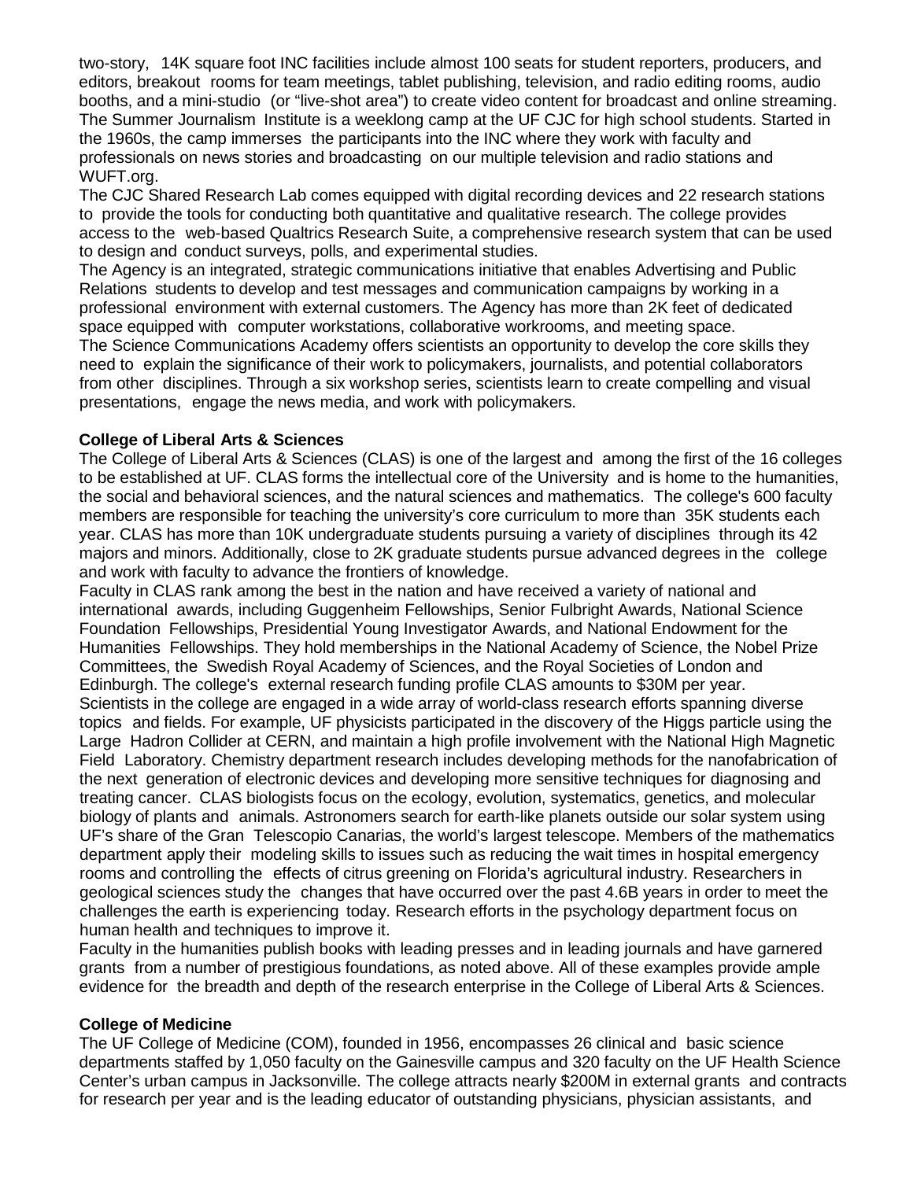two-story, 14K square foot INC facilities include almost 100 seats for student reporters, producers, and editors, breakout rooms for team meetings, tablet publishing, television, and radio editing rooms, audio booths, and a mini-studio (or "live-shot area") to create video content for broadcast and online streaming. The Summer Journalism Institute is a weeklong camp at the UF CJC for high school students. Started in the 1960s, the camp immerses the participants into the INC where they work with faculty and professionals on news stories and broadcasting on our multiple television and radio stations and WUFT.org.

The CJC Shared Research Lab comes equipped with digital recording devices and 22 research stations to provide the tools for conducting both quantitative and qualitative research. The college provides access to the web-based Qualtrics Research Suite, a comprehensive research system that can be used to design and conduct surveys, polls, and experimental studies.

The Agency is an integrated, strategic communications initiative that enables Advertising and Public Relations students to develop and test messages and communication campaigns by working in a professional environment with external customers. The Agency has more than 2K feet of dedicated space equipped with computer workstations, collaborative workrooms, and meeting space.

The Science Communications Academy offers scientists an opportunity to develop the core skills they need to explain the significance of their work to policymakers, journalists, and potential collaborators from other disciplines. Through a six workshop series, scientists learn to create compelling and visual presentations, engage the news media, and work with policymakers.

**College of Liberal Arts & Sciences**

The College of Liberal Arts & Sciences (CLAS) is one of the largest and among the first of the 16 colleges to be established at UF. CLAS forms the intellectual core of the University and is home to the humanities, the social and behavioral sciences, and the natural sciences and mathematics. The college's 600 faculty members are responsible for teaching the university's core curriculum to more than 35K students each year. CLAS has more than 10K undergraduate students pursuing a variety of disciplines through its 42 majors and minors. Additionally, close to 2K graduate students pursue advanced degrees in the college and work with faculty to advance the frontiers of knowledge.

Faculty in CLAS rank among the best in the nation and have received a variety of national and international awards, including Guggenheim Fellowships, Senior Fulbright Awards, National Science Foundation Fellowships, Presidential Young Investigator Awards, and National Endowment for the Humanities Fellowships. They hold memberships in the National Academy of Science, the Nobel Prize Committees, the Swedish Royal Academy of Sciences, and the Royal Societies of London and Edinburgh. The college's external research funding profile CLAS amounts to $30M per year.

Scientists in the college are engaged in a wide array of world-class research efforts spanning diverse topics and fields. For example, UF physicists participated in the discovery of the Higgs particle using the Large Hadron Collider at CERN, and maintain a high profile involvement with the National High Magnetic Field Laboratory. Chemistry department research includes developing methods for the nanofabrication of the next generation of electronic devices and developing more sensitive techniques for diagnosing and treating cancer. CLAS biologists focus on the ecology, evolution, systematics, genetics, and molecular biology of plants and animals. Astronomers search for earth-like planets outside our solar system using UF's share of the Gran Telescopio Canarias, the world's largest telescope. Members of the mathematics department apply their modeling skills to issues such as reducing the wait times in hospital emergency rooms and controlling the effects of citrus greening on Florida's agricultural industry. Researchers in geological sciences study the changes that have occurred over the past 4.6B years in order to meet the challenges the earth is experiencing today. Research efforts in the psychology department focus on human health and techniques to improve it.

Faculty in the humanities publish books with leading presses and in leading journals and have garnered grants from a number of prestigious foundations, as noted above. All of these examples provide ample evidence for the breadth and depth of the research enterprise in the College of Liberal Arts & Sciences.

**College of Medicine**

The UF College of Medicine (COM), founded in 1956, encompasses 26 clinical and basic science departments staffed by 1,050 faculty on the Gainesville campus and 320 faculty on the UF Health Science Center's urban campus in Jacksonville. The college attracts nearly $200M in external grants and contracts for research per year and is the leading educator of outstanding physicians, physician assistants, and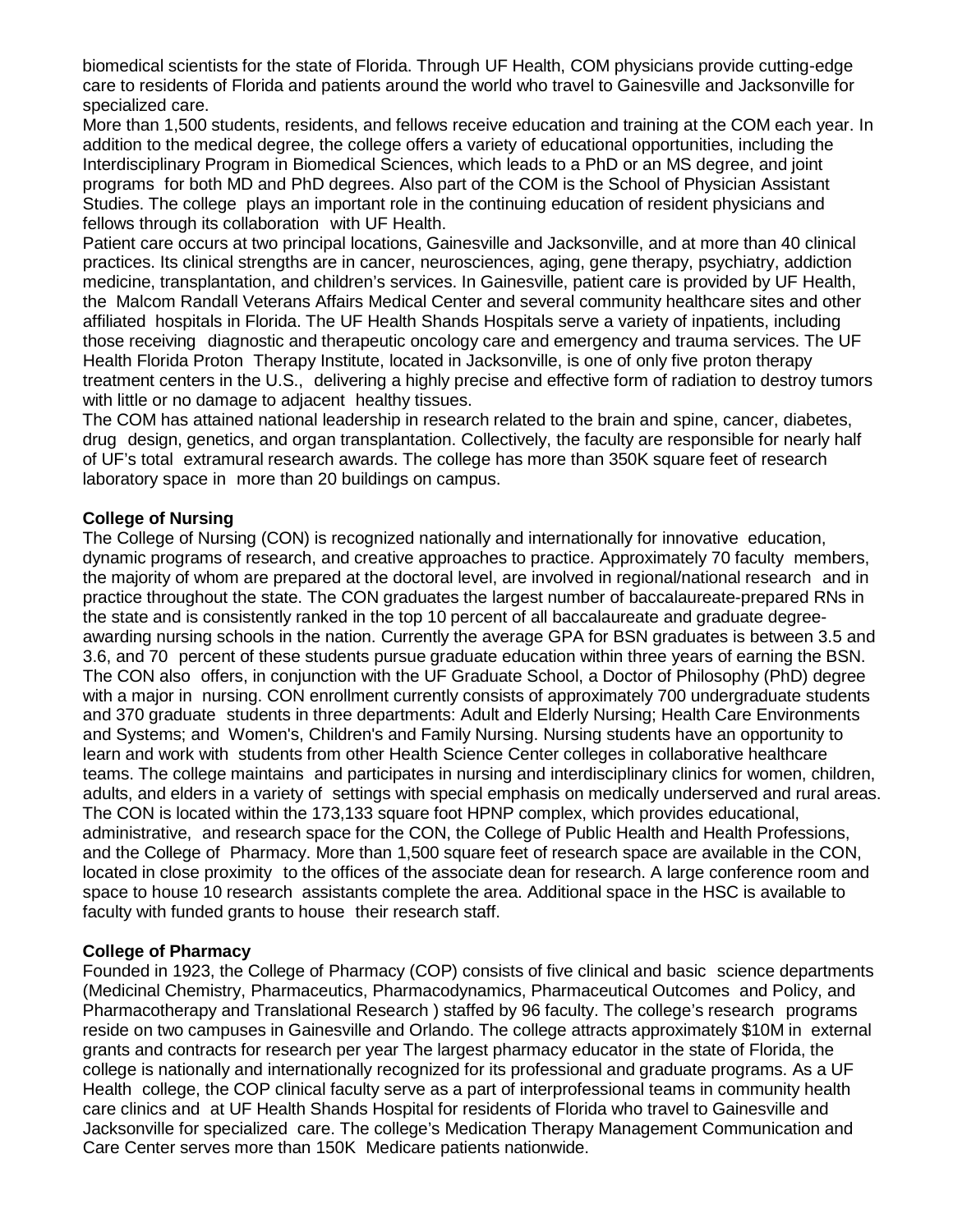biomedical scientists for the state of Florida. Through UF Health, COM physicians provide cutting-edge care to residents of Florida and patients around the world who travel to Gainesville and Jacksonville for specialized care.

More than 1,500 students, residents, and fellows receive education and training at the COM each year. In addition to the medical degree, the college offers a variety of educational opportunities, including the Interdisciplinary Program in Biomedical Sciences, which leads to a PhD or an MS degree, and joint programs for both MD and PhD degrees. Also part of the COM is the School of Physician Assistant Studies. The college plays an important role in the continuing education of resident physicians and fellows through its collaboration with UF Health.

Patient care occurs at two principal locations, Gainesville and Jacksonville, and at more than 40 clinical practices. Its clinical strengths are in cancer, neurosciences, aging, gene therapy, psychiatry, addiction medicine, transplantation, and children's services. In Gainesville, patient care is provided by UF Health, the Malcom Randall Veterans Affairs Medical Center and several community healthcare sites and other affiliated hospitals in Florida. The UF Health Shands Hospitals serve a variety of inpatients, including those receiving diagnostic and therapeutic oncology care and emergency and trauma services. The UF Health Florida Proton Therapy Institute, located in Jacksonville, is one of only five proton therapy treatment centers in the U.S., delivering a highly precise and effective form of radiation to destroy tumors with little or no damage to adjacent healthy tissues.

The COM has attained national leadership in research related to the brain and spine, cancer, diabetes, drug design, genetics, and organ transplantation. Collectively, the faculty are responsible for nearly half of UF's total extramural research awards. The college has more than 350K square feet of research laboratory space in more than 20 buildings on campus.

**College of Nursing**

The College of Nursing (CON) is recognized nationally and internationally for innovative education, dynamic programs of research, and creative approaches to practice. Approximately 70 faculty members, the majority of whom are prepared at the doctoral level, are involved in regional/national research and in practice throughout the state. The CON graduates the largest number of baccalaureate-prepared RNs in the state and is consistently ranked in the top 10 percent of all baccalaureate and graduate degree-awarding nursing schools in the nation. Currently the average GPA for BSN graduates is between 3.5 and 3.6, and 70 percent of these students pursue graduate education within three years of earning the BSN. The CON also offers, in conjunction with the UF Graduate School, a Doctor of Philosophy (PhD) degree with a major in nursing. CON enrollment currently consists of approximately 700 undergraduate students and 370 graduate students in three departments: Adult and Elderly Nursing; Health Care Environments and Systems; and Women's, Children's and Family Nursing. Nursing students have an opportunity to learn and work with students from other Health Science Center colleges in collaborative healthcare teams. The college maintains and participates in nursing and interdisciplinary clinics for women, children, adults, and elders in a variety of settings with special emphasis on medically underserved and rural areas. The CON is located within the 173,133 square foot HPNP complex, which provides educational, administrative, and research space for the CON, the College of Public Health and Health Professions, and the College of Pharmacy. More than 1,500 square feet of research space are available in the CON, located in close proximity to the offices of the associate dean for research. A large conference room and space to house 10 research assistants complete the area. Additional space in the HSC is available to faculty with funded grants to house their research staff.

**College of Pharmacy**

Founded in 1923, the College of Pharmacy (COP) consists of five clinical and basic science departments (Medicinal Chemistry, Pharmaceutics, Pharmacodynamics, Pharmaceutical Outcomes and Policy, and Pharmacotherapy and Translational Research ) staffed by 96 faculty. The college's research programs reside on two campuses in Gainesville and Orlando. The college attracts approximately $10M in external grants and contracts for research per year The largest pharmacy educator in the state of Florida, the college is nationally and internationally recognized for its professional and graduate programs. As a UF Health college, the COP clinical faculty serve as a part of interprofessional teams in community health care clinics and at UF Health Shands Hospital for residents of Florida who travel to Gainesville and Jacksonville for specialized care. The college's Medication Therapy Management Communication and Care Center serves more than 150K Medicare patients nationwide.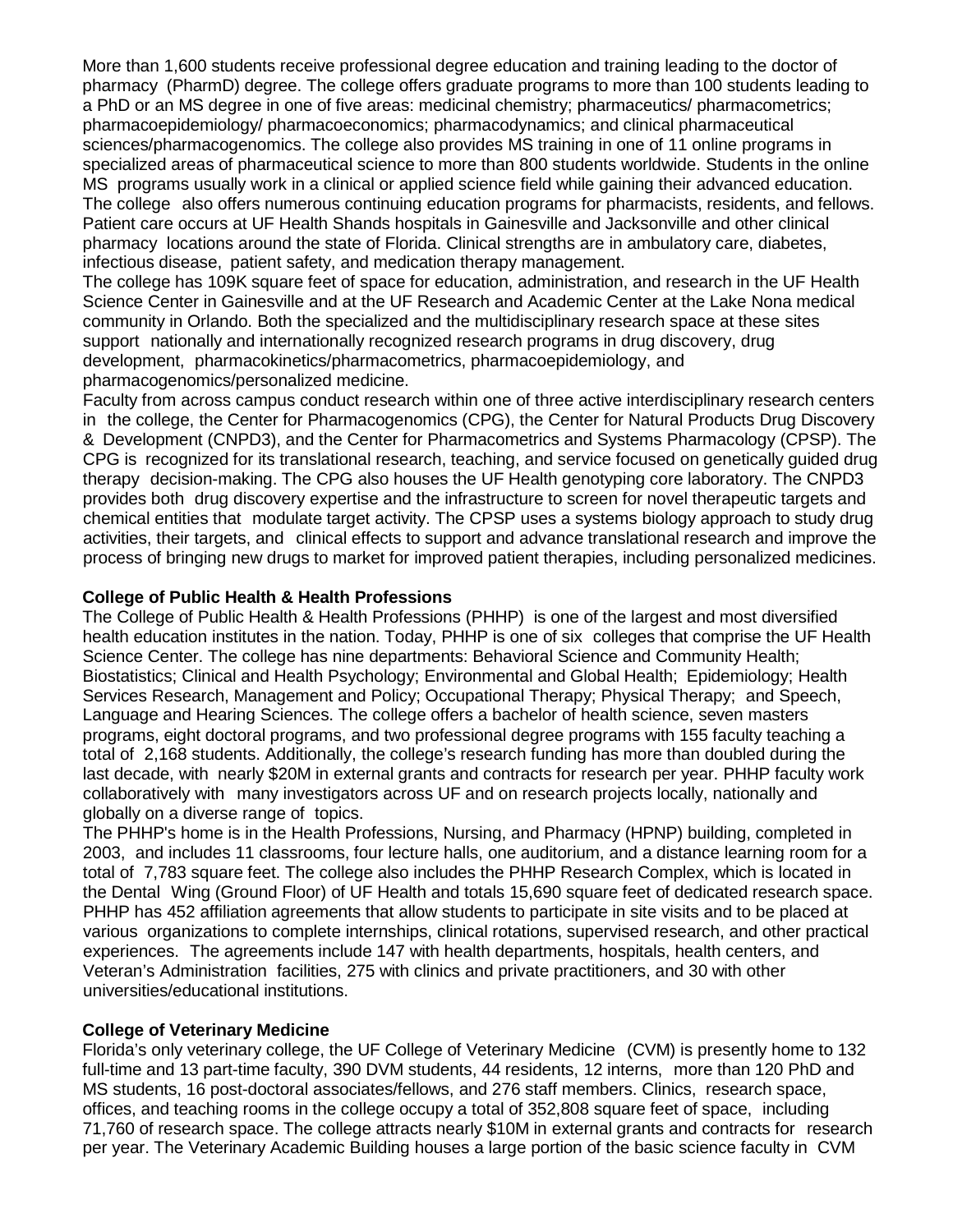More than 1,600 students receive professional degree education and training leading to the doctor of pharmacy (PharmD) degree. The college offers graduate programs to more than 100 students leading to a PhD or an MS degree in one of five areas: medicinal chemistry; pharmaceutics/ pharmacometrics; pharmacoepidemiology/ pharmacoeconomics; pharmacodynamics; and clinical pharmaceutical sciences/pharmacogenomics. The college also provides MS training in one of 11 online programs in specialized areas of pharmaceutical science to more than 800 students worldwide. Students in the online MS programs usually work in a clinical or applied science field while gaining their advanced education. The college also offers numerous continuing education programs for pharmacists, residents, and fellows. Patient care occurs at UF Health Shands hospitals in Gainesville and Jacksonville and other clinical pharmacy locations around the state of Florida. Clinical strengths are in ambulatory care, diabetes, infectious disease, patient safety, and medication therapy management.

The college has 109K square feet of space for education, administration, and research in the UF Health Science Center in Gainesville and at the UF Research and Academic Center at the Lake Nona medical community in Orlando. Both the specialized and the multidisciplinary research space at these sites support nationally and internationally recognized research programs in drug discovery, drug development, pharmacokinetics/pharmacometrics, pharmacoepidemiology, and pharmacogenomics/personalized medicine.

Faculty from across campus conduct research within one of three active interdisciplinary research centers in the college, the Center for Pharmacogenomics (CPG), the Center for Natural Products Drug Discovery & Development (CNPD3), and the Center for Pharmacometrics and Systems Pharmacology (CPSP). The CPG is recognized for its translational research, teaching, and service focused on genetically guided drug therapy decision-making. The CPG also houses the UF Health genotyping core laboratory. The CNPD3 provides both drug discovery expertise and the infrastructure to screen for novel therapeutic targets and chemical entities that modulate target activity. The CPSP uses a systems biology approach to study drug activities, their targets, and clinical effects to support and advance translational research and improve the process of bringing new drugs to market for improved patient therapies, including personalized medicines.

**College of Public Health & Health Professions**

The College of Public Health & Health Professions (PHHP) is one of the largest and most diversified health education institutes in the nation. Today, PHHP is one of six colleges that comprise the UF Health Science Center. The college has nine departments: Behavioral Science and Community Health; Biostatistics; Clinical and Health Psychology; Environmental and Global Health; Epidemiology; Health Services Research, Management and Policy; Occupational Therapy; Physical Therapy; and Speech, Language and Hearing Sciences. The college offers a bachelor of health science, seven masters programs, eight doctoral programs, and two professional degree programs with 155 faculty teaching a total of 2,168 students. Additionally, the college's research funding has more than doubled during the last decade, with nearly $20M in external grants and contracts for research per year. PHHP faculty work collaboratively with many investigators across UF and on research projects locally, nationally and globally on a diverse range of topics.

The PHHP's home is in the Health Professions, Nursing, and Pharmacy (HPNP) building, completed in 2003, and includes 11 classrooms, four lecture halls, one auditorium, and a distance learning room for a total of 7,783 square feet. The college also includes the PHHP Research Complex, which is located in the Dental Wing (Ground Floor) of UF Health and totals 15,690 square feet of dedicated research space. PHHP has 452 affiliation agreements that allow students to participate in site visits and to be placed at various organizations to complete internships, clinical rotations, supervised research, and other practical experiences. The agreements include 147 with health departments, hospitals, health centers, and Veteran's Administration facilities, 275 with clinics and private practitioners, and 30 with other universities/educational institutions.

**College of Veterinary Medicine**

Florida's only veterinary college, the UF College of Veterinary Medicine (CVM) is presently home to 132 full-time and 13 part-time faculty, 390 DVM students, 44 residents, 12 interns, more than 120 PhD and MS students, 16 post-doctoral associates/fellows, and 276 staff members. Clinics, research space, offices, and teaching rooms in the college occupy a total of 352,808 square feet of space, including 71,760 of research space. The college attracts nearly $10M in external grants and contracts for research per year. The Veterinary Academic Building houses a large portion of the basic science faculty in CVM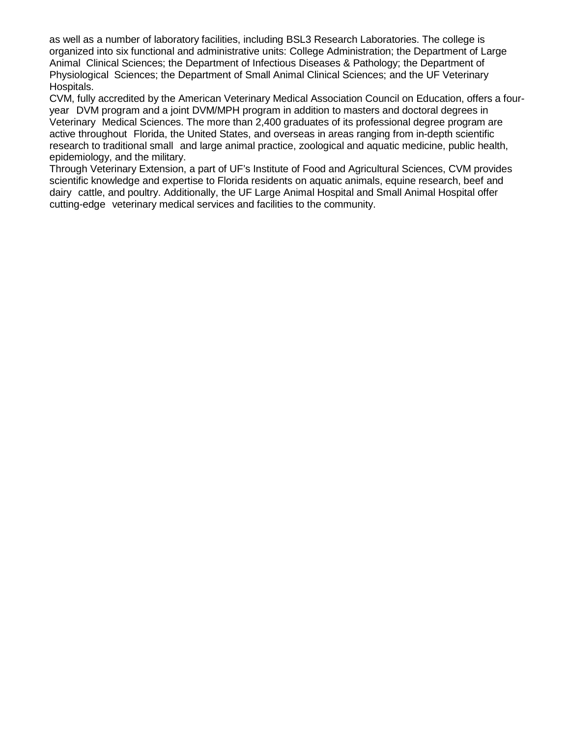as well as a number of laboratory facilities, including BSL3 Research Laboratories. The college is organized into six functional and administrative units: College Administration; the Department of Large Animal Clinical Sciences; the Department of Infectious Diseases & Pathology; the Department of Physiological Sciences; the Department of Small Animal Clinical Sciences; and the UF Veterinary Hospitals.

CVM, fully accredited by the American Veterinary Medical Association Council on Education, offers a four-year DVM program and a joint DVM/MPH program in addition to masters and doctoral degrees in Veterinary Medical Sciences. The more than 2,400 graduates of its professional degree program are active throughout Florida, the United States, and overseas in areas ranging from in-depth scientific research to traditional small and large animal practice, zoological and aquatic medicine, public health, epidemiology, and the military.

Through Veterinary Extension, a part of UF's Institute of Food and Agricultural Sciences, CVM provides scientific knowledge and expertise to Florida residents on aquatic animals, equine research, beef and dairy cattle, and poultry. Additionally, the UF Large Animal Hospital and Small Animal Hospital offer cutting-edge veterinary medical services and facilities to the community.